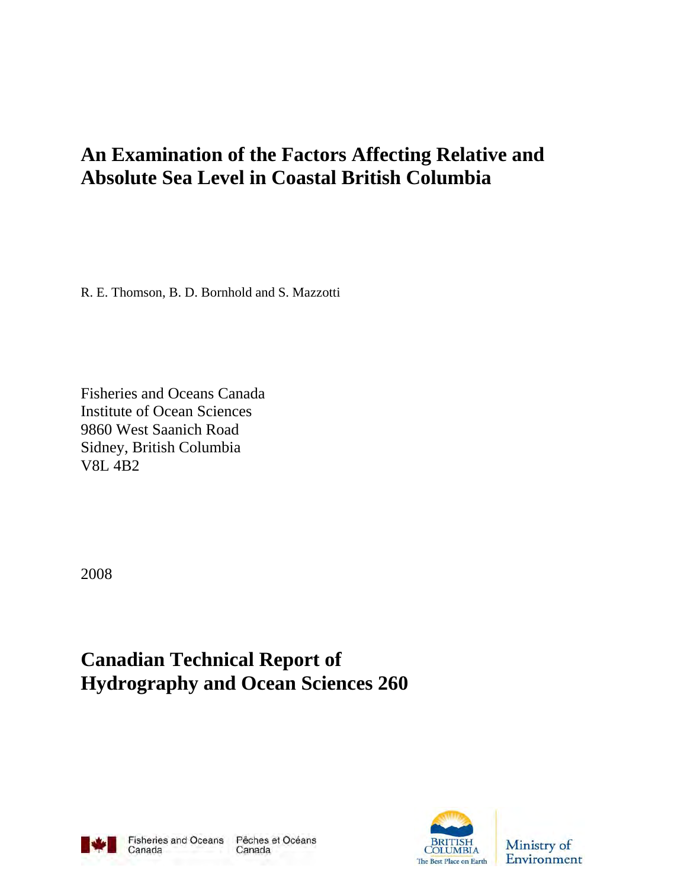# An Examination of the Factors Affecting Relative and Absolute Sea Level in Coastal British Columbia

R. E. Thomson, B. D. Bornhold and S. Mazzotti

Fisheries and Oceans Canada
Institute of Ocean Sciences
9860 West Saanich Road
Sidney, British Columbia
V8L 4B2

2008

## Canadian Technical Report of Hydrography and Ocean Sciences 260

Fisheries and Oceans Canada    Pêches et Océans Canada

BRITISH COLUMBIA
The Best Place on Earth

Ministry of Environment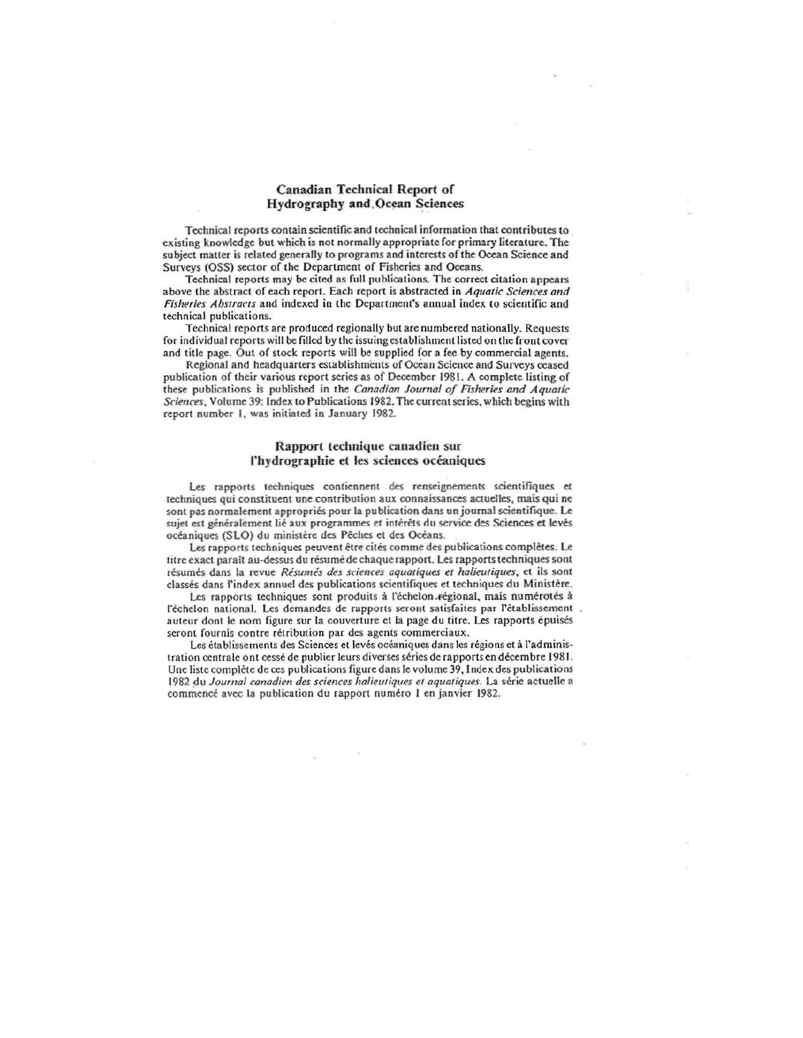## Canadian Technical Report of Hydrography and Ocean Sciences

Technical reports contain scientific and technical information that contributes to existing knowledge but which is not normally appropriate for primary literature. The subject matter is related generally to programs and interests of the Ocean Science and Surveys (OSS) sector of the Department of Fisheries and Oceans.

Technical reports may be cited as full publications. The correct citation appears above the abstract of each report. Each report is abstracted in *Aquatic Sciences and Fisheries Abstracts* and indexed in the Department's annual index to scientific and technical publications.

Technical reports are produced regionally but are numbered nationally. Requests for individual reports will be filled by the issuing establishment listed on the front cover and title page. Out of stock reports will be supplied for a fee by commercial agents.

Regional and headquarters establishments of Ocean Science and Surveys ceased publication of their various report series as of December 1981. A complete listing of these publications is published in the *Canadian Journal of Fisheries and Aquatic Sciences*, Volume 39: Index to Publications 1982. The current series, which begins with report number 1, was initiated in January 1982.

## Rapport technique canadien sur l'hydrographie et les sciences océaniques

Les rapports techniques contiennent des renseignements scientifiques et techniques qui constituent une contribution aux connaissances actuelles, mais qui ne sont pas normalement appropriés pour la publication dans un journal scientifique. Le sujet est généralement lié aux programmes et intérêts du service des Sciences et levés océaniques (SLO) du ministère des Pêches et des Océans.

Les rapports techniques peuvent être cités comme des publications complètes. Le titre exact paraît au-dessus du résumé de chaque rapport. Les rapports techniques sont résumés dans la revue *Résumés des sciences aquatiques et halieutiques*, et ils sont classés dans l'index annuel des publications scientifiques et techniques du Ministère.

Les rapports techniques sont produits à l'échelon régional, mais numérotés à l'échelon national. Les demandes de rapports seront satisfaites par l'établissement auteur dont le nom figure sur la couverture et la page du titre. Les rapports épuisés seront fournis contre rétribution par des agents commerciaux.

Les établissements des Sciences et levés océaniques dans les régions et à l'administration centrale ont cessé de publier leurs diverses séries de rapports en décembre 1981. Une liste complète de ces publications figure dans le volume 39, Index des publications 1982 du *Journal canadien des sciences halieutiques et aquatiques*. La série actuelle a commencé avec la publication du rapport numéro 1 en janvier 1982.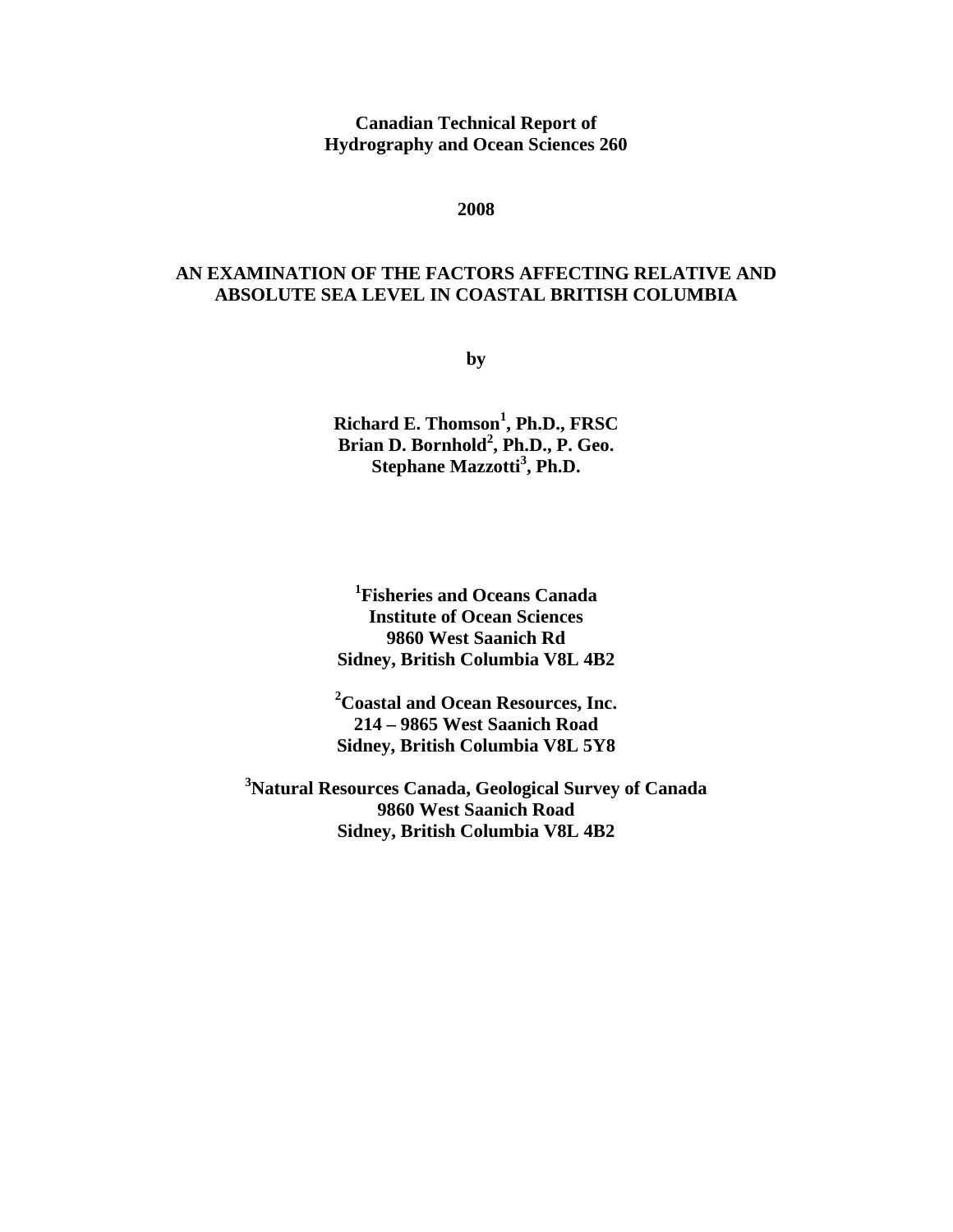**Canadian Technical Report of Hydrography and Ocean Sciences 260**

**2008**

# AN EXAMINATION OF THE FACTORS AFFECTING RELATIVE AND ABSOLUTE SEA LEVEL IN COASTAL BRITISH COLUMBIA

**by**

**Richard E. Thomson[1], Ph.D., FRSC**
**Brian D. Bornhold[2], Ph.D., P. Geo.**
**Stephane Mazzotti[3], Ph.D.**

**[1]Fisheries and Oceans Canada**
**Institute of Ocean Sciences**
**9860 West Saanich Rd**
**Sidney, British Columbia V8L 4B2**

**[2]Coastal and Ocean Resources, Inc.**
**214 – 9865 West Saanich Road**
**Sidney, British Columbia V8L 5Y8**

**[3]Natural Resources Canada, Geological Survey of Canada**
**9860 West Saanich Road**
**Sidney, British Columbia V8L 4B2**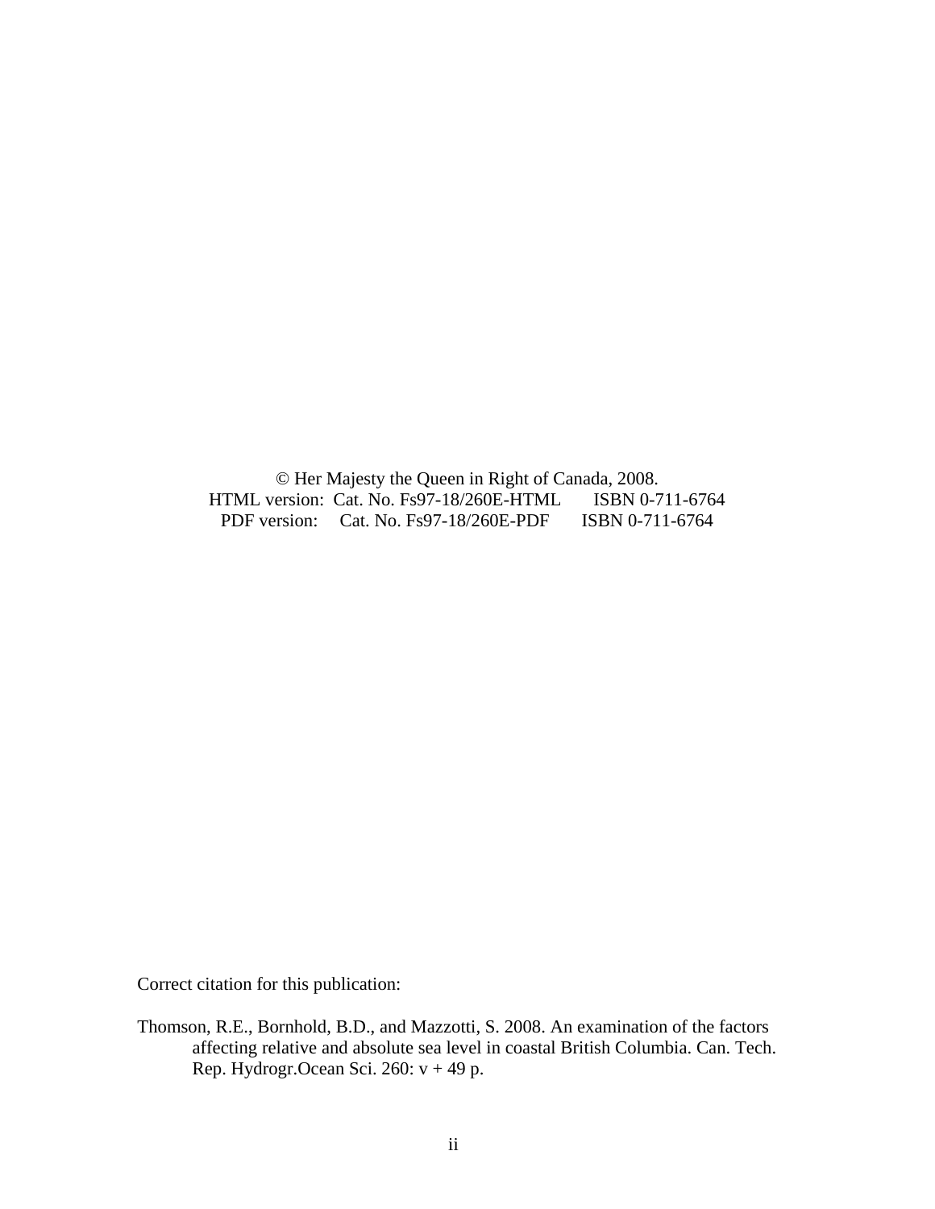© Her Majesty the Queen in Right of Canada, 2008.
HTML version: Cat. No. Fs97-18/260E-HTML ISBN 0-711-6764
PDF version: Cat. No. Fs97-18/260E-PDF ISBN 0-711-6764

Correct citation for this publication:

Thomson, R.E., Bornhold, B.D., and Mazzotti, S. 2008. An examination of the factors affecting relative and absolute sea level in coastal British Columbia. Can. Tech. Rep. Hydrogr.Ocean Sci. 260: v + 49 p.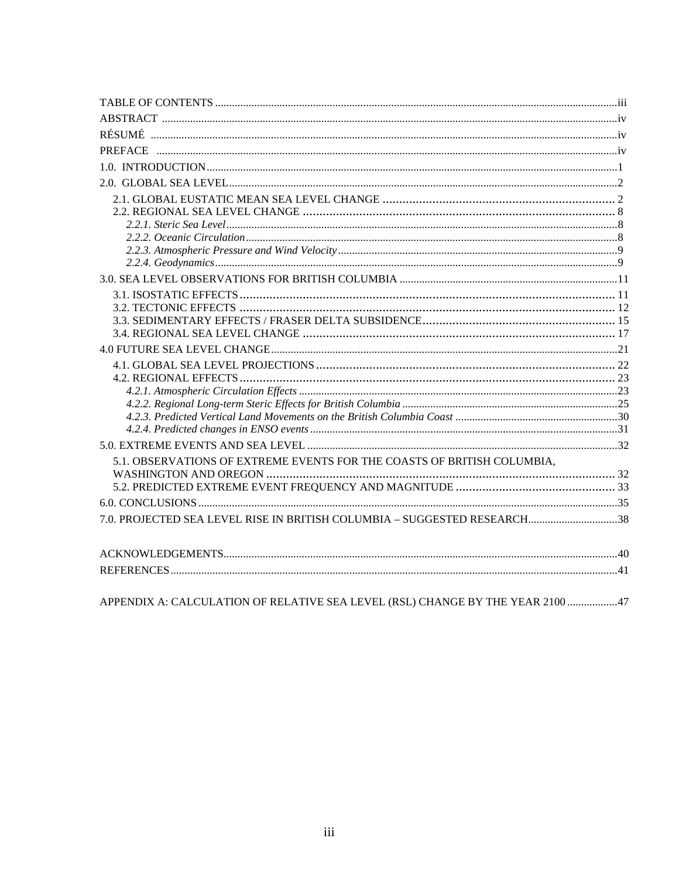TABLE OF CONTENTS ............................................................... iii

ABSTRACT ............................................................... iv

RÉSUMÉ ............................................................... iv

PREFACE ............................................................... iv

1.0. INTRODUCTION ............................................................... 1

2.0. GLOBAL SEA LEVEL ............................................................... 2

- 2.1. GLOBAL EUSTATIC MEAN SEA LEVEL CHANGE ............................................................... 2
- 2.2. REGIONAL SEA LEVEL CHANGE ............................................................... 8
  - *2.2.1. Steric Sea Level* ............................................................... 8
  - *2.2.2. Oceanic Circulation* ............................................................... 8
  - *2.2.3. Atmospheric Pressure and Wind Velocity* ............................................................... 9
  - *2.2.4. Geodynamics* ............................................................... 9

3.0. SEA LEVEL OBSERVATIONS FOR BRITISH COLUMBIA ............................................................... 11

- 3.1. ISOSTATIC EFFECTS ............................................................... 11
- 3.2. TECTONIC EFFECTS ............................................................... 12
- 3.3. SEDIMENTARY EFFECTS / FRASER DELTA SUBSIDENCE ............................................................... 15
- 3.4. REGIONAL SEA LEVEL CHANGE ............................................................... 17

4.0 FUTURE SEA LEVEL CHANGE ............................................................... 21

- 4.1. GLOBAL SEA LEVEL PROJECTIONS ............................................................... 22
- 4.2. REGIONAL EFFECTS ............................................................... 23
  - *4.2.1. Atmospheric Circulation Effects* ............................................................... 23
  - *4.2.2. Regional Long-term Steric Effects for British Columbia* ............................................................... 25
  - *4.2.3. Predicted Vertical Land Movements on the British Columbia Coast* ............................................................... 30
  - *4.2.4. Predicted changes in ENSO events* ............................................................... 31

5.0. EXTREME EVENTS AND SEA LEVEL ............................................................... 32

- 5.1. OBSERVATIONS OF EXTREME EVENTS FOR THE COASTS OF BRITISH COLUMBIA, WASHINGTON AND OREGON ............................................................... 32
- 5.2. PREDICTED EXTREME EVENT FREQUENCY AND MAGNITUDE ............................................................... 33

6.0. CONCLUSIONS ............................................................... 35

7.0. PROJECTED SEA LEVEL RISE IN BRITISH COLUMBIA – SUGGESTED RESEARCH ............................................................... 38

ACKNOWLEDGEMENTS ............................................................... 40

REFERENCES ............................................................... 41

APPENDIX A: CALCULATION OF RELATIVE SEA LEVEL (RSL) CHANGE BY THE YEAR 2100 ............................................................... 47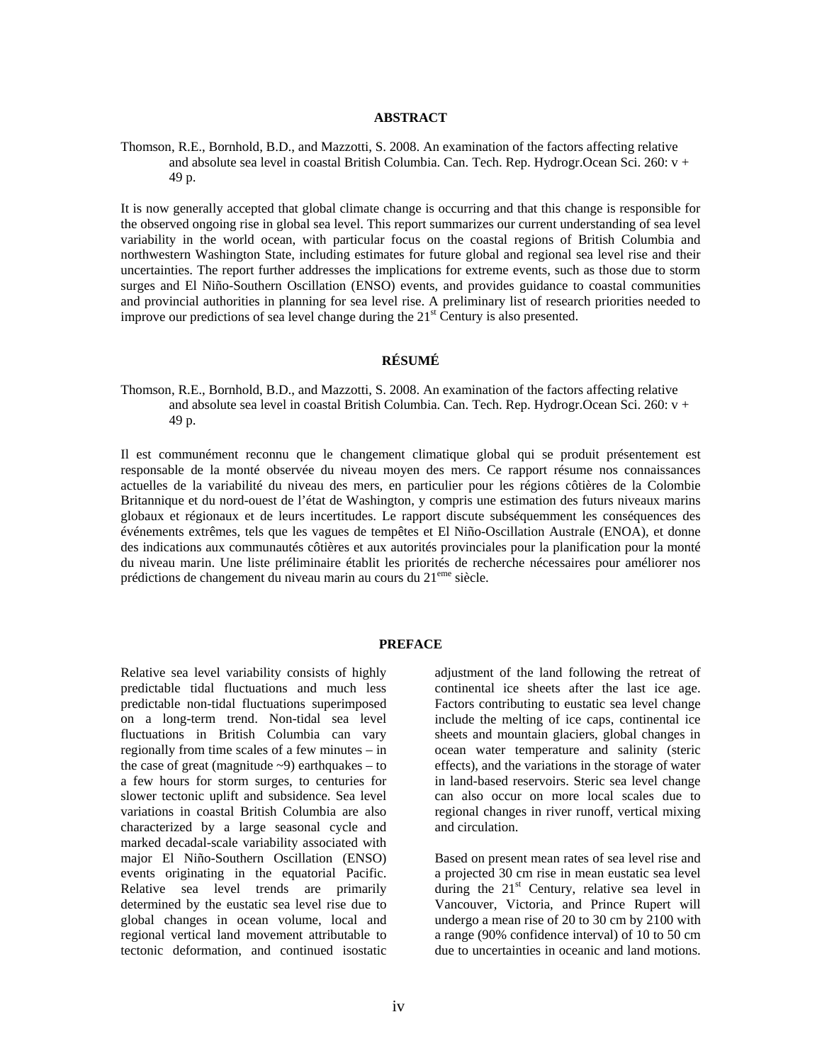## ABSTRACT

Thomson, R.E., Bornhold, B.D., and Mazzotti, S. 2008. An examination of the factors affecting relative and absolute sea level in coastal British Columbia. Can. Tech. Rep. Hydrogr.Ocean Sci. 260: v + 49 p.

It is now generally accepted that global climate change is occurring and that this change is responsible for the observed ongoing rise in global sea level. This report summarizes our current understanding of sea level variability in the world ocean, with particular focus on the coastal regions of British Columbia and northwestern Washington State, including estimates for future global and regional sea level rise and their uncertainties. The report further addresses the implications for extreme events, such as those due to storm surges and El Niño-Southern Oscillation (ENSO) events, and provides guidance to coastal communities and provincial authorities in planning for sea level rise. A preliminary list of research priorities needed to improve our predictions of sea level change during the 21st Century is also presented.

## RÉSUMÉ

Thomson, R.E., Bornhold, B.D., and Mazzotti, S. 2008. An examination of the factors affecting relative and absolute sea level in coastal British Columbia. Can. Tech. Rep. Hydrogr.Ocean Sci. 260: v + 49 p.

Il est communément reconnu que le changement climatique global qui se produit présentement est responsable de la monté observée du niveau moyen des mers. Ce rapport résume nos connaissances actuelles de la variabilité du niveau des mers, en particulier pour les régions côtières de la Colombie Britannique et du nord-ouest de l'état de Washington, y compris une estimation des futurs niveaux marins globaux et régionaux et de leurs incertitudes. Le rapport discute subséquemment les conséquences des événements extrêmes, tels que les vagues de tempêtes et El Niño-Oscillation Australe (ENOA), et donne des indications aux communautés côtières et aux autorités provinciales pour la planification pour la monté du niveau marin. Une liste préliminaire établit les priorités de recherche nécessaires pour améliorer nos prédictions de changement du niveau marin au cours du 21eme siècle.

## PREFACE

Relative sea level variability consists of highly predictable tidal fluctuations and much less predictable non-tidal fluctuations superimposed on a long-term trend. Non-tidal sea level fluctuations in British Columbia can vary regionally from time scales of a few minutes – in the case of great (magnitude ~9) earthquakes – to a few hours for storm surges, to centuries for slower tectonic uplift and subsidence. Sea level variations in coastal British Columbia are also characterized by a large seasonal cycle and marked decadal-scale variability associated with major El Niño-Southern Oscillation (ENSO) events originating in the equatorial Pacific. Relative sea level trends are primarily determined by the eustatic sea level rise due to global changes in ocean volume, local and regional vertical land movement attributable to tectonic deformation, and continued isostatic adjustment of the land following the retreat of continental ice sheets after the last ice age. Factors contributing to eustatic sea level change include the melting of ice caps, continental ice sheets and mountain glaciers, global changes in ocean water temperature and salinity (steric effects), and the variations in the storage of water in land-based reservoirs. Steric sea level change can also occur on more local scales due to regional changes in river runoff, vertical mixing and circulation.

Based on present mean rates of sea level rise and a projected 30 cm rise in mean eustatic sea level during the 21st Century, relative sea level in Vancouver, Victoria, and Prince Rupert will undergo a mean rise of 20 to 30 cm by 2100 with a range (90% confidence interval) of 10 to 50 cm due to uncertainties in oceanic and land motions.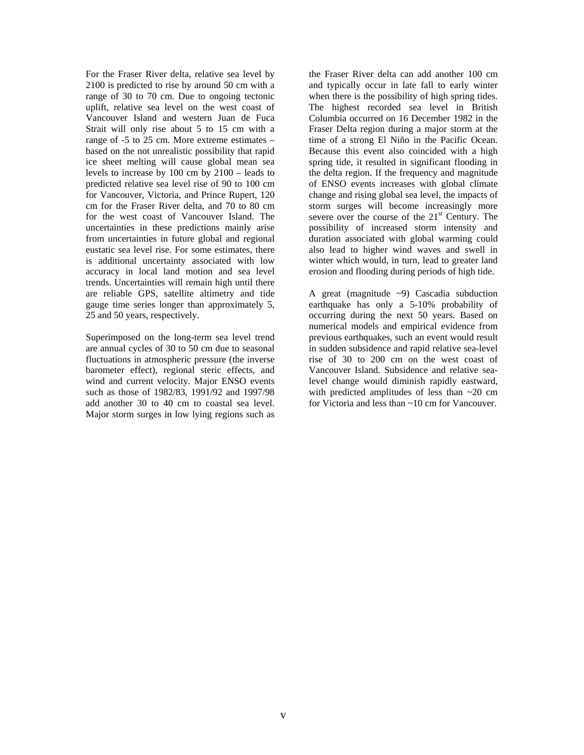For the Fraser River delta, relative sea level by 2100 is predicted to rise by around 50 cm with a range of 30 to 70 cm. Due to ongoing tectonic uplift, relative sea level on the west coast of Vancouver Island and western Juan de Fuca Strait will only rise about 5 to 15 cm with a range of -5 to 25 cm. More extreme estimates – based on the not unrealistic possibility that rapid ice sheet melting will cause global mean sea levels to increase by 100 cm by 2100 – leads to predicted relative sea level rise of 90 to 100 cm for Vancouver, Victoria, and Prince Rupert, 120 cm for the Fraser River delta, and 70 to 80 cm for the west coast of Vancouver Island. The uncertainties in these predictions mainly arise from uncertainties in future global and regional eustatic sea level rise. For some estimates, there is additional uncertainty associated with low accuracy in local land motion and sea level trends. Uncertainties will remain high until there are reliable GPS, satellite altimetry and tide gauge time series longer than approximately 5, 25 and 50 years, respectively.

Superimposed on the long-term sea level trend are annual cycles of 30 to 50 cm due to seasonal fluctuations in atmospheric pressure (the inverse barometer effect), regional steric effects, and wind and current velocity. Major ENSO events such as those of 1982/83, 1991/92 and 1997/98 add another 30 to 40 cm to coastal sea level. Major storm surges in low lying regions such as the Fraser River delta can add another 100 cm and typically occur in late fall to early winter when there is the possibility of high spring tides. The highest recorded sea level in British Columbia occurred on 16 December 1982 in the Fraser Delta region during a major storm at the time of a strong El Niño in the Pacific Ocean. Because this event also coincided with a high spring tide, it resulted in significant flooding in the delta region. If the frequency and magnitude of ENSO events increases with global climate change and rising global sea level, the impacts of storm surges will become increasingly more severe over the course of the 21st Century. The possibility of increased storm intensity and duration associated with global warming could also lead to higher wind waves and swell in winter which would, in turn, lead to greater land erosion and flooding during periods of high tide.

A great (magnitude ~9) Cascadia subduction earthquake has only a 5-10% probability of occurring during the next 50 years. Based on numerical models and empirical evidence from previous earthquakes, such an event would result in sudden subsidence and rapid relative sea-level rise of 30 to 200 cm on the west coast of Vancouver Island. Subsidence and relative sea-level change would diminish rapidly eastward, with predicted amplitudes of less than ~20 cm for Victoria and less than ~10 cm for Vancouver.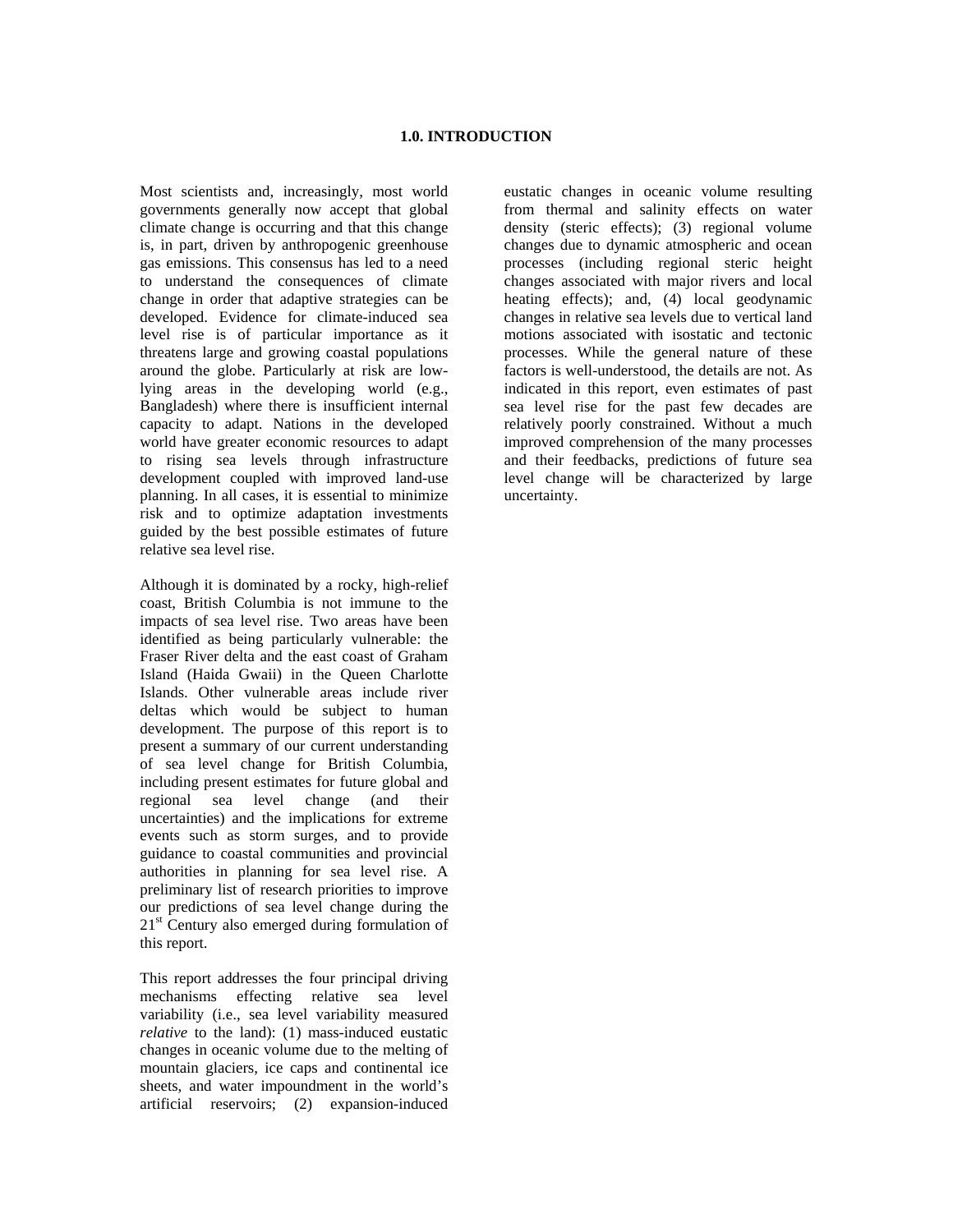# 1.0. INTRODUCTION

Most scientists and, increasingly, most world governments generally now accept that global climate change is occurring and that this change is, in part, driven by anthropogenic greenhouse gas emissions. This consensus has led to a need to understand the consequences of climate change in order that adaptive strategies can be developed. Evidence for climate-induced sea level rise is of particular importance as it threatens large and growing coastal populations around the globe. Particularly at risk are low-lying areas in the developing world (e.g., Bangladesh) where there is insufficient internal capacity to adapt. Nations in the developed world have greater economic resources to adapt to rising sea levels through infrastructure development coupled with improved land-use planning. In all cases, it is essential to minimize risk and to optimize adaptation investments guided by the best possible estimates of future relative sea level rise.

Although it is dominated by a rocky, high-relief coast, British Columbia is not immune to the impacts of sea level rise. Two areas have been identified as being particularly vulnerable: the Fraser River delta and the east coast of Graham Island (Haida Gwaii) in the Queen Charlotte Islands. Other vulnerable areas include river deltas which would be subject to human development. The purpose of this report is to present a summary of our current understanding of sea level change for British Columbia, including present estimates for future global and regional sea level change (and their uncertainties) and the implications for extreme events such as storm surges, and to provide guidance to coastal communities and provincial authorities in planning for sea level rise. A preliminary list of research priorities to improve our predictions of sea level change during the 21st Century also emerged during formulation of this report.

This report addresses the four principal driving mechanisms effecting relative sea level variability (i.e., sea level variability measured *relative* to the land): (1) mass-induced eustatic changes in oceanic volume due to the melting of mountain glaciers, ice caps and continental ice sheets, and water impoundment in the world's artificial reservoirs; (2) expansion-induced eustatic changes in oceanic volume resulting from thermal and salinity effects on water density (steric effects); (3) regional volume changes due to dynamic atmospheric and ocean processes (including regional steric height changes associated with major rivers and local heating effects); and, (4) local geodynamic changes in relative sea levels due to vertical land motions associated with isostatic and tectonic processes. While the general nature of these factors is well-understood, the details are not. As indicated in this report, even estimates of past sea level rise for the past few decades are relatively poorly constrained. Without a much improved comprehension of the many processes and their feedbacks, predictions of future sea level change will be characterized by large uncertainty.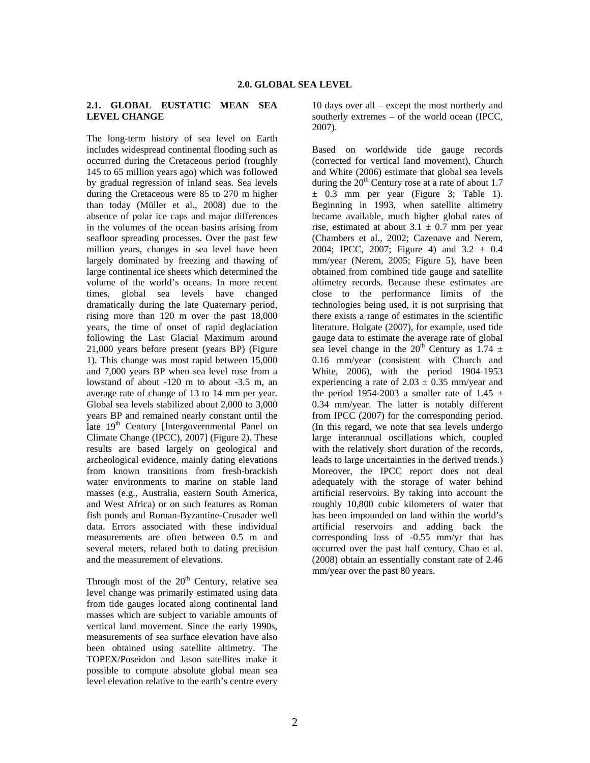# 2.0. GLOBAL SEA LEVEL

## 2.1. GLOBAL EUSTATIC MEAN SEA LEVEL CHANGE

The long-term history of sea level on Earth includes widespread continental flooding such as occurred during the Cretaceous period (roughly 145 to 65 million years ago) which was followed by gradual regression of inland seas. Sea levels during the Cretaceous were 85 to 270 m higher than today (Müller et al., 2008) due to the absence of polar ice caps and major differences in the volumes of the ocean basins arising from seafloor spreading processes. Over the past few million years, changes in sea level have been largely dominated by freezing and thawing of large continental ice sheets which determined the volume of the world's oceans. In more recent times, global sea levels have changed dramatically during the late Quaternary period, rising more than 120 m over the past 18,000 years, the time of onset of rapid deglaciation following the Last Glacial Maximum around 21,000 years before present (years BP) (Figure 1). This change was most rapid between 15,000 and 7,000 years BP when sea level rose from a lowstand of about -120 m to about -3.5 m, an average rate of change of 13 to 14 mm per year. Global sea levels stabilized about 2,000 to 3,000 years BP and remained nearly constant until the late 19$^{th}$ Century [Intergovernmental Panel on Climate Change (IPCC), 2007] (Figure 2). These results are based largely on geological and archeological evidence, mainly dating elevations from known transitions from fresh-brackish water environments to marine on stable land masses (e.g., Australia, eastern South America, and West Africa) or on such features as Roman fish ponds and Roman-Byzantine-Crusader well data. Errors associated with these individual measurements are often between 0.5 m and several meters, related both to dating precision and the measurement of elevations.

Through most of the 20$^{th}$ Century, relative sea level change was primarily estimated using data from tide gauges located along continental land masses which are subject to variable amounts of vertical land movement. Since the early 1990s, measurements of sea surface elevation have also been obtained using satellite altimetry. The TOPEX/Poseidon and Jason satellites make it possible to compute absolute global mean sea level elevation relative to the earth's centre every 10 days over all – except the most northerly and southerly extremes – of the world ocean (IPCC, 2007).

Based on worldwide tide gauge records (corrected for vertical land movement), Church and White (2006) estimate that global sea levels during the 20$^{th}$ Century rose at a rate of about 1.7 $\pm$ 0.3 mm per year (Figure 3; Table 1). Beginning in 1993, when satellite altimetry became available, much higher global rates of rise, estimated at about 3.1 $\pm$ 0.7 mm per year (Chambers et al., 2002; Cazenave and Nerem, 2004; IPCC, 2007; Figure 4) and 3.2 $\pm$ 0.4 mm/year (Nerem, 2005; Figure 5), have been obtained from combined tide gauge and satellite altimetry records. Because these estimates are close to the performance limits of the technologies being used, it is not surprising that there exists a range of estimates in the scientific literature. Holgate (2007), for example, used tide gauge data to estimate the average rate of global sea level change in the 20$^{th}$ Century as 1.74 $\pm$ 0.16 mm/year (consistent with Church and White, 2006), with the period 1904-1953 experiencing a rate of 2.03 $\pm$ 0.35 mm/year and the period 1954-2003 a smaller rate of 1.45 $\pm$ 0.34 mm/year. The latter is notably different from IPCC (2007) for the corresponding period. (In this regard, we note that sea levels undergo large interannual oscillations which, coupled with the relatively short duration of the records, leads to large uncertainties in the derived trends.) Moreover, the IPCC report does not deal adequately with the storage of water behind artificial reservoirs. By taking into account the roughly 10,800 cubic kilometers of water that has been impounded on land within the world's artificial reservoirs and adding back the corresponding loss of -0.55 mm/yr that has occurred over the past half century, Chao et al. (2008) obtain an essentially constant rate of 2.46 mm/year over the past 80 years.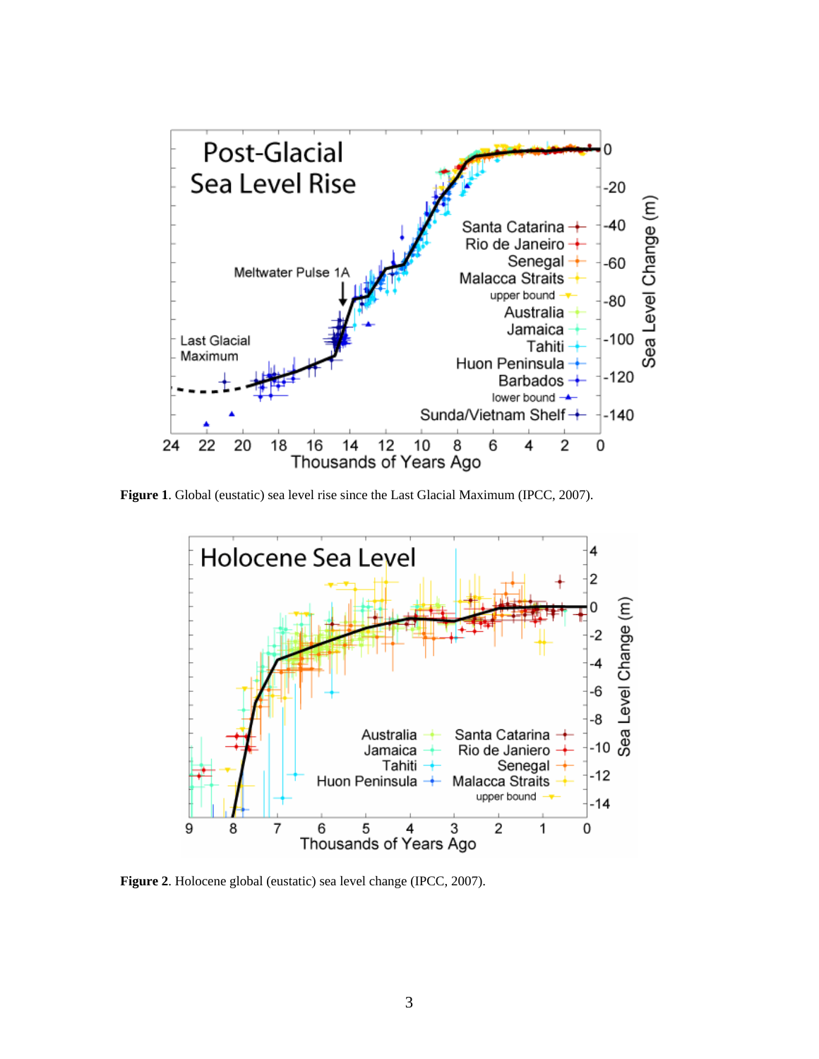**Figure 1**. Global (eustatic) sea level rise since the Last Glacial Maximum (IPCC, 2007).

**Figure 2**. Holocene global (eustatic) sea level change (IPCC, 2007).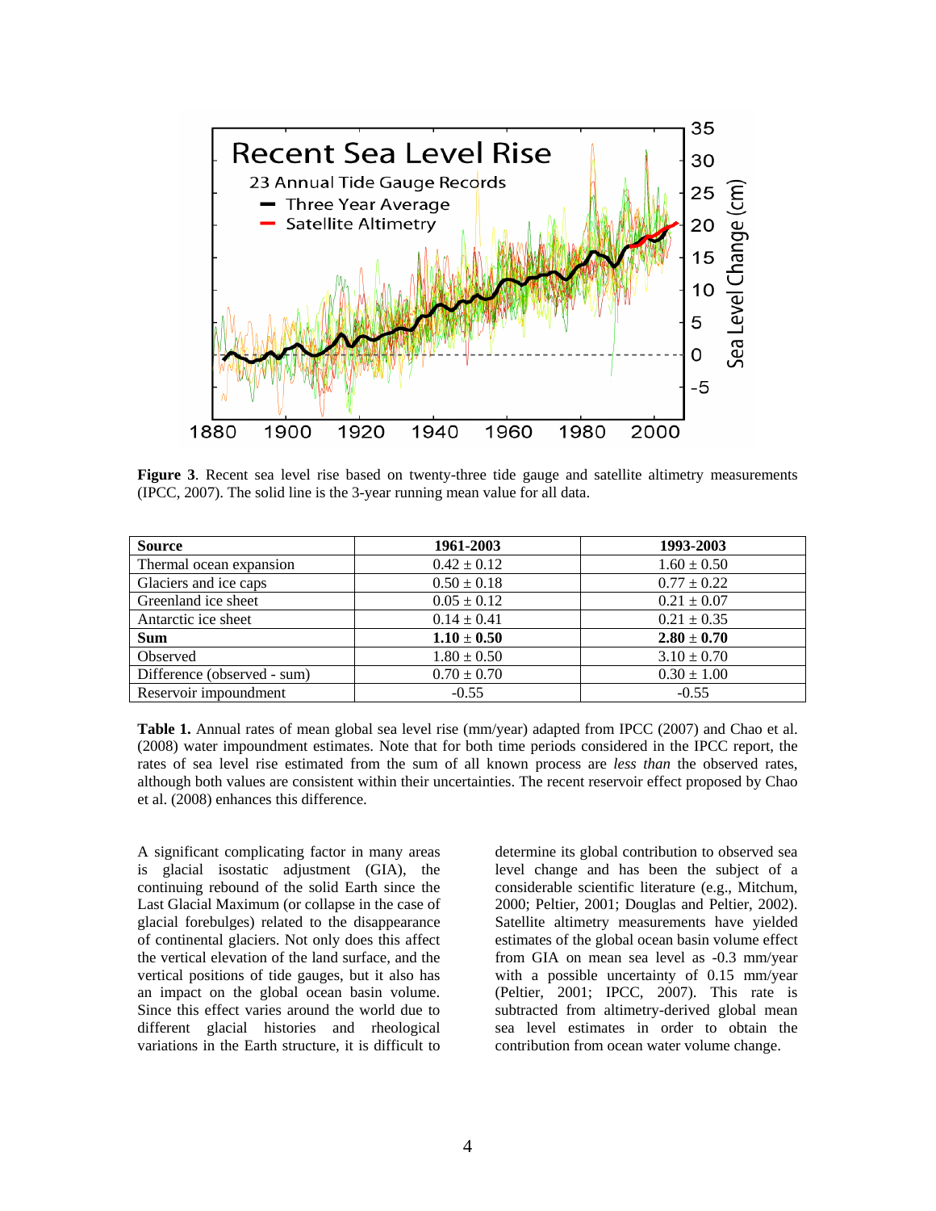**Figure 3**. Recent sea level rise based on twenty-three tide gauge and satellite altimetry measurements (IPCC, 2007). The solid line is the 3-year running mean value for all data.

| Source | 1961-2003 | 1993-2003 |
|---|---|---|
| Thermal ocean expansion | 0.42 ± 0.12 | 1.60 ± 0.50 |
| Glaciers and ice caps | 0.50 ± 0.18 | 0.77 ± 0.22 |
| Greenland ice sheet | 0.05 ± 0.12 | 0.21 ± 0.07 |
| Antarctic ice sheet | 0.14 ± 0.41 | 0.21 ± 0.35 |
| **Sum** | **1.10 ± 0.50** | **2.80 ± 0.70** |
| Observed | 1.80 ± 0.50 | 3.10 ± 0.70 |
| Difference (observed - sum) | 0.70 ± 0.70 | 0.30 ± 1.00 |
| Reservoir impoundment | -0.55 | -0.55 |

**Table 1.** Annual rates of mean global sea level rise (mm/year) adapted from IPCC (2007) and Chao et al. (2008) water impoundment estimates. Note that for both time periods considered in the IPCC report, the rates of sea level rise estimated from the sum of all known process are *less than* the observed rates, although both values are consistent within their uncertainties. The recent reservoir effect proposed by Chao et al. (2008) enhances this difference.

A significant complicating factor in many areas is glacial isostatic adjustment (GIA), the continuing rebound of the solid Earth since the Last Glacial Maximum (or collapse in the case of glacial forebulges) related to the disappearance of continental glaciers. Not only does this affect the vertical elevation of the land surface, and the vertical positions of tide gauges, but it also has an impact on the global ocean basin volume. Since this effect varies around the world due to different glacial histories and rheological variations in the Earth structure, it is difficult to determine its global contribution to observed sea level change and has been the subject of a considerable scientific literature (e.g., Mitchum, 2000; Peltier, 2001; Douglas and Peltier, 2002). Satellite altimetry measurements have yielded estimates of the global ocean basin volume effect from GIA on mean sea level as -0.3 mm/year with a possible uncertainty of 0.15 mm/year (Peltier, 2001; IPCC, 2007). This rate is subtracted from altimetry-derived global mean sea level estimates in order to obtain the contribution from ocean water volume change.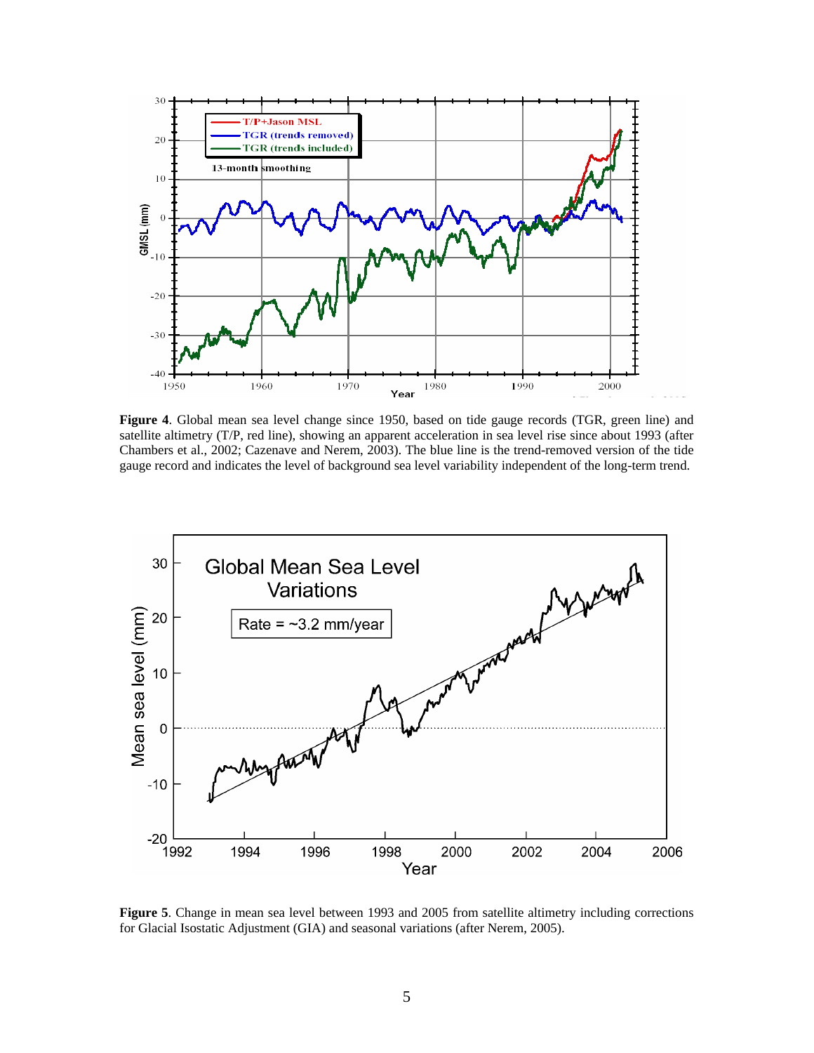**Figure 4**. Global mean sea level change since 1950, based on tide gauge records (TGR, green line) and satellite altimetry (T/P, red line), showing an apparent acceleration in sea level rise since about 1993 (after Chambers et al., 2002; Cazenave and Nerem, 2003). The blue line is the trend-removed version of the tide gauge record and indicates the level of background sea level variability independent of the long-term trend.

**Figure 5**. Change in mean sea level between 1993 and 2005 from satellite altimetry including corrections for Glacial Isostatic Adjustment (GIA) and seasonal variations (after Nerem, 2005).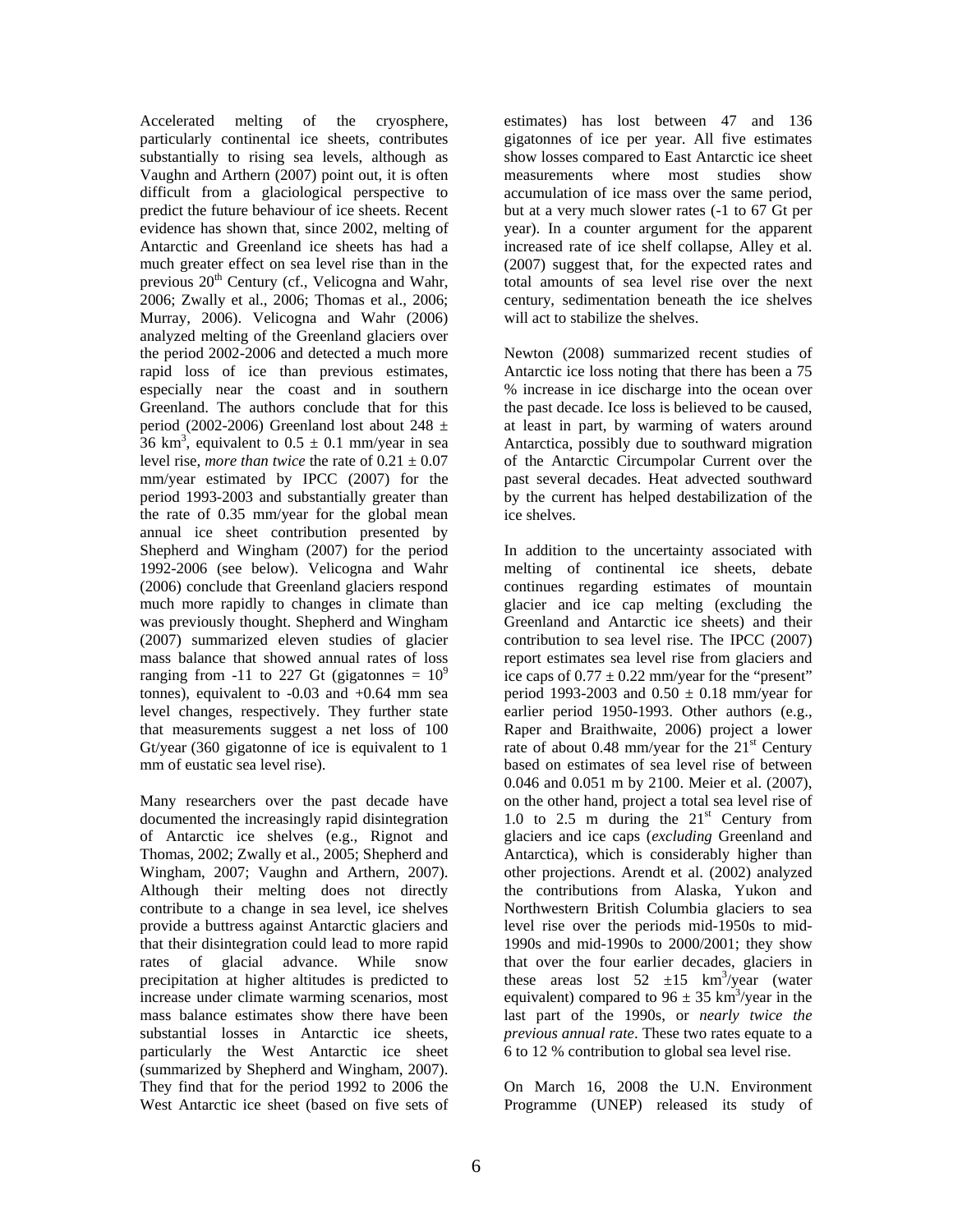Accelerated melting of the cryosphere, particularly continental ice sheets, contributes substantially to rising sea levels, although as Vaughn and Arthern (2007) point out, it is often difficult from a glaciological perspective to predict the future behaviour of ice sheets. Recent evidence has shown that, since 2002, melting of Antarctic and Greenland ice sheets has had a much greater effect on sea level rise than in the previous 20th Century (cf., Velicogna and Wahr, 2006; Zwally et al., 2006; Thomas et al., 2006; Murray, 2006). Velicogna and Wahr (2006) analyzed melting of the Greenland glaciers over the period 2002-2006 and detected a much more rapid loss of ice than previous estimates, especially near the coast and in southern Greenland. The authors conclude that for this period (2002-2006) Greenland lost about 248 ± 36 $km^3$, equivalent to 0.5 ± 0.1 mm/year in sea level rise, *more than twice* the rate of 0.21 ± 0.07 mm/year estimated by IPCC (2007) for the period 1993-2003 and substantially greater than the rate of 0.35 mm/year for the global mean annual ice sheet contribution presented by Shepherd and Wingham (2007) for the period 1992-2006 (see below). Velicogna and Wahr (2006) conclude that Greenland glaciers respond much more rapidly to changes in climate than was previously thought. Shepherd and Wingham (2007) summarized eleven studies of glacier mass balance that showed annual rates of loss ranging from -11 to 227 Gt (gigatonnes = $10^9$ tonnes), equivalent to -0.03 and +0.64 mm sea level changes, respectively. They further state that measurements suggest a net loss of 100 Gt/year (360 gigatonne of ice is equivalent to 1 mm of eustatic sea level rise).

Many researchers over the past decade have documented the increasingly rapid disintegration of Antarctic ice shelves (e.g., Rignot and Thomas, 2002; Zwally et al., 2005; Shepherd and Wingham, 2007; Vaughn and Arthern, 2007). Although their melting does not directly contribute to a change in sea level, ice shelves provide a buttress against Antarctic glaciers and that their disintegration could lead to more rapid rates of glacial advance. While snow precipitation at higher altitudes is predicted to increase under climate warming scenarios, most mass balance estimates show there have been substantial losses in Antarctic ice sheets, particularly the West Antarctic ice sheet (summarized by Shepherd and Wingham, 2007). They find that for the period 1992 to 2006 the West Antarctic ice sheet (based on five sets of estimates) has lost between 47 and 136 gigatonnes of ice per year. All five estimates show losses compared to East Antarctic ice sheet measurements where most studies show accumulation of ice mass over the same period, but at a very much slower rates (-1 to 67 Gt per year). In a counter argument for the apparent increased rate of ice shelf collapse, Alley et al. (2007) suggest that, for the expected rates and total amounts of sea level rise over the next century, sedimentation beneath the ice shelves will act to stabilize the shelves.

Newton (2008) summarized recent studies of Antarctic ice loss noting that there has been a 75 % increase in ice discharge into the ocean over the past decade. Ice loss is believed to be caused, at least in part, by warming of waters around Antarctica, possibly due to southward migration of the Antarctic Circumpolar Current over the past several decades. Heat advected southward by the current has helped destabilization of the ice shelves.

In addition to the uncertainty associated with melting of continental ice sheets, debate continues regarding estimates of mountain glacier and ice cap melting (excluding the Greenland and Antarctic ice sheets) and their contribution to sea level rise. The IPCC (2007) report estimates sea level rise from glaciers and ice caps of 0.77 ± 0.22 mm/year for the "present" period 1993-2003 and 0.50 ± 0.18 mm/year for earlier period 1950-1993. Other authors (e.g., Raper and Braithwaite, 2006) project a lower rate of about 0.48 mm/year for the 21st Century based on estimates of sea level rise of between 0.046 and 0.051 m by 2100. Meier et al. (2007), on the other hand, project a total sea level rise of 1.0 to 2.5 m during the 21st Century from glaciers and ice caps (*excluding* Greenland and Antarctica), which is considerably higher than other projections. Arendt et al. (2002) analyzed the contributions from Alaska, Yukon and Northwestern British Columbia glaciers to sea level rise over the periods mid-1950s to mid-1990s and mid-1990s to 2000/2001; they show that over the four earlier decades, glaciers in these areas lost 52 ±15 $km^3$/year (water equivalent) compared to 96 ± 35 $km^3$/year in the last part of the 1990s, or *nearly twice the previous annual rate*. These two rates equate to a 6 to 12 % contribution to global sea level rise.

On March 16, 2008 the U.N. Environment Programme (UNEP) released its study of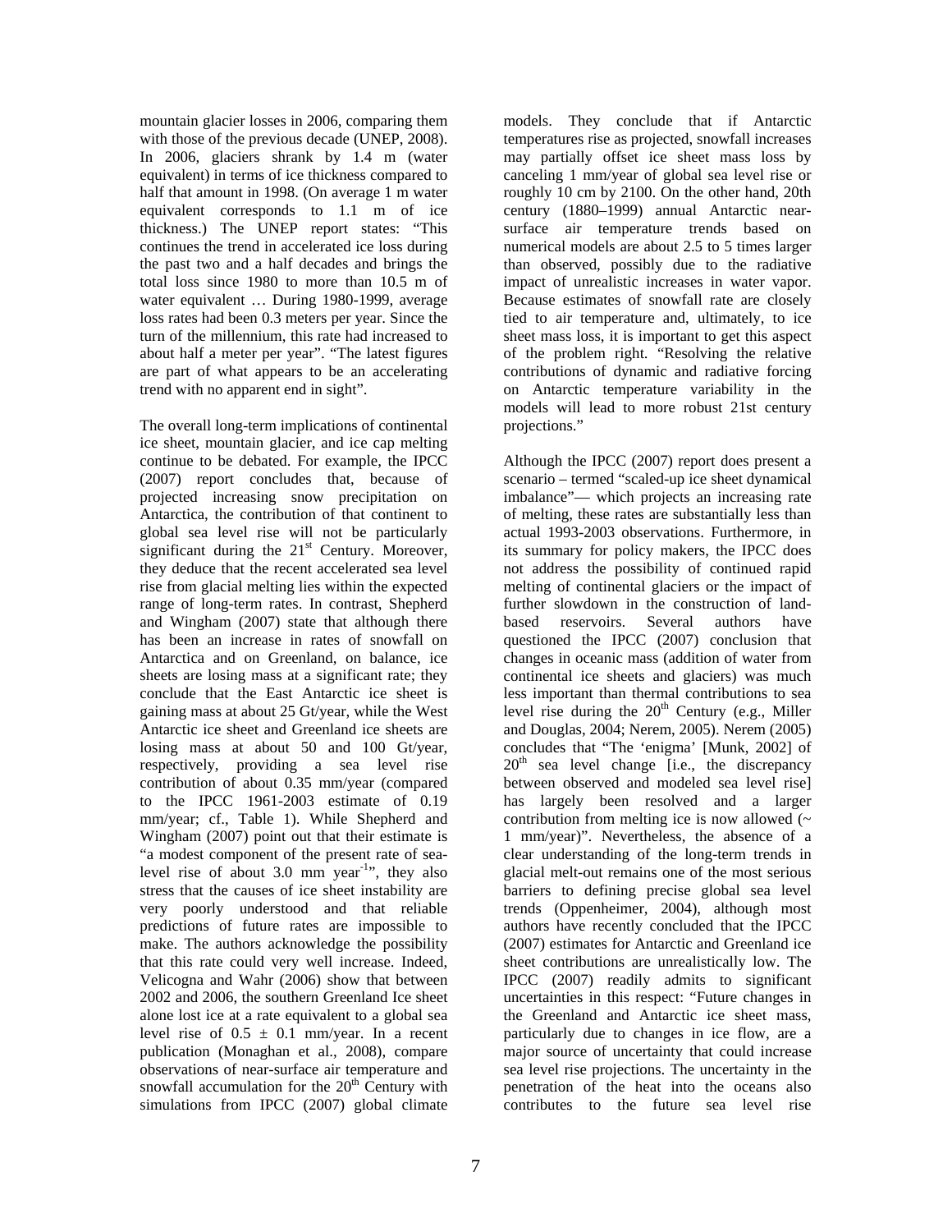mountain glacier losses in 2006, comparing them with those of the previous decade (UNEP, 2008). In 2006, glaciers shrank by 1.4 m (water equivalent) in terms of ice thickness compared to half that amount in 1998. (On average 1 m water equivalent corresponds to 1.1 m of ice thickness.) The UNEP report states: "This continues the trend in accelerated ice loss during the past two and a half decades and brings the total loss since 1980 to more than 10.5 m of water equivalent … During 1980-1999, average loss rates had been 0.3 meters per year. Since the turn of the millennium, this rate had increased to about half a meter per year". "The latest figures are part of what appears to be an accelerating trend with no apparent end in sight".

The overall long-term implications of continental ice sheet, mountain glacier, and ice cap melting continue to be debated. For example, the IPCC (2007) report concludes that, because of projected increasing snow precipitation on Antarctica, the contribution of that continent to global sea level rise will not be particularly significant during the 21$^{st}$ Century. Moreover, they deduce that the recent accelerated sea level rise from glacial melting lies within the expected range of long-term rates. In contrast, Shepherd and Wingham (2007) state that although there has been an increase in rates of snowfall on Antarctica and on Greenland, on balance, ice sheets are losing mass at a significant rate; they conclude that the East Antarctic ice sheet is gaining mass at about 25 Gt/year, while the West Antarctic ice sheet and Greenland ice sheets are losing mass at about 50 and 100 Gt/year, respectively, providing a sea level rise contribution of about 0.35 mm/year (compared to the IPCC 1961-2003 estimate of 0.19 mm/year; cf., Table 1). While Shepherd and Wingham (2007) point out that their estimate is "a modest component of the present rate of sea-level rise of about 3.0 mm year$^{-1}$", they also stress that the causes of ice sheet instability are very poorly understood and that reliable predictions of future rates are impossible to make. The authors acknowledge the possibility that this rate could very well increase. Indeed, Velicogna and Wahr (2006) show that between 2002 and 2006, the southern Greenland Ice sheet alone lost ice at a rate equivalent to a global sea level rise of $0.5 \pm 0.1$ mm/year. In a recent publication (Monaghan et al., 2008), compare observations of near-surface air temperature and snowfall accumulation for the 20$^{th}$ Century with simulations from IPCC (2007) global climate models. They conclude that if Antarctic temperatures rise as projected, snowfall increases may partially offset ice sheet mass loss by canceling 1 mm/year of global sea level rise or roughly 10 cm by 2100. On the other hand, 20th century (1880–1999) annual Antarctic near-surface air temperature trends based on numerical models are about 2.5 to 5 times larger than observed, possibly due to the radiative impact of unrealistic increases in water vapor. Because estimates of snowfall rate are closely tied to air temperature and, ultimately, to ice sheet mass loss, it is important to get this aspect of the problem right. "Resolving the relative contributions of dynamic and radiative forcing on Antarctic temperature variability in the models will lead to more robust 21st century projections."

Although the IPCC (2007) report does present a scenario – termed "scaled-up ice sheet dynamical imbalance"— which projects an increasing rate of melting, these rates are substantially less than actual 1993-2003 observations. Furthermore, in its summary for policy makers, the IPCC does not address the possibility of continued rapid melting of continental glaciers or the impact of further slowdown in the construction of land-based reservoirs. Several authors have questioned the IPCC (2007) conclusion that changes in oceanic mass (addition of water from continental ice sheets and glaciers) was much less important than thermal contributions to sea level rise during the 20$^{th}$ Century (e.g., Miller and Douglas, 2004; Nerem, 2005). Nerem (2005) concludes that "The 'enigma' [Munk, 2002] of 20$^{th}$ sea level change [i.e., the discrepancy between observed and modeled sea level rise] has largely been resolved and a larger contribution from melting ice is now allowed (~ 1 mm/year)". Nevertheless, the absence of a clear understanding of the long-term trends in glacial melt-out remains one of the most serious barriers to defining precise global sea level trends (Oppenheimer, 2004), although most authors have recently concluded that the IPCC (2007) estimates for Antarctic and Greenland ice sheet contributions are unrealistically low. The IPCC (2007) readily admits to significant uncertainties in this respect: "Future changes in the Greenland and Antarctic ice sheet mass, particularly due to changes in ice flow, are a major source of uncertainty that could increase sea level rise projections. The uncertainty in the penetration of the heat into the oceans also contributes to the future sea level rise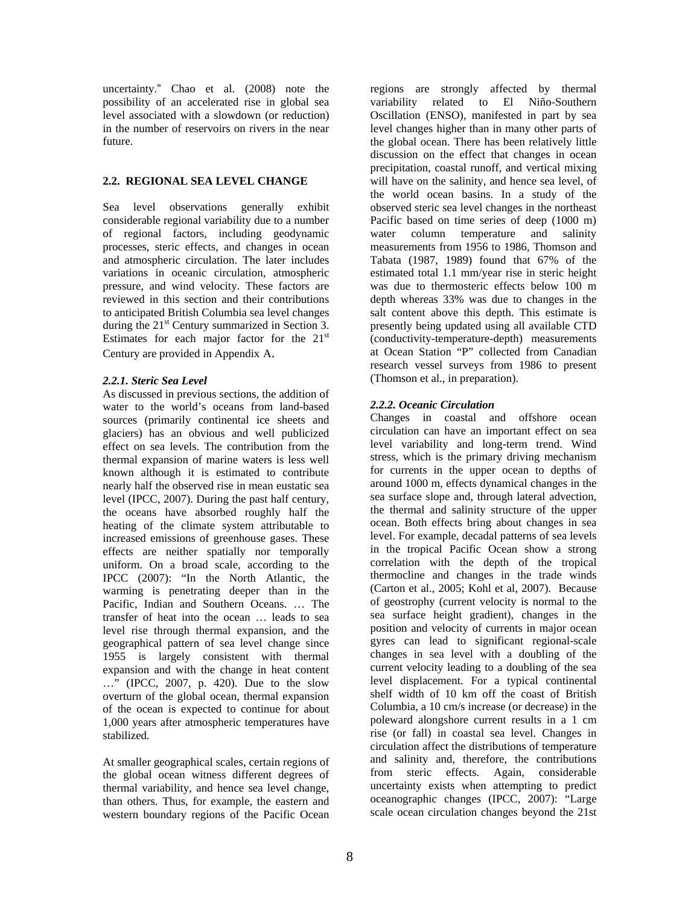uncertainty." Chao et al. (2008) note the possibility of an accelerated rise in global sea level associated with a slowdown (or reduction) in the number of reservoirs on rivers in the near future.

## 2.2. REGIONAL SEA LEVEL CHANGE

Sea level observations generally exhibit considerable regional variability due to a number of regional factors, including geodynamic processes, steric effects, and changes in ocean and atmospheric circulation. The later includes variations in oceanic circulation, atmospheric pressure, and wind velocity. These factors are reviewed in this section and their contributions to anticipated British Columbia sea level changes during the 21st Century summarized in Section 3. Estimates for each major factor for the 21st Century are provided in Appendix A.

### *2.2.1. Steric Sea Level*

As discussed in previous sections, the addition of water to the world's oceans from land-based sources (primarily continental ice sheets and glaciers) has an obvious and well publicized effect on sea levels. The contribution from the thermal expansion of marine waters is less well known although it is estimated to contribute nearly half the observed rise in mean eustatic sea level (IPCC, 2007). During the past half century, the oceans have absorbed roughly half the heating of the climate system attributable to increased emissions of greenhouse gases. These effects are neither spatially nor temporally uniform. On a broad scale, according to the IPCC (2007): "In the North Atlantic, the warming is penetrating deeper than in the Pacific, Indian and Southern Oceans. … The transfer of heat into the ocean … leads to sea level rise through thermal expansion, and the geographical pattern of sea level change since 1955 is largely consistent with thermal expansion and with the change in heat content …" (IPCC, 2007, p. 420). Due to the slow overturn of the global ocean, thermal expansion of the ocean is expected to continue for about 1,000 years after atmospheric temperatures have stabilized.

At smaller geographical scales, certain regions of the global ocean witness different degrees of thermal variability, and hence sea level change, than others. Thus, for example, the eastern and western boundary regions of the Pacific Ocean regions are strongly affected by thermal variability related to El Niño-Southern Oscillation (ENSO), manifested in part by sea level changes higher than in many other parts of the global ocean. There has been relatively little discussion on the effect that changes in ocean precipitation, coastal runoff, and vertical mixing will have on the salinity, and hence sea level, of the world ocean basins. In a study of the observed steric sea level changes in the northeast Pacific based on time series of deep (1000 m) water column temperature and salinity measurements from 1956 to 1986, Thomson and Tabata (1987, 1989) found that 67% of the estimated total 1.1 mm/year rise in steric height was due to thermosteric effects below 100 m depth whereas 33% was due to changes in the salt content above this depth. This estimate is presently being updated using all available CTD (conductivity-temperature-depth) measurements at Ocean Station "P" collected from Canadian research vessel surveys from 1986 to present (Thomson et al., in preparation).

### *2.2.2. Oceanic Circulation*

Changes in coastal and offshore ocean circulation can have an important effect on sea level variability and long-term trend. Wind stress, which is the primary driving mechanism for currents in the upper ocean to depths of around 1000 m, effects dynamical changes in the sea surface slope and, through lateral advection, the thermal and salinity structure of the upper ocean. Both effects bring about changes in sea level. For example, decadal patterns of sea levels in the tropical Pacific Ocean show a strong correlation with the depth of the tropical thermocline and changes in the trade winds (Carton et al., 2005; Kohl et al, 2007). Because of geostrophy (current velocity is normal to the sea surface height gradient), changes in the position and velocity of currents in major ocean gyres can lead to significant regional-scale changes in sea level with a doubling of the current velocity leading to a doubling of the sea level displacement. For a typical continental shelf width of 10 km off the coast of British Columbia, a 10 cm/s increase (or decrease) in the poleward alongshore current results in a 1 cm rise (or fall) in coastal sea level. Changes in circulation affect the distributions of temperature and salinity and, therefore, the contributions from steric effects. Again, considerable uncertainty exists when attempting to predict oceanographic changes (IPCC, 2007): "Large scale ocean circulation changes beyond the 21st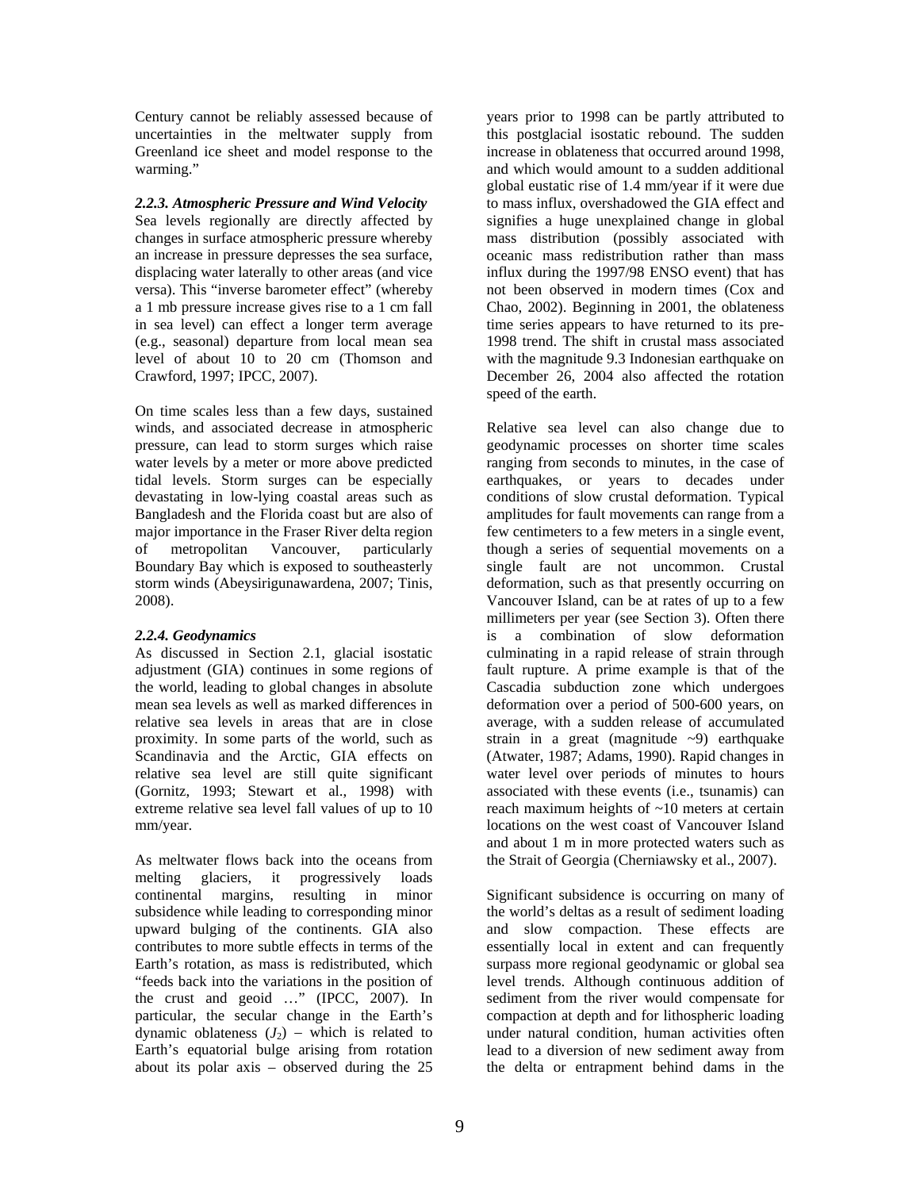Century cannot be reliably assessed because of uncertainties in the meltwater supply from Greenland ice sheet and model response to the warming."

### *2.2.3. Atmospheric Pressure and Wind Velocity*

Sea levels regionally are directly affected by changes in surface atmospheric pressure whereby an increase in pressure depresses the sea surface, displacing water laterally to other areas (and vice versa). This "inverse barometer effect" (whereby a 1 mb pressure increase gives rise to a 1 cm fall in sea level) can effect a longer term average (e.g., seasonal) departure from local mean sea level of about 10 to 20 cm (Thomson and Crawford, 1997; IPCC, 2007).

On time scales less than a few days, sustained winds, and associated decrease in atmospheric pressure, can lead to storm surges which raise water levels by a meter or more above predicted tidal levels. Storm surges can be especially devastating in low-lying coastal areas such as Bangladesh and the Florida coast but are also of major importance in the Fraser River delta region of metropolitan Vancouver, particularly Boundary Bay which is exposed to southeasterly storm winds (Abeysirigunawardena, 2007; Tinis, 2008).

### *2.2.4. Geodynamics*

As discussed in Section 2.1, glacial isostatic adjustment (GIA) continues in some regions of the world, leading to global changes in absolute mean sea levels as well as marked differences in relative sea levels in areas that are in close proximity. In some parts of the world, such as Scandinavia and the Arctic, GIA effects on relative sea level are still quite significant (Gornitz, 1993; Stewart et al., 1998) with extreme relative sea level fall values of up to 10 mm/year.

As meltwater flows back into the oceans from melting glaciers, it progressively loads continental margins, resulting in minor subsidence while leading to corresponding minor upward bulging of the continents. GIA also contributes to more subtle effects in terms of the Earth's rotation, as mass is redistributed, which "feeds back into the variations in the position of the crust and geoid …" (IPCC, 2007). In particular, the secular change in the Earth's dynamic oblateness ($J_2$) – which is related to Earth's equatorial bulge arising from rotation about its polar axis – observed during the 25 years prior to 1998 can be partly attributed to this postglacial isostatic rebound. The sudden increase in oblateness that occurred around 1998, and which would amount to a sudden additional global eustatic rise of 1.4 mm/year if it were due to mass influx, overshadowed the GIA effect and signifies a huge unexplained change in global mass distribution (possibly associated with oceanic mass redistribution rather than mass influx during the 1997/98 ENSO event) that has not been observed in modern times (Cox and Chao, 2002). Beginning in 2001, the oblateness time series appears to have returned to its pre-1998 trend. The shift in crustal mass associated with the magnitude 9.3 Indonesian earthquake on December 26, 2004 also affected the rotation speed of the earth.

Relative sea level can also change due to geodynamic processes on shorter time scales ranging from seconds to minutes, in the case of earthquakes, or years to decades under conditions of slow crustal deformation. Typical amplitudes for fault movements can range from a few centimeters to a few meters in a single event, though a series of sequential movements on a single fault are not uncommon. Crustal deformation, such as that presently occurring on Vancouver Island, can be at rates of up to a few millimeters per year (see Section 3). Often there is a combination of slow deformation culminating in a rapid release of strain through fault rupture. A prime example is that of the Cascadia subduction zone which undergoes deformation over a period of 500-600 years, on average, with a sudden release of accumulated strain in a great (magnitude ~9) earthquake (Atwater, 1987; Adams, 1990). Rapid changes in water level over periods of minutes to hours associated with these events (i.e., tsunamis) can reach maximum heights of ~10 meters at certain locations on the west coast of Vancouver Island and about 1 m in more protected waters such as the Strait of Georgia (Cherniawsky et al., 2007).

Significant subsidence is occurring on many of the world's deltas as a result of sediment loading and slow compaction. These effects are essentially local in extent and can frequently surpass more regional geodynamic or global sea level trends. Although continuous addition of sediment from the river would compensate for compaction at depth and for lithospheric loading under natural condition, human activities often lead to a diversion of new sediment away from the delta or entrapment behind dams in the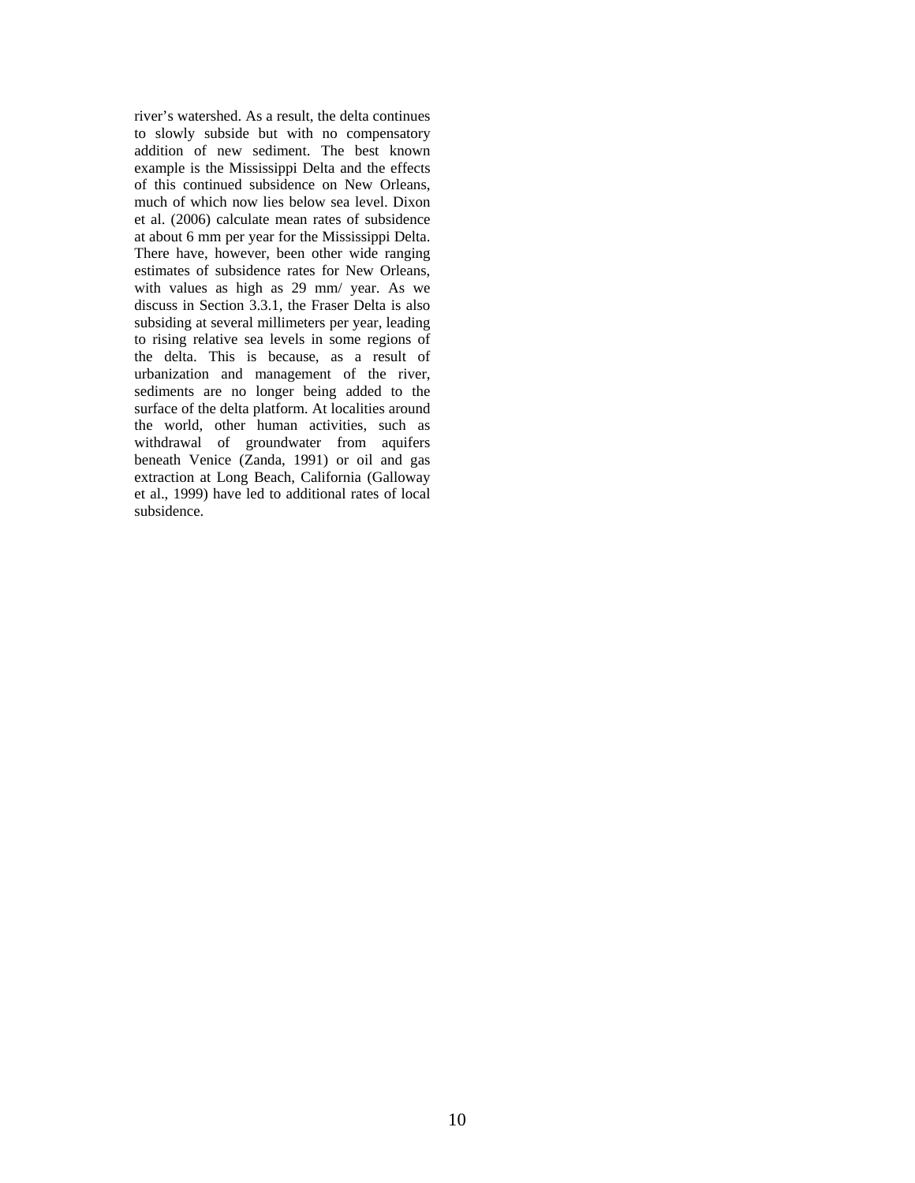river's watershed. As a result, the delta continues to slowly subside but with no compensatory addition of new sediment. The best known example is the Mississippi Delta and the effects of this continued subsidence on New Orleans, much of which now lies below sea level. Dixon et al. (2006) calculate mean rates of subsidence at about 6 mm per year for the Mississippi Delta. There have, however, been other wide ranging estimates of subsidence rates for New Orleans, with values as high as 29 mm/ year. As we discuss in Section 3.3.1, the Fraser Delta is also subsiding at several millimeters per year, leading to rising relative sea levels in some regions of the delta. This is because, as a result of urbanization and management of the river, sediments are no longer being added to the surface of the delta platform. At localities around the world, other human activities, such as withdrawal of groundwater from aquifers beneath Venice (Zanda, 1991) or oil and gas extraction at Long Beach, California (Galloway et al., 1999) have led to additional rates of local subsidence.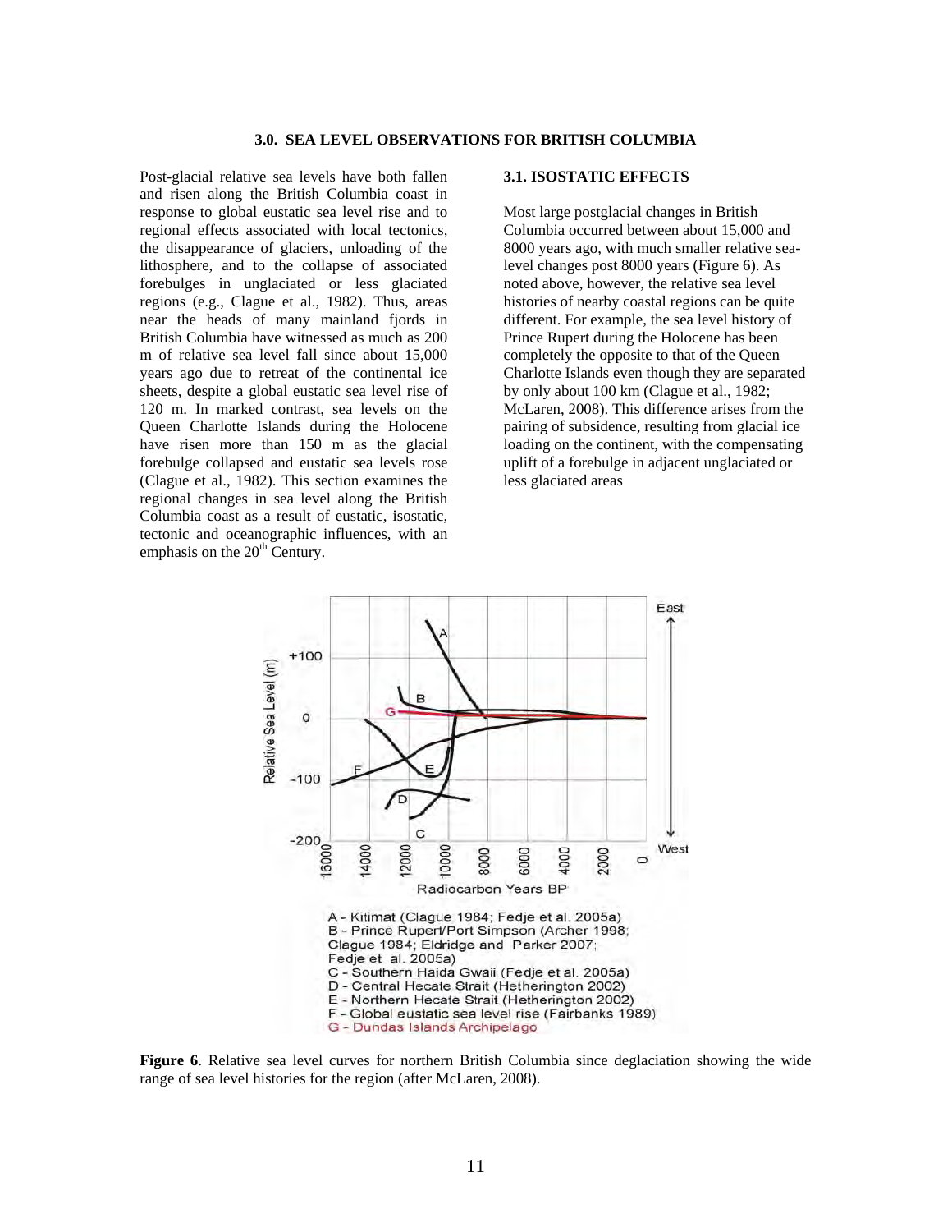### 3.0. SEA LEVEL OBSERVATIONS FOR BRITISH COLUMBIA

Post-glacial relative sea levels have both fallen and risen along the British Columbia coast in response to global eustatic sea level rise and to regional effects associated with local tectonics, the disappearance of glaciers, unloading of the lithosphere, and to the collapse of associated forebulges in unglaciated or less glaciated regions (e.g., Clague et al., 1982). Thus, areas near the heads of many mainland fjords in British Columbia have witnessed as much as 200 m of relative sea level fall since about 15,000 years ago due to retreat of the continental ice sheets, despite a global eustatic sea level rise of 120 m. In marked contrast, sea levels on the Queen Charlotte Islands during the Holocene have risen more than 150 m as the glacial forebulge collapsed and eustatic sea levels rose (Clague et al., 1982). This section examines the regional changes in sea level along the British Columbia coast as a result of eustatic, isostatic, tectonic and oceanographic influences, with an emphasis on the 20th Century.

#### 3.1. ISOSTATIC EFFECTS

Most large postglacial changes in British Columbia occurred between about 15,000 and 8000 years ago, with much smaller relative sea-level changes post 8000 years (Figure 6). As noted above, however, the relative sea level histories of nearby coastal regions can be quite different. For example, the sea level history of Prince Rupert during the Holocene has been completely the opposite to that of the Queen Charlotte Islands even though they are separated by only about 100 km (Clague et al., 1982; McLaren, 2008). This difference arises from the pairing of subsidence, resulting from glacial ice loading on the continent, with the compensating uplift of a forebulge in adjacent unglaciated or less glaciated areas

A - Kitimat (Clague 1984; Fedje et al. 2005a)
B - Prince Rupert/Port Simpson (Archer 1998; Clague 1984; Eldridge and Parker 2007; Fedje et al. 2005a)
C - Southern Haida Gwaii (Fedje et al. 2005a)
D - Central Hecate Strait (Hetherington 2002)
E - Northern Hecate Strait (Hetherington 2002)
F - Global eustatic sea level rise (Fairbanks 1989)
G - Dundas Islands Archipelago

**Figure 6**. Relative sea level curves for northern British Columbia since deglaciation showing the wide range of sea level histories for the region (after McLaren, 2008).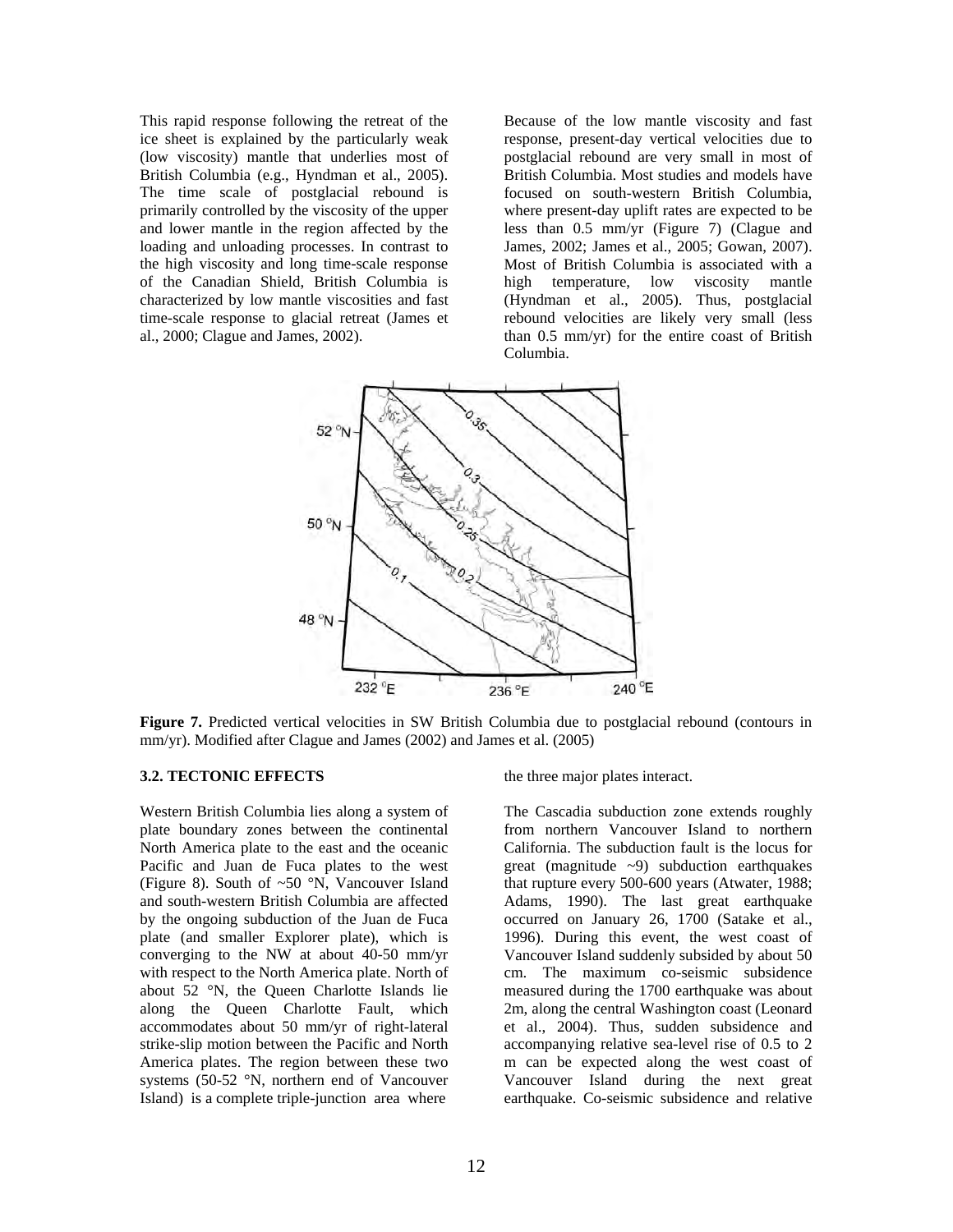This rapid response following the retreat of the ice sheet is explained by the particularly weak (low viscosity) mantle that underlies most of British Columbia (e.g., Hyndman et al., 2005). The time scale of postglacial rebound is primarily controlled by the viscosity of the upper and lower mantle in the region affected by the loading and unloading processes. In contrast to the high viscosity and long time-scale response of the Canadian Shield, British Columbia is characterized by low mantle viscosities and fast time-scale response to glacial retreat (James et al., 2000; Clague and James, 2002).

Because of the low mantle viscosity and fast response, present-day vertical velocities due to postglacial rebound are very small in most of British Columbia. Most studies and models have focused on south-western British Columbia, where present-day uplift rates are expected to be less than 0.5 mm/yr (Figure 7) (Clague and James, 2002; James et al., 2005; Gowan, 2007). Most of British Columbia is associated with a high temperature, low viscosity mantle (Hyndman et al., 2005). Thus, postglacial rebound velocities are likely very small (less than 0.5 mm/yr) for the entire coast of British Columbia.

**Figure 7.** Predicted vertical velocities in SW British Columbia due to postglacial rebound (contours in mm/yr). Modified after Clague and James (2002) and James et al. (2005)

### 3.2. TECTONIC EFFECTS

Western British Columbia lies along a system of plate boundary zones between the continental North America plate to the east and the oceanic Pacific and Juan de Fuca plates to the west (Figure 8). South of ~50 °N, Vancouver Island and south-western British Columbia are affected by the ongoing subduction of the Juan de Fuca plate (and smaller Explorer plate), which is converging to the NW at about 40-50 mm/yr with respect to the North America plate. North of about 52 °N, the Queen Charlotte Islands lie along the Queen Charlotte Fault, which accommodates about 50 mm/yr of right-lateral strike-slip motion between the Pacific and North America plates. The region between these two systems (50-52 °N, northern end of Vancouver Island) is a complete triple-junction area where the three major plates interact.

The Cascadia subduction zone extends roughly from northern Vancouver Island to northern California. The subduction fault is the locus for great (magnitude ~9) subduction earthquakes that rupture every 500-600 years (Atwater, 1988; Adams, 1990). The last great earthquake occurred on January 26, 1700 (Satake et al., 1996). During this event, the west coast of Vancouver Island suddenly subsided by about 50 cm. The maximum co-seismic subsidence measured during the 1700 earthquake was about 2m, along the central Washington coast (Leonard et al., 2004). Thus, sudden subsidence and accompanying relative sea-level rise of 0.5 to 2 m can be expected along the west coast of Vancouver Island during the next great earthquake. Co-seismic subsidence and relative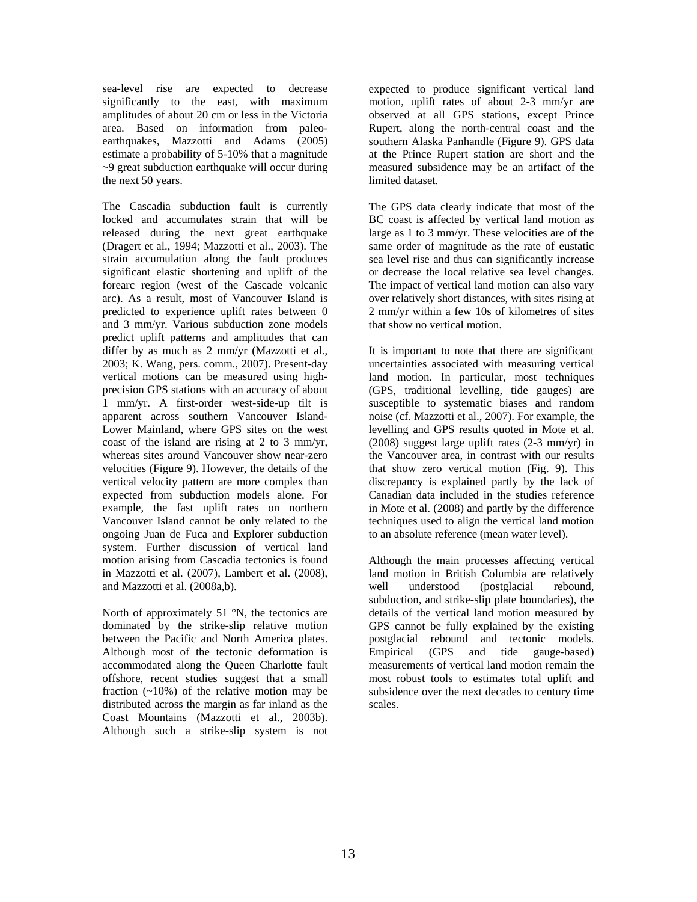sea-level rise are expected to decrease significantly to the east, with maximum amplitudes of about 20 cm or less in the Victoria area. Based on information from paleo-earthquakes, Mazzotti and Adams (2005) estimate a probability of 5-10% that a magnitude ~9 great subduction earthquake will occur during the next 50 years.

The Cascadia subduction fault is currently locked and accumulates strain that will be released during the next great earthquake (Dragert et al., 1994; Mazzotti et al., 2003). The strain accumulation along the fault produces significant elastic shortening and uplift of the forearc region (west of the Cascade volcanic arc). As a result, most of Vancouver Island is predicted to experience uplift rates between 0 and 3 mm/yr. Various subduction zone models predict uplift patterns and amplitudes that can differ by as much as 2 mm/yr (Mazzotti et al., 2003; K. Wang, pers. comm., 2007). Present-day vertical motions can be measured using high-precision GPS stations with an accuracy of about 1 mm/yr. A first-order west-side-up tilt is apparent across southern Vancouver Island-Lower Mainland, where GPS sites on the west coast of the island are rising at 2 to 3 mm/yr, whereas sites around Vancouver show near-zero velocities (Figure 9). However, the details of the vertical velocity pattern are more complex than expected from subduction models alone. For example, the fast uplift rates on northern Vancouver Island cannot be only related to the ongoing Juan de Fuca and Explorer subduction system. Further discussion of vertical land motion arising from Cascadia tectonics is found in Mazzotti et al. (2007), Lambert et al. (2008), and Mazzotti et al. (2008a,b).

North of approximately 51 °N, the tectonics are dominated by the strike-slip relative motion between the Pacific and North America plates. Although most of the tectonic deformation is accommodated along the Queen Charlotte fault offshore, recent studies suggest that a small fraction (~10%) of the relative motion may be distributed across the margin as far inland as the Coast Mountains (Mazzotti et al., 2003b). Although such a strike-slip system is not expected to produce significant vertical land motion, uplift rates of about 2-3 mm/yr are observed at all GPS stations, except Prince Rupert, along the north-central coast and the southern Alaska Panhandle (Figure 9). GPS data at the Prince Rupert station are short and the measured subsidence may be an artifact of the limited dataset.

The GPS data clearly indicate that most of the BC coast is affected by vertical land motion as large as 1 to 3 mm/yr. These velocities are of the same order of magnitude as the rate of eustatic sea level rise and thus can significantly increase or decrease the local relative sea level changes. The impact of vertical land motion can also vary over relatively short distances, with sites rising at 2 mm/yr within a few 10s of kilometres of sites that show no vertical motion.

It is important to note that there are significant uncertainties associated with measuring vertical land motion. In particular, most techniques (GPS, traditional levelling, tide gauges) are susceptible to systematic biases and random noise (cf. Mazzotti et al., 2007). For example, the levelling and GPS results quoted in Mote et al. (2008) suggest large uplift rates (2-3 mm/yr) in the Vancouver area, in contrast with our results that show zero vertical motion (Fig. 9). This discrepancy is explained partly by the lack of Canadian data included in the studies reference in Mote et al. (2008) and partly by the difference techniques used to align the vertical land motion to an absolute reference (mean water level).

Although the main processes affecting vertical land motion in British Columbia are relatively well understood (postglacial rebound, subduction, and strike-slip plate boundaries), the details of the vertical land motion measured by GPS cannot be fully explained by the existing postglacial rebound and tectonic models. Empirical (GPS and tide gauge-based) measurements of vertical land motion remain the most robust tools to estimates total uplift and subsidence over the next decades to century time scales.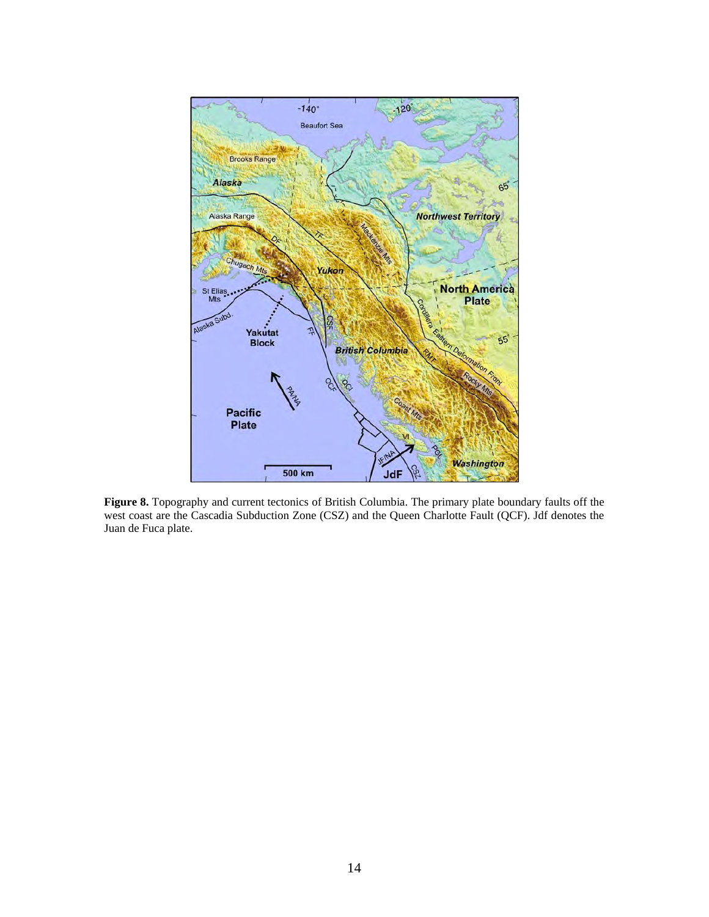**Figure 8.** Topography and current tectonics of British Columbia. The primary plate boundary faults off the west coast are the Cascadia Subduction Zone (CSZ) and the Queen Charlotte Fault (QCF). Jdf denotes the Juan de Fuca plate.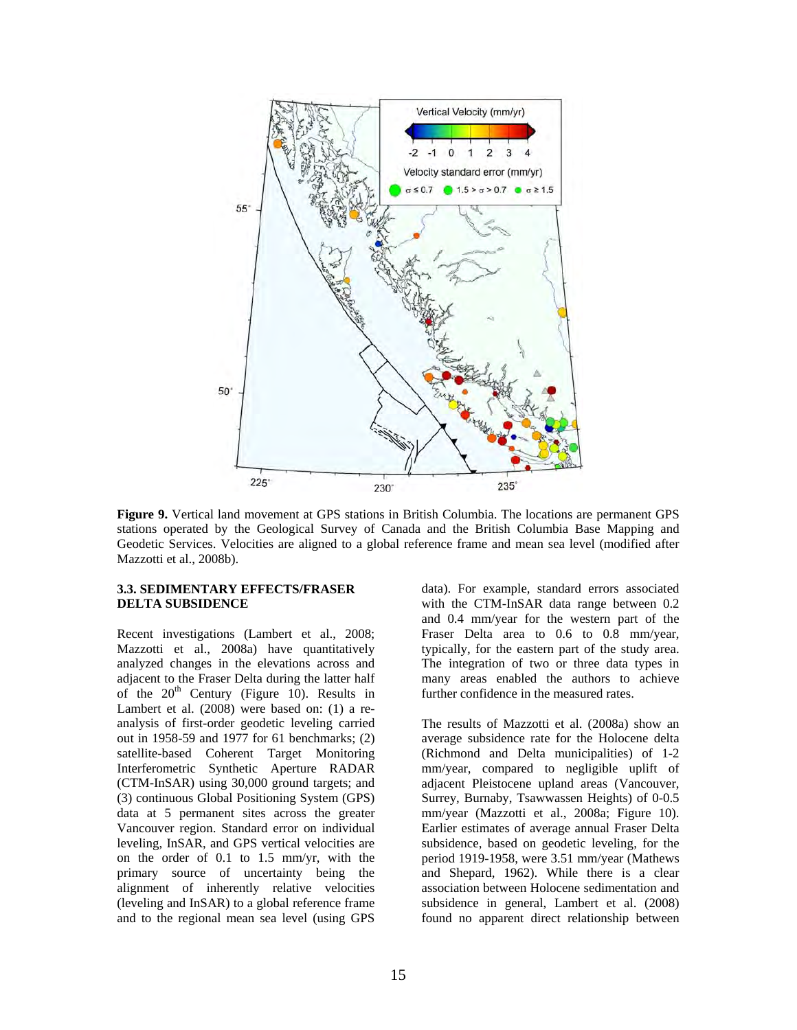**Figure 9.** Vertical land movement at GPS stations in British Columbia. The locations are permanent GPS stations operated by the Geological Survey of Canada and the British Columbia Base Mapping and Geodetic Services. Velocities are aligned to a global reference frame and mean sea level (modified after Mazzotti et al., 2008b).

### 3.3. SEDIMENTARY EFFECTS/FRASER DELTA SUBSIDENCE

Recent investigations (Lambert et al., 2008; Mazzotti et al., 2008a) have quantitatively analyzed changes in the elevations across and adjacent to the Fraser Delta during the latter half of the 20th Century (Figure 10). Results in Lambert et al. (2008) were based on: (1) a re-analysis of first-order geodetic leveling carried out in 1958-59 and 1977 for 61 benchmarks; (2) satellite-based Coherent Target Monitoring Interferometric Synthetic Aperture RADAR (CTM-InSAR) using 30,000 ground targets; and (3) continuous Global Positioning System (GPS) data at 5 permanent sites across the greater Vancouver region. Standard error on individual leveling, InSAR, and GPS vertical velocities are on the order of 0.1 to 1.5 mm/yr, with the primary source of uncertainty being the alignment of inherently relative velocities (leveling and InSAR) to a global reference frame and to the regional mean sea level (using GPS data). For example, standard errors associated with the CTM-InSAR data range between 0.2 and 0.4 mm/year for the western part of the Fraser Delta area to 0.6 to 0.8 mm/year, typically, for the eastern part of the study area. The integration of two or three data types in many areas enabled the authors to achieve further confidence in the measured rates.

The results of Mazzotti et al. (2008a) show an average subsidence rate for the Holocene delta (Richmond and Delta municipalities) of 1-2 mm/year, compared to negligible uplift of adjacent Pleistocene upland areas (Vancouver, Surrey, Burnaby, Tsawwassen Heights) of 0-0.5 mm/year (Mazzotti et al., 2008a; Figure 10). Earlier estimates of average annual Fraser Delta subsidence, based on geodetic leveling, for the period 1919-1958, were 3.51 mm/year (Mathews and Shepard, 1962). While there is a clear association between Holocene sedimentation and subsidence in general, Lambert et al. (2008) found no apparent direct relationship between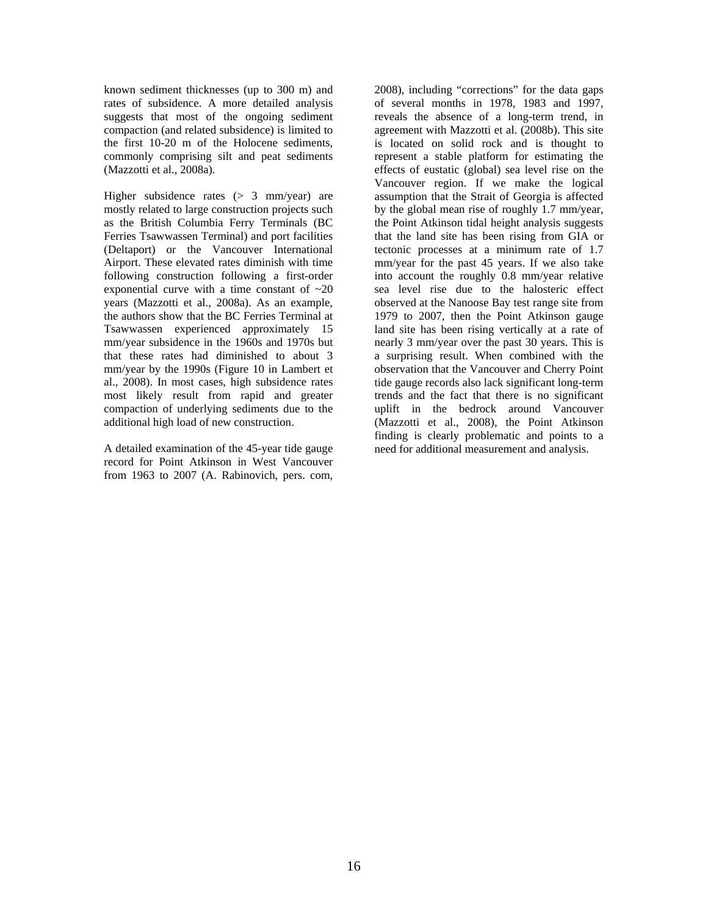known sediment thicknesses (up to 300 m) and rates of subsidence. A more detailed analysis suggests that most of the ongoing sediment compaction (and related subsidence) is limited to the first 10-20 m of the Holocene sediments, commonly comprising silt and peat sediments (Mazzotti et al., 2008a).

Higher subsidence rates (> 3 mm/year) are mostly related to large construction projects such as the British Columbia Ferry Terminals (BC Ferries Tsawwassen Terminal) and port facilities (Deltaport) or the Vancouver International Airport. These elevated rates diminish with time following construction following a first-order exponential curve with a time constant of ~20 years (Mazzotti et al., 2008a). As an example, the authors show that the BC Ferries Terminal at Tsawwassen experienced approximately 15 mm/year subsidence in the 1960s and 1970s but that these rates had diminished to about 3 mm/year by the 1990s (Figure 10 in Lambert et al., 2008). In most cases, high subsidence rates most likely result from rapid and greater compaction of underlying sediments due to the additional high load of new construction.

A detailed examination of the 45-year tide gauge record for Point Atkinson in West Vancouver from 1963 to 2007 (A. Rabinovich, pers. com, 2008), including "corrections" for the data gaps of several months in 1978, 1983 and 1997, reveals the absence of a long-term trend, in agreement with Mazzotti et al. (2008b). This site is located on solid rock and is thought to represent a stable platform for estimating the effects of eustatic (global) sea level rise on the Vancouver region. If we make the logical assumption that the Strait of Georgia is affected by the global mean rise of roughly 1.7 mm/year, the Point Atkinson tidal height analysis suggests that the land site has been rising from GIA or tectonic processes at a minimum rate of 1.7 mm/year for the past 45 years. If we also take into account the roughly 0.8 mm/year relative sea level rise due to the halosteric effect observed at the Nanoose Bay test range site from 1979 to 2007, then the Point Atkinson gauge land site has been rising vertically at a rate of nearly 3 mm/year over the past 30 years. This is a surprising result. When combined with the observation that the Vancouver and Cherry Point tide gauge records also lack significant long-term trends and the fact that there is no significant uplift in the bedrock around Vancouver (Mazzotti et al., 2008), the Point Atkinson finding is clearly problematic and points to a need for additional measurement and analysis.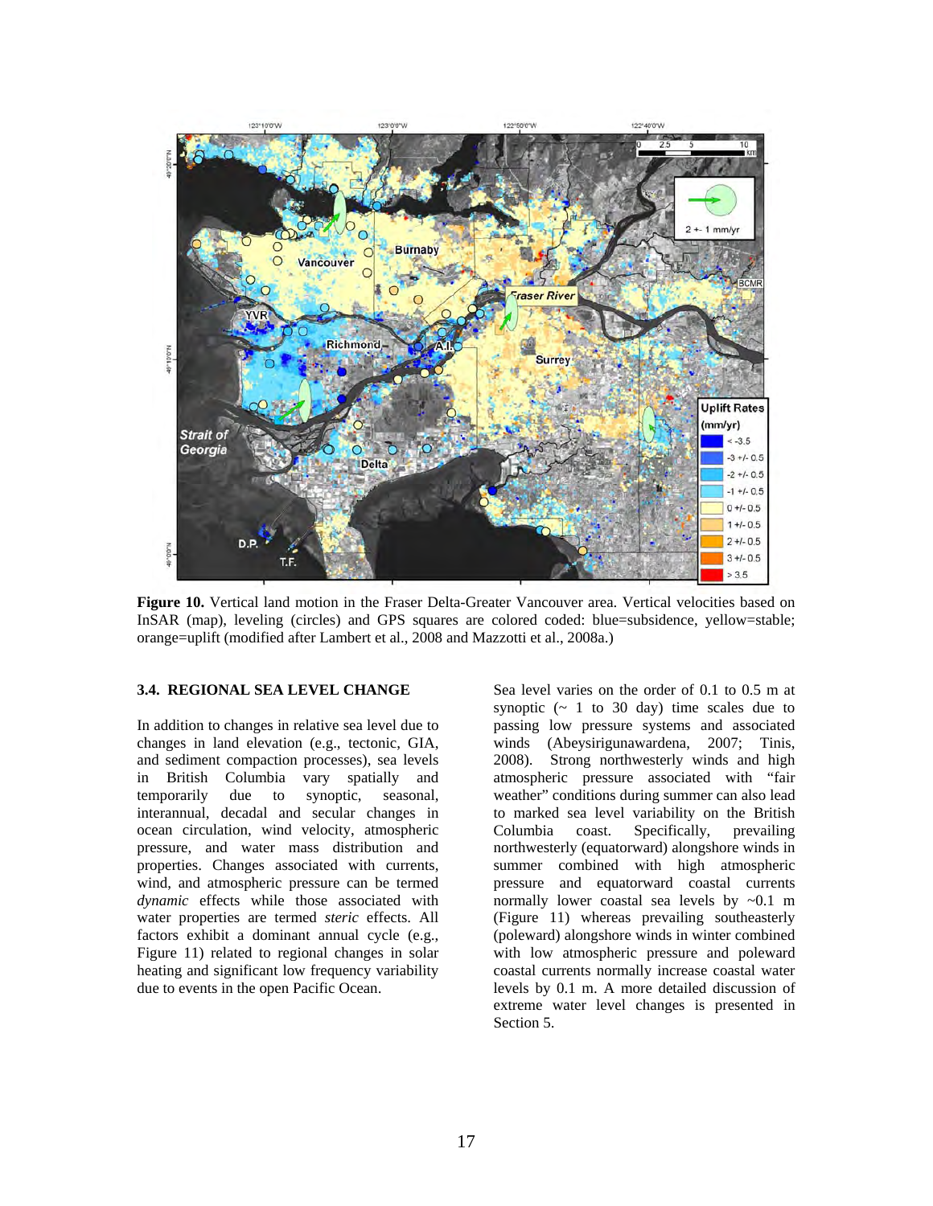**Figure 10.** Vertical land motion in the Fraser Delta-Greater Vancouver area. Vertical velocities based on InSAR (map), leveling (circles) and GPS squares are colored coded: blue=subsidence, yellow=stable; orange=uplift (modified after Lambert et al., 2008 and Mazzotti et al., 2008a.)

### 3.4. REGIONAL SEA LEVEL CHANGE

In addition to changes in relative sea level due to changes in land elevation (e.g., tectonic, GIA, and sediment compaction processes), sea levels in British Columbia vary spatially and temporarily due to synoptic, seasonal, interannual, decadal and secular changes in ocean circulation, wind velocity, atmospheric pressure, and water mass distribution and properties. Changes associated with currents, wind, and atmospheric pressure can be termed *dynamic* effects while those associated with water properties are termed *steric* effects. All factors exhibit a dominant annual cycle (e.g., Figure 11) related to regional changes in solar heating and significant low frequency variability due to events in the open Pacific Ocean.

Sea level varies on the order of 0.1 to 0.5 m at synoptic (~ 1 to 30 day) time scales due to passing low pressure systems and associated winds (Abeysirigunawardena, 2007; Tinis, 2008). Strong northwesterly winds and high atmospheric pressure associated with "fair weather" conditions during summer can also lead to marked sea level variability on the British Columbia coast. Specifically, prevailing northwesterly (equatorward) alongshore winds in summer combined with high atmospheric pressure and equatorward coastal currents normally lower coastal sea levels by ~0.1 m (Figure 11) whereas prevailing southeasterly (poleward) alongshore winds in winter combined with low atmospheric pressure and poleward coastal currents normally increase coastal water levels by 0.1 m. A more detailed discussion of extreme water level changes is presented in Section 5.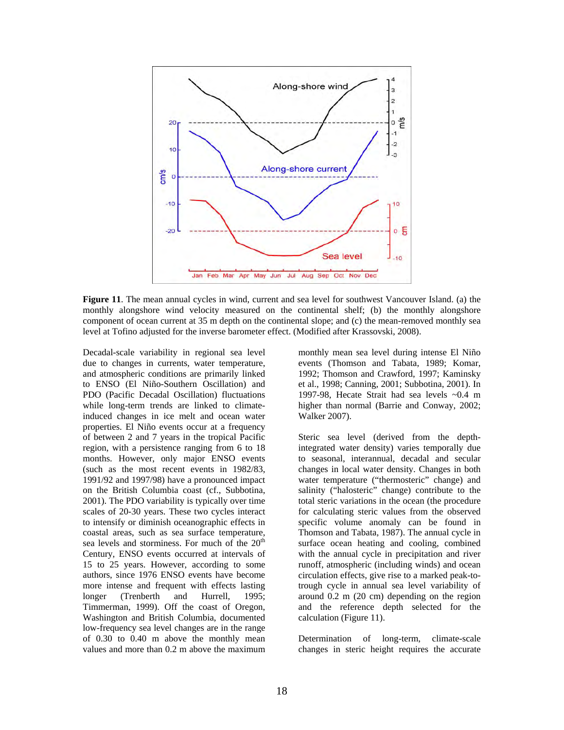**Figure 11**. The mean annual cycles in wind, current and sea level for southwest Vancouver Island. (a) the monthly alongshore wind velocity measured on the continental shelf; (b) the monthly alongshore component of ocean current at 35 m depth on the continental slope; and (c) the mean-removed monthly sea level at Tofino adjusted for the inverse barometer effect. (Modified after Krassovski, 2008).

Decadal-scale variability in regional sea level due to changes in currents, water temperature, and atmospheric conditions are primarily linked to ENSO (El Niño-Southern Oscillation) and PDO (Pacific Decadal Oscillation) fluctuations while long-term trends are linked to climate-induced changes in ice melt and ocean water properties. El Niño events occur at a frequency of between 2 and 7 years in the tropical Pacific region, with a persistence ranging from 6 to 18 months. However, only major ENSO events (such as the most recent events in 1982/83, 1991/92 and 1997/98) have a pronounced impact on the British Columbia coast (cf., Subbotina, 2001). The PDO variability is typically over time scales of 20-30 years. These two cycles interact to intensify or diminish oceanographic effects in coastal areas, such as sea surface temperature, sea levels and storminess. For much of the 20th Century, ENSO events occurred at intervals of 15 to 25 years. However, according to some authors, since 1976 ENSO events have become more intense and frequent with effects lasting longer (Trenberth and Hurrell, 1995; Timmerman, 1999). Off the coast of Oregon, Washington and British Columbia, documented low-frequency sea level changes are in the range of 0.30 to 0.40 m above the monthly mean values and more than 0.2 m above the maximum monthly mean sea level during intense El Niño events (Thomson and Tabata, 1989; Komar, 1992; Thomson and Crawford, 1997; Kaminsky et al., 1998; Canning, 2001; Subbotina, 2001). In 1997-98, Hecate Strait had sea levels ~0.4 m higher than normal (Barrie and Conway, 2002; Walker 2007).

Steric sea level (derived from the depth-integrated water density) varies temporally due to seasonal, interannual, decadal and secular changes in local water density. Changes in both water temperature ("thermosteric" change) and salinity ("halosteric" change) contribute to the total steric variations in the ocean (the procedure for calculating steric values from the observed specific volume anomaly can be found in Thomson and Tabata, 1987). The annual cycle in surface ocean heating and cooling, combined with the annual cycle in precipitation and river runoff, atmospheric (including winds) and ocean circulation effects, give rise to a marked peak-to-trough cycle in annual sea level variability of around 0.2 m (20 cm) depending on the region and the reference depth selected for the calculation (Figure 11).

Determination of long-term, climate-scale changes in steric height requires the accurate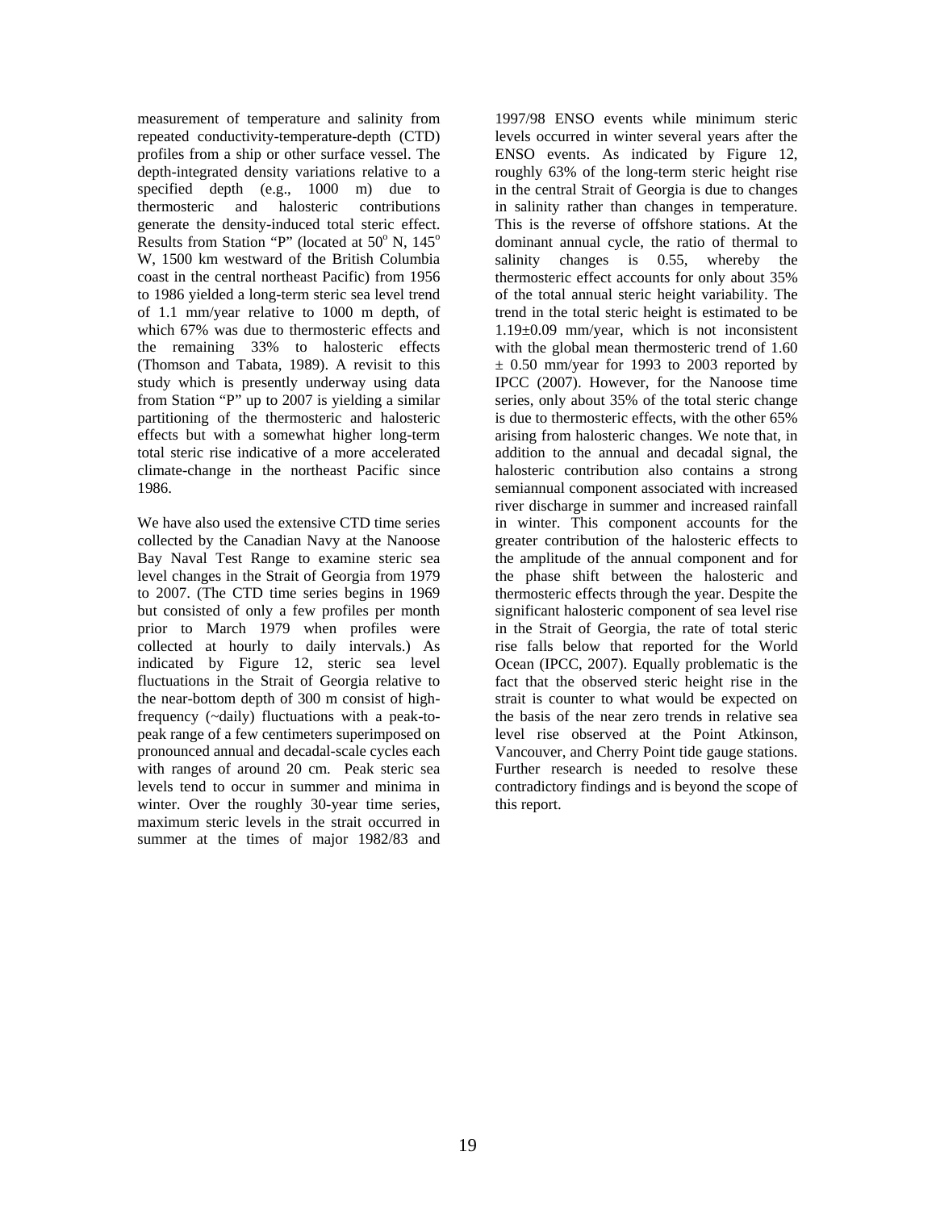measurement of temperature and salinity from repeated conductivity-temperature-depth (CTD) profiles from a ship or other surface vessel. The depth-integrated density variations relative to a specified depth (e.g., 1000 m) due to thermosteric and halosteric contributions generate the density-induced total steric effect. Results from Station "P" (located at 50$^{o}$ N, 145$^{o}$ W, 1500 km westward of the British Columbia coast in the central northeast Pacific) from 1956 to 1986 yielded a long-term steric sea level trend of 1.1 mm/year relative to 1000 m depth, of which 67% was due to thermosteric effects and the remaining 33% to halosteric effects (Thomson and Tabata, 1989). A revisit to this study which is presently underway using data from Station "P" up to 2007 is yielding a similar partitioning of the thermosteric and halosteric effects but with a somewhat higher long-term total steric rise indicative of a more accelerated climate-change in the northeast Pacific since 1986.

We have also used the extensive CTD time series collected by the Canadian Navy at the Nanoose Bay Naval Test Range to examine steric sea level changes in the Strait of Georgia from 1979 to 2007. (The CTD time series begins in 1969 but consisted of only a few profiles per month prior to March 1979 when profiles were collected at hourly to daily intervals.) As indicated by Figure 12, steric sea level fluctuations in the Strait of Georgia relative to the near-bottom depth of 300 m consist of high-frequency (~daily) fluctuations with a peak-to-peak range of a few centimeters superimposed on pronounced annual and decadal-scale cycles each with ranges of around 20 cm. Peak steric sea levels tend to occur in summer and minima in winter. Over the roughly 30-year time series, maximum steric levels in the strait occurred in summer at the times of major 1982/83 and 1997/98 ENSO events while minimum steric levels occurred in winter several years after the ENSO events. As indicated by Figure 12, roughly 63% of the long-term steric height rise in the central Strait of Georgia is due to changes in salinity rather than changes in temperature. This is the reverse of offshore stations. At the dominant annual cycle, the ratio of thermal to salinity changes is 0.55, whereby the thermosteric effect accounts for only about 35% of the total annual steric height variability. The trend in the total steric height is estimated to be 1.19±0.09 mm/year, which is not inconsistent with the global mean thermosteric trend of 1.60 ± 0.50 mm/year for 1993 to 2003 reported by IPCC (2007). However, for the Nanoose time series, only about 35% of the total steric change is due to thermosteric effects, with the other 65% arising from halosteric changes. We note that, in addition to the annual and decadal signal, the halosteric contribution also contains a strong semiannual component associated with increased river discharge in summer and increased rainfall in winter. This component accounts for the greater contribution of the halosteric effects to the amplitude of the annual component and for the phase shift between the halosteric and thermosteric effects through the year. Despite the significant halosteric component of sea level rise in the Strait of Georgia, the rate of total steric rise falls below that reported for the World Ocean (IPCC, 2007). Equally problematic is the fact that the observed steric height rise in the strait is counter to what would be expected on the basis of the near zero trends in relative sea level rise observed at the Point Atkinson, Vancouver, and Cherry Point tide gauge stations. Further research is needed to resolve these contradictory findings and is beyond the scope of this report.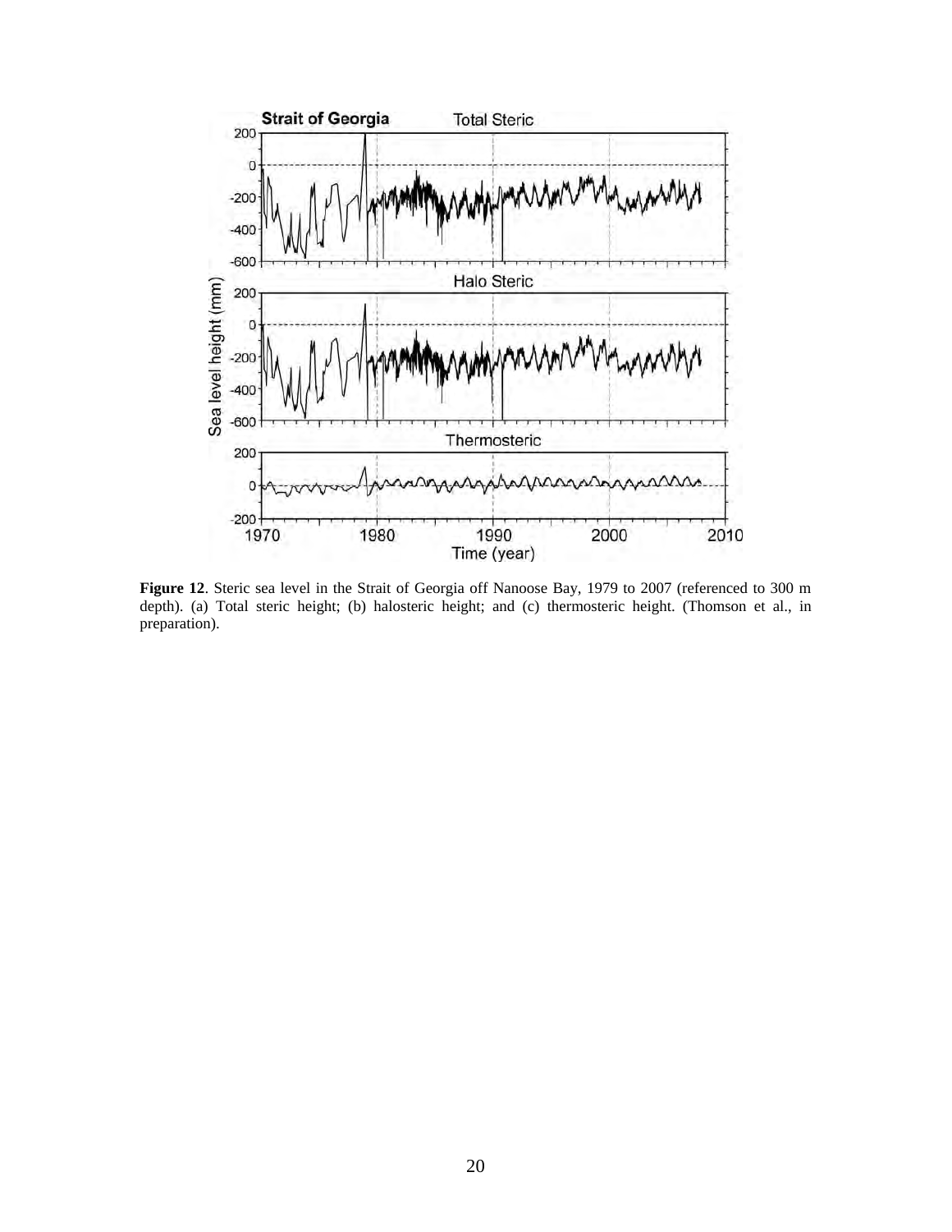**Figure 12**. Steric sea level in the Strait of Georgia off Nanoose Bay, 1979 to 2007 (referenced to 300 m depth). (a) Total steric height; (b) halosteric height; and (c) thermosteric height. (Thomson et al., in preparation).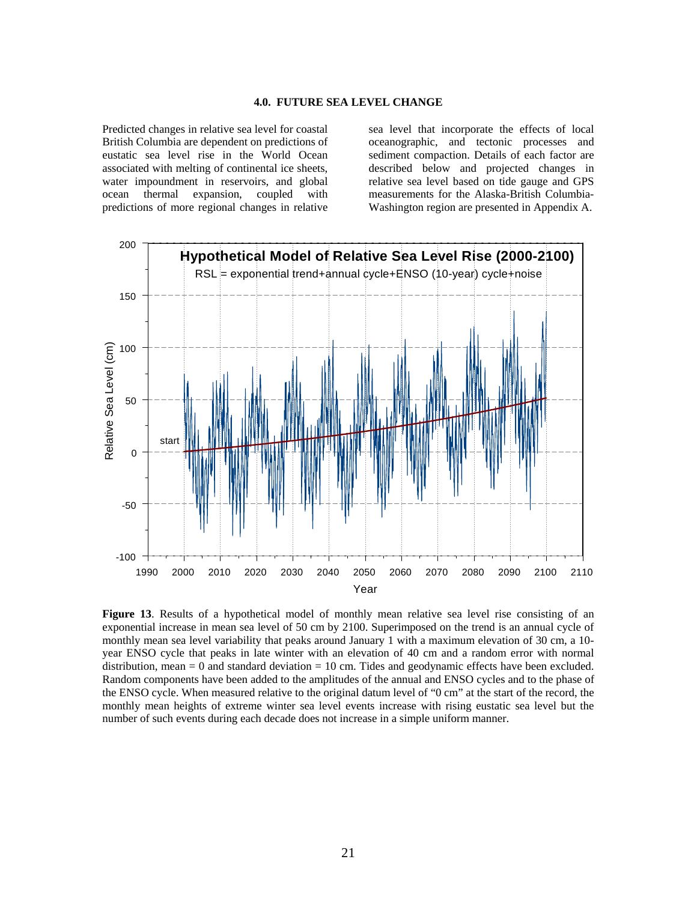## 4.0. FUTURE SEA LEVEL CHANGE

Predicted changes in relative sea level for coastal British Columbia are dependent on predictions of eustatic sea level rise in the World Ocean associated with melting of continental ice sheets, water impoundment in reservoirs, and global ocean thermal expansion, coupled with predictions of more regional changes in relative sea level that incorporate the effects of local oceanographic, and tectonic processes and sediment compaction. Details of each factor are described below and projected changes in relative sea level based on tide gauge and GPS measurements for the Alaska-British Columbia-Washington region are presented in Appendix A.

**Figure 13**. Results of a hypothetical model of monthly mean relative sea level rise consisting of an exponential increase in mean sea level of 50 cm by 2100. Superimposed on the trend is an annual cycle of monthly mean sea level variability that peaks around January 1 with a maximum elevation of 30 cm, a 10-year ENSO cycle that peaks in late winter with an elevation of 40 cm and a random error with normal distribution, mean = 0 and standard deviation = 10 cm. Tides and geodynamic effects have been excluded. Random components have been added to the amplitudes of the annual and ENSO cycles and to the phase of the ENSO cycle. When measured relative to the original datum level of "0 cm" at the start of the record, the monthly mean heights of extreme winter sea level events increase with rising eustatic sea level but the number of such events during each decade does not increase in a simple uniform manner.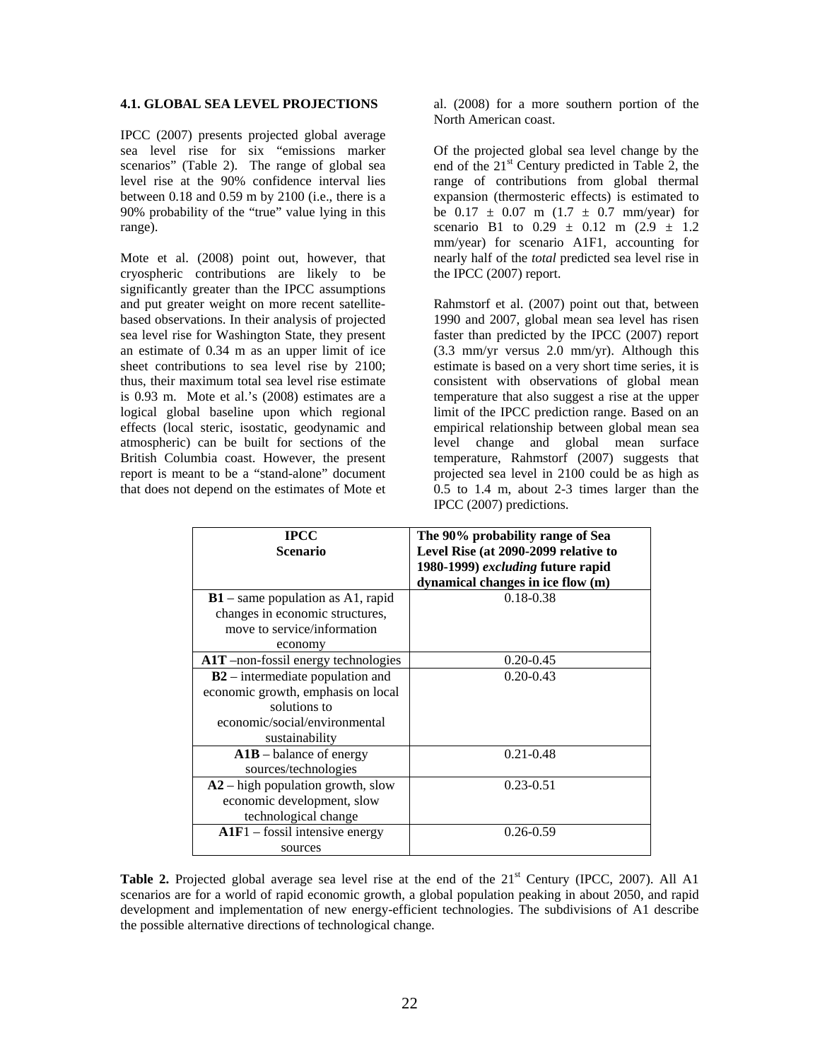### 4.1. GLOBAL SEA LEVEL PROJECTIONS

IPCC (2007) presents projected global average sea level rise for six "emissions marker scenarios" (Table 2). The range of global sea level rise at the 90% confidence interval lies between 0.18 and 0.59 m by 2100 (i.e., there is a 90% probability of the "true" value lying in this range).

Mote et al. (2008) point out, however, that cryospheric contributions are likely to be significantly greater than the IPCC assumptions and put greater weight on more recent satellite-based observations. In their analysis of projected sea level rise for Washington State, they present an estimate of 0.34 m as an upper limit of ice sheet contributions to sea level rise by 2100; thus, their maximum total sea level rise estimate is 0.93 m. Mote et al.'s (2008) estimates are a logical global baseline upon which regional effects (local steric, isostatic, geodynamic and atmospheric) can be built for sections of the British Columbia coast. However, the present report is meant to be a "stand-alone" document that does not depend on the estimates of Mote et al. (2008) for a more southern portion of the North American coast.

Of the projected global sea level change by the end of the 21[st] Century predicted in Table 2, the range of contributions from global thermal expansion (thermosteric effects) is estimated to be 0.17 ± 0.07 m (1.7 ± 0.7 mm/year) for scenario B1 to 0.29 ± 0.12 m (2.9 ± 1.2 mm/year) for scenario A1F1, accounting for nearly half of the *total* predicted sea level rise in the IPCC (2007) report.

Rahmstorf et al. (2007) point out that, between 1990 and 2007, global mean sea level has risen faster than predicted by the IPCC (2007) report (3.3 mm/yr versus 2.0 mm/yr). Although this estimate is based on a very short time series, it is consistent with observations of global mean temperature that also suggest a rise at the upper limit of the IPCC prediction range. Based on an empirical relationship between global mean sea level change and global mean surface temperature, Rahmstorf (2007) suggests that projected sea level in 2100 could be as high as 0.5 to 1.4 m, about 2-3 times larger than the IPCC (2007) predictions.

| **IPCC Scenario** | **The 90% probability range of Sea Level Rise (at 2090-2099 relative to 1980-1999) *excluding* future rapid dynamical changes in ice flow (m)** |
|---|---|
| **B1** – same population as A1, rapid changes in economic structures, move to service/information economy | 0.18-0.38 |
| **A1T** –non-fossil energy technologies | 0.20-0.45 |
| **B2** – intermediate population and economic growth, emphasis on local solutions to economic/social/environmental sustainability | 0.20-0.43 |
| **A1B** – balance of energy sources/technologies | 0.21-0.48 |
| **A2** – high population growth, slow economic development, slow technological change | 0.23-0.51 |
| **A1F**1 – fossil intensive energy sources | 0.26-0.59 |

**Table 2.** Projected global average sea level rise at the end of the 21[st] Century (IPCC, 2007). All A1 scenarios are for a world of rapid economic growth, a global population peaking in about 2050, and rapid development and implementation of new energy-efficient technologies. The subdivisions of A1 describe the possible alternative directions of technological change.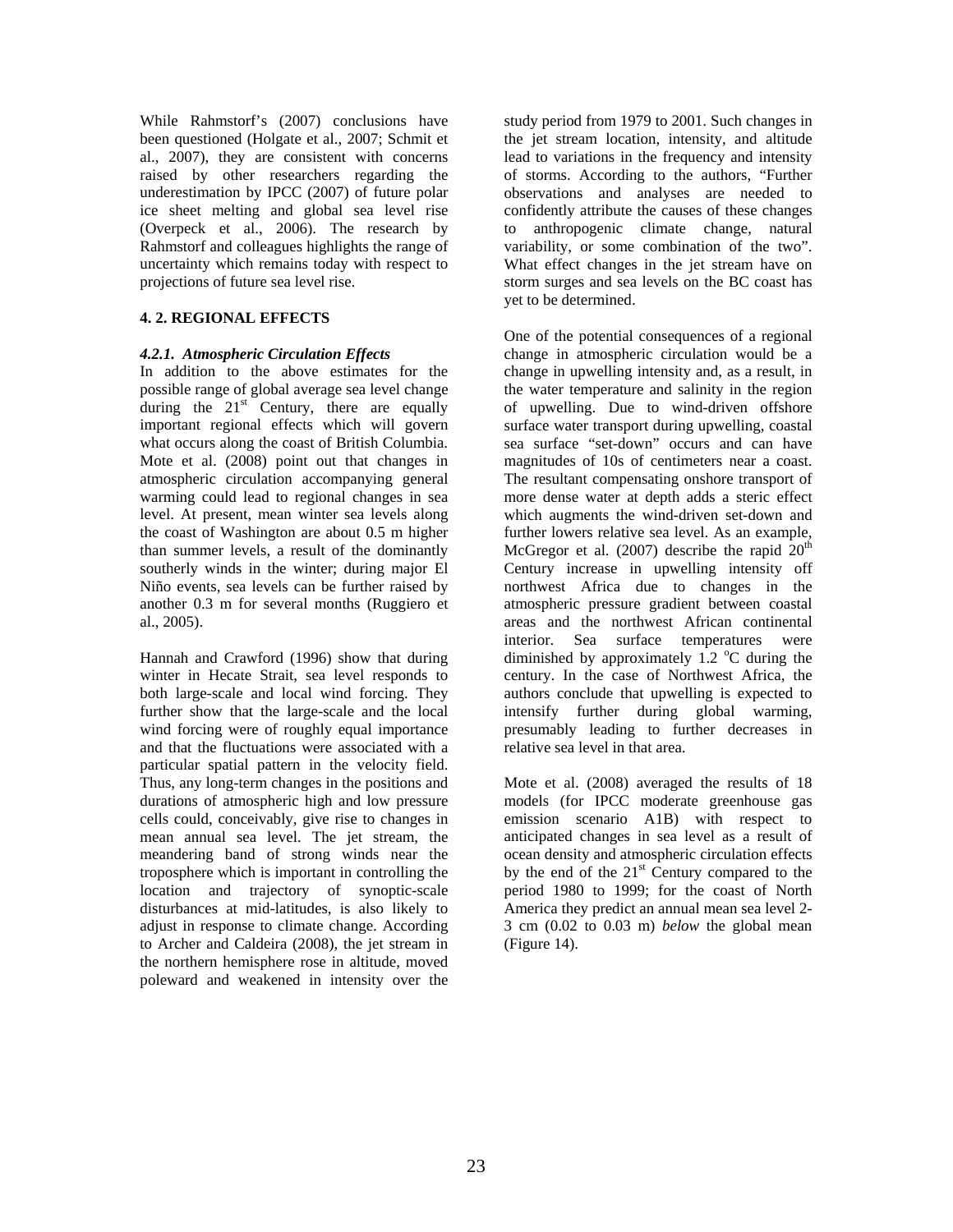While Rahmstorf's (2007) conclusions have been questioned (Holgate et al., 2007; Schmit et al., 2007), they are consistent with concerns raised by other researchers regarding the underestimation by IPCC (2007) of future polar ice sheet melting and global sea level rise (Overpeck et al., 2006). The research by Rahmstorf and colleagues highlights the range of uncertainty which remains today with respect to projections of future sea level rise.

## 4. 2. REGIONAL EFFECTS

### *4.2.1. Atmospheric Circulation Effects*

In addition to the above estimates for the possible range of global average sea level change during the 21st Century, there are equally important regional effects which will govern what occurs along the coast of British Columbia. Mote et al. (2008) point out that changes in atmospheric circulation accompanying general warming could lead to regional changes in sea level. At present, mean winter sea levels along the coast of Washington are about 0.5 m higher than summer levels, a result of the dominantly southerly winds in the winter; during major El Niño events, sea levels can be further raised by another 0.3 m for several months (Ruggiero et al., 2005).

Hannah and Crawford (1996) show that during winter in Hecate Strait, sea level responds to both large-scale and local wind forcing. They further show that the large-scale and the local wind forcing were of roughly equal importance and that the fluctuations were associated with a particular spatial pattern in the velocity field. Thus, any long-term changes in the positions and durations of atmospheric high and low pressure cells could, conceivably, give rise to changes in mean annual sea level. The jet stream, the meandering band of strong winds near the troposphere which is important in controlling the location and trajectory of synoptic-scale disturbances at mid-latitudes, is also likely to adjust in response to climate change. According to Archer and Caldeira (2008), the jet stream in the northern hemisphere rose in altitude, moved poleward and weakened in intensity over the study period from 1979 to 2001. Such changes in the jet stream location, intensity, and altitude lead to variations in the frequency and intensity of storms. According to the authors, "Further observations and analyses are needed to confidently attribute the causes of these changes to anthropogenic climate change, natural variability, or some combination of the two". What effect changes in the jet stream have on storm surges and sea levels on the BC coast has yet to be determined.

One of the potential consequences of a regional change in atmospheric circulation would be a change in upwelling intensity and, as a result, in the water temperature and salinity in the region of upwelling. Due to wind-driven offshore surface water transport during upwelling, coastal sea surface "set-down" occurs and can have magnitudes of 10s of centimeters near a coast. The resultant compensating onshore transport of more dense water at depth adds a steric effect which augments the wind-driven set-down and further lowers relative sea level. As an example, McGregor et al. (2007) describe the rapid 20th Century increase in upwelling intensity off northwest Africa due to changes in the atmospheric pressure gradient between coastal areas and the northwest African continental interior. Sea surface temperatures were diminished by approximately 1.2 °C during the century. In the case of Northwest Africa, the authors conclude that upwelling is expected to intensify further during global warming, presumably leading to further decreases in relative sea level in that area.

Mote et al. (2008) averaged the results of 18 models (for IPCC moderate greenhouse gas emission scenario A1B) with respect to anticipated changes in sea level as a result of ocean density and atmospheric circulation effects by the end of the 21st Century compared to the period 1980 to 1999; for the coast of North America they predict an annual mean sea level 2-3 cm (0.02 to 0.03 m) *below* the global mean (Figure 14).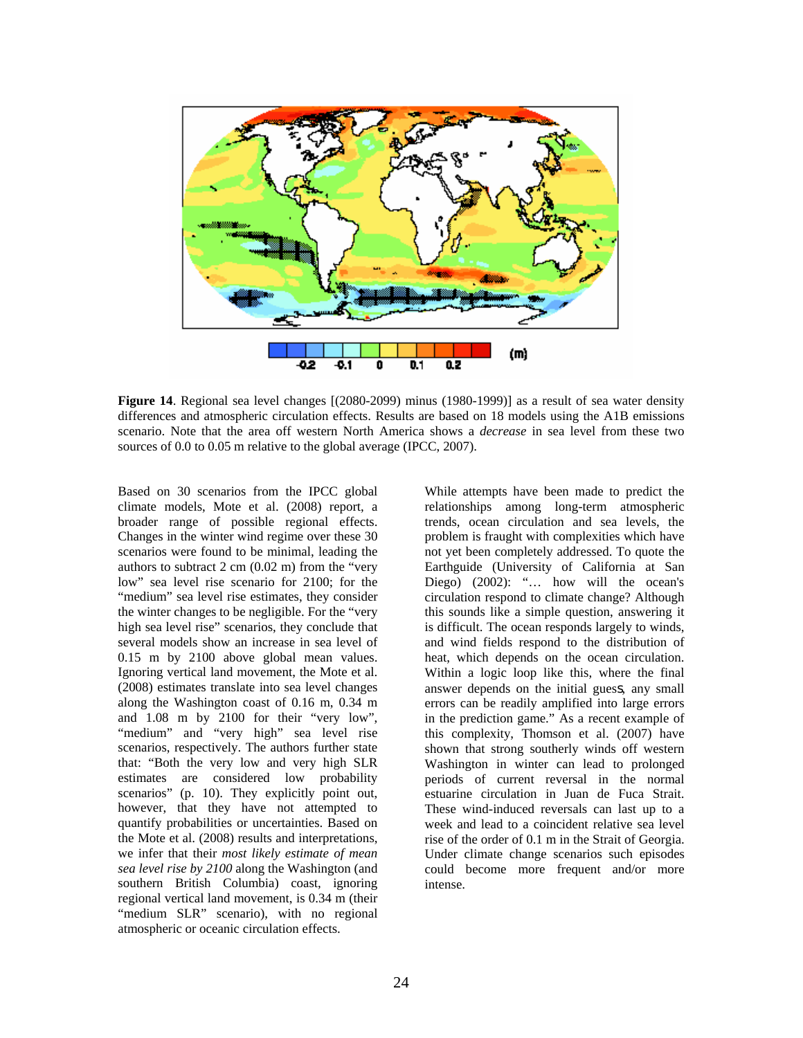**Figure 14**. Regional sea level changes [(2080-2099) minus (1980-1999)] as a result of sea water density differences and atmospheric circulation effects. Results are based on 18 models using the A1B emissions scenario. Note that the area off western North America shows a *decrease* in sea level from these two sources of 0.0 to 0.05 m relative to the global average (IPCC, 2007).

Based on 30 scenarios from the IPCC global climate models, Mote et al. (2008) report, a broader range of possible regional effects. Changes in the winter wind regime over these 30 scenarios were found to be minimal, leading the authors to subtract 2 cm (0.02 m) from the "very low" sea level rise scenario for 2100; for the "medium" sea level rise estimates, they consider the winter changes to be negligible. For the "very high sea level rise" scenarios, they conclude that several models show an increase in sea level of 0.15 m by 2100 above global mean values. Ignoring vertical land movement, the Mote et al. (2008) estimates translate into sea level changes along the Washington coast of 0.16 m, 0.34 m and 1.08 m by 2100 for their "very low", "medium" and "very high" sea level rise scenarios, respectively. The authors further state that: "Both the very low and very high SLR estimates are considered low probability scenarios" (p. 10). They explicitly point out, however, that they have not attempted to quantify probabilities or uncertainties. Based on the Mote et al. (2008) results and interpretations, we infer that their *most likely estimate of mean sea level rise by 2100* along the Washington (and southern British Columbia) coast, ignoring regional vertical land movement, is 0.34 m (their "medium SLR" scenario), with no regional atmospheric or oceanic circulation effects.

While attempts have been made to predict the relationships among long-term atmospheric trends, ocean circulation and sea levels, the problem is fraught with complexities which have not yet been completely addressed. To quote the Earthguide (University of California at San Diego) (2002): "… how will the ocean's circulation respond to climate change? Although this sounds like a simple question, answering it is difficult. The ocean responds largely to winds, and wind fields respond to the distribution of heat, which depends on the ocean circulation. Within a logic loop like this, where the final answer depends on the initial guess, any small errors can be readily amplified into large errors in the prediction game." As a recent example of this complexity, Thomson et al. (2007) have shown that strong southerly winds off western Washington in winter can lead to prolonged periods of current reversal in the normal estuarine circulation in Juan de Fuca Strait. These wind-induced reversals can last up to a week and lead to a coincident relative sea level rise of the order of 0.1 m in the Strait of Georgia. Under climate change scenarios such episodes could become more frequent and/or more intense.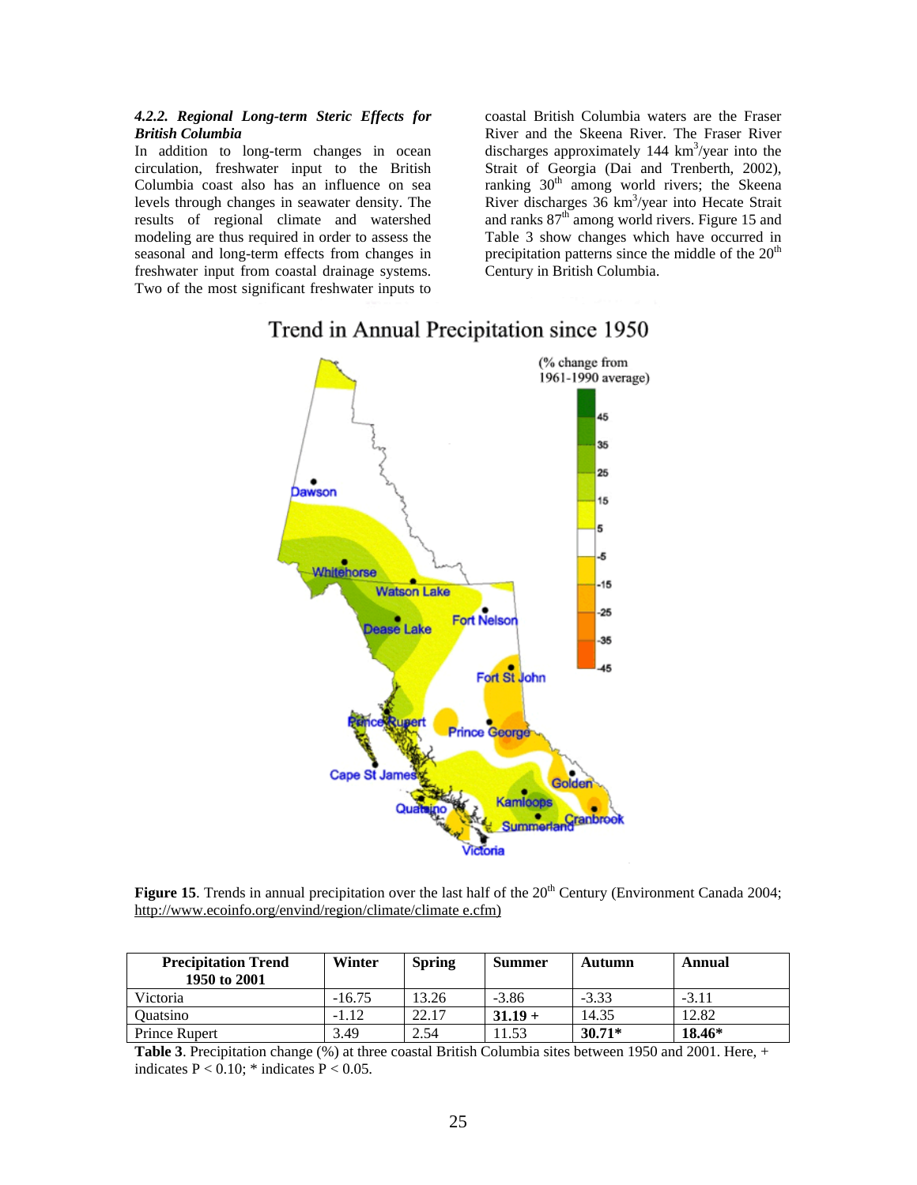#### *4.2.2. Regional Long-term Steric Effects for British Columbia*

In addition to long-term changes in ocean circulation, freshwater input to the British Columbia coast also has an influence on sea levels through changes in seawater density. The results of regional climate and watershed modeling are thus required in order to assess the seasonal and long-term effects from changes in freshwater input from coastal drainage systems. Two of the most significant freshwater inputs to coastal British Columbia waters are the Fraser River and the Skeena River. The Fraser River discharges approximately 144 $km^3$/year into the Strait of Georgia (Dai and Trenberth, 2002), ranking 30th among world rivers; the Skeena River discharges 36 $km^3$/year into Hecate Strait and ranks 87th among world rivers. Figure 15 and Table 3 show changes which have occurred in precipitation patterns since the middle of the 20th Century in British Columbia.

**Figure 15**. Trends in annual precipitation over the last half of the 20th Century (Environment Canada 2004; http://www.ecoinfo.org/envind/region/climate/climate e.cfm)

| Precipitation Trend 1950 to 2001 | Winter | Spring | Summer | Autumn | Annual |
|---|---|---|---|---|---|
| Victoria | -16.75 | 13.26 | -3.86 | -3.33 | -3.11 |
| Quatsino | -1.12 | 22.17 | **31.19 +** | 14.35 | 12.82 |
| Prince Rupert | 3.49 | 2.54 | 11.53 | **30.71*** | **18.46*** |

**Table 3**. Precipitation change (%) at three coastal British Columbia sites between 1950 and 2001. Here, + indicates $P < 0.10$; * indicates $P < 0.05$.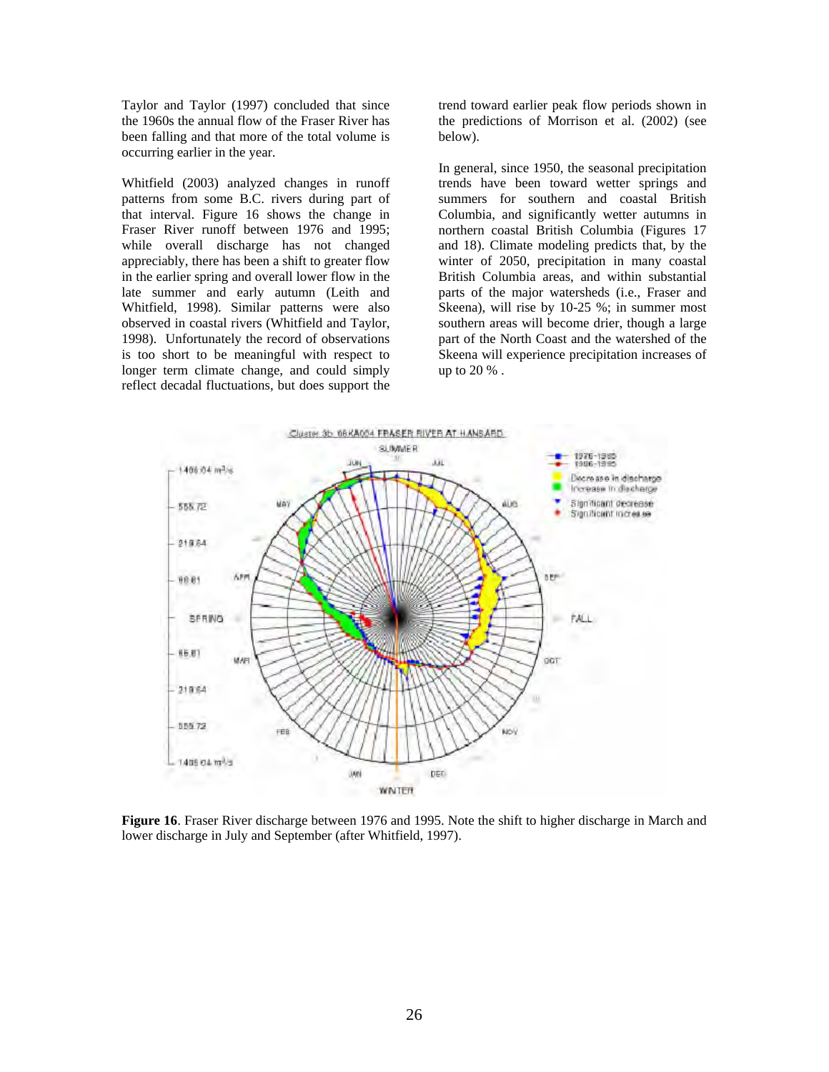Taylor and Taylor (1997) concluded that since the 1960s the annual flow of the Fraser River has been falling and that more of the total volume is occurring earlier in the year.

Whitfield (2003) analyzed changes in runoff patterns from some B.C. rivers during part of that interval. Figure 16 shows the change in Fraser River runoff between 1976 and 1995; while overall discharge has not changed appreciably, there has been a shift to greater flow in the earlier spring and overall lower flow in the late summer and early autumn (Leith and Whitfield, 1998). Similar patterns were also observed in coastal rivers (Whitfield and Taylor, 1998). Unfortunately the record of observations is too short to be meaningful with respect to longer term climate change, and could simply reflect decadal fluctuations, but does support the trend toward earlier peak flow periods shown in the predictions of Morrison et al. (2002) (see below).

In general, since 1950, the seasonal precipitation trends have been toward wetter springs and summers for southern and coastal British Columbia, and significantly wetter autumns in northern coastal British Columbia (Figures 17 and 18). Climate modeling predicts that, by the winter of 2050, precipitation in many coastal British Columbia areas, and within substantial parts of the major watersheds (i.e., Fraser and Skeena), will rise by 10-25 %; in summer most southern areas will become drier, though a large part of the North Coast and the watershed of the Skeena will experience precipitation increases of up to 20 % .

**Figure 16**. Fraser River discharge between 1976 and 1995. Note the shift to higher discharge in March and lower discharge in July and September (after Whitfield, 1997).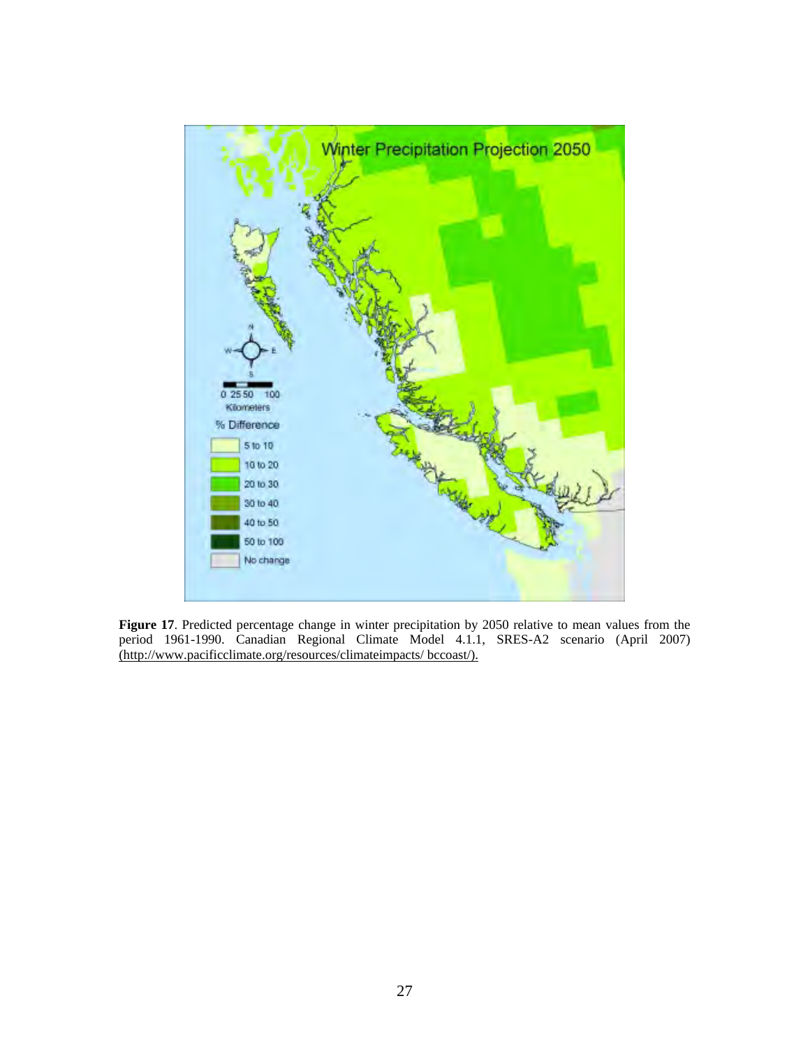**Figure 17**. Predicted percentage change in winter precipitation by 2050 relative to mean values from the period 1961-1990. Canadian Regional Climate Model 4.1.1, SRES-A2 scenario (April 2007) (http://www.pacificclimate.org/resources/climateimpacts/ bccoast/).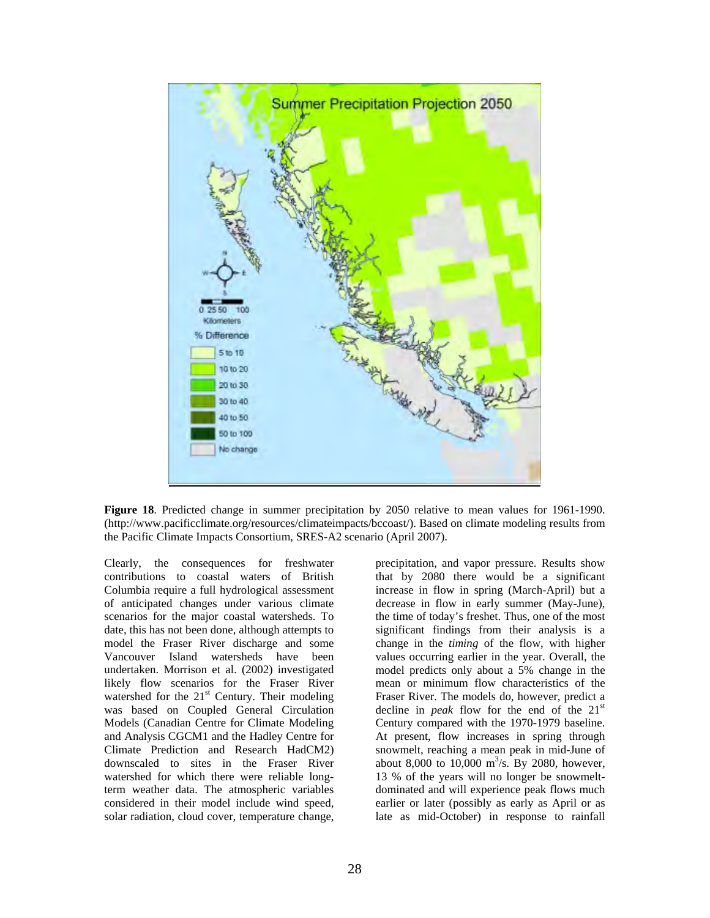**Figure 18**. Predicted change in summer precipitation by 2050 relative to mean values for 1961-1990. (http://www.pacificclimate.org/resources/climateimpacts/bccoast/). Based on climate modeling results from the Pacific Climate Impacts Consortium, SRES-A2 scenario (April 2007).

Clearly, the consequences for freshwater contributions to coastal waters of British Columbia require a full hydrological assessment of anticipated changes under various climate scenarios for the major coastal watersheds. To date, this has not been done, although attempts to model the Fraser River discharge and some Vancouver Island watersheds have been undertaken. Morrison et al. (2002) investigated likely flow scenarios for the Fraser River watershed for the 21st Century. Their modeling was based on Coupled General Circulation Models (Canadian Centre for Climate Modeling and Analysis CGCM1 and the Hadley Centre for Climate Prediction and Research HadCM2) downscaled to sites in the Fraser River watershed for which there were reliable long-term weather data. The atmospheric variables considered in their model include wind speed, solar radiation, cloud cover, temperature change, precipitation, and vapor pressure. Results show that by 2080 there would be a significant increase in flow in spring (March-April) but a decrease in flow in early summer (May-June), the time of today's freshet. Thus, one of the most significant findings from their analysis is a change in the *timing* of the flow, with higher values occurring earlier in the year. Overall, the model predicts only about a 5% change in the mean or minimum flow characteristics of the Fraser River. The models do, however, predict a decline in *peak* flow for the end of the 21st Century compared with the 1970-1979 baseline. At present, flow increases in spring through snowmelt, reaching a mean peak in mid-June of about 8,000 to 10,000 $m^3/s$. By 2080, however, 13 % of the years will no longer be snowmelt-dominated and will experience peak flows much earlier or later (possibly as early as April or as late as mid-October) in response to rainfall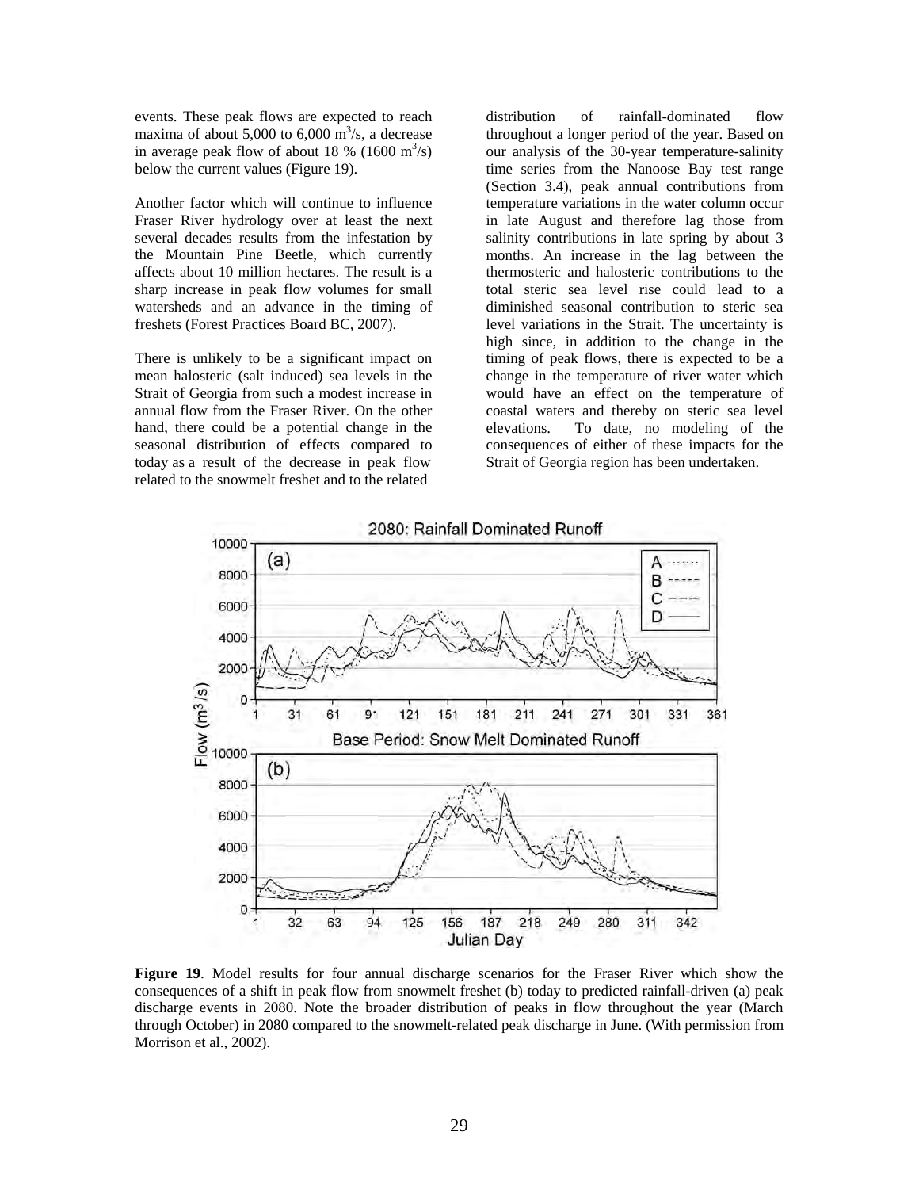events. These peak flows are expected to reach maxima of about 5,000 to 6,000 $m^3$/s, a decrease in average peak flow of about 18 % (1600 $m^3$/s) below the current values (Figure 19).

Another factor which will continue to influence Fraser River hydrology over at least the next several decades results from the infestation by the Mountain Pine Beetle, which currently affects about 10 million hectares. The result is a sharp increase in peak flow volumes for small watersheds and an advance in the timing of freshets (Forest Practices Board BC, 2007).

There is unlikely to be a significant impact on mean halosteric (salt induced) sea levels in the Strait of Georgia from such a modest increase in annual flow from the Fraser River. On the other hand, there could be a potential change in the seasonal distribution of effects compared to today as a result of the decrease in peak flow related to the snowmelt freshet and to the related distribution of rainfall-dominated flow throughout a longer period of the year. Based on our analysis of the 30-year temperature-salinity time series from the Nanoose Bay test range (Section 3.4), peak annual contributions from temperature variations in the water column occur in late August and therefore lag those from salinity contributions in late spring by about 3 months. An increase in the lag between the thermosteric and halosteric contributions to the total steric sea level rise could lead to a diminished seasonal contribution to steric sea level variations in the Strait. The uncertainty is high since, in addition to the change in the timing of peak flows, there is expected to be a change in the temperature of river water which would have an effect on the temperature of coastal waters and thereby on steric sea level elevations. To date, no modeling of the consequences of either of these impacts for the Strait of Georgia region has been undertaken.

**Figure 19**. Model results for four annual discharge scenarios for the Fraser River which show the consequences of a shift in peak flow from snowmelt freshet (b) today to predicted rainfall-driven (a) peak discharge events in 2080. Note the broader distribution of peaks in flow throughout the year (March through October) in 2080 compared to the snowmelt-related peak discharge in June. (With permission from Morrison et al., 2002).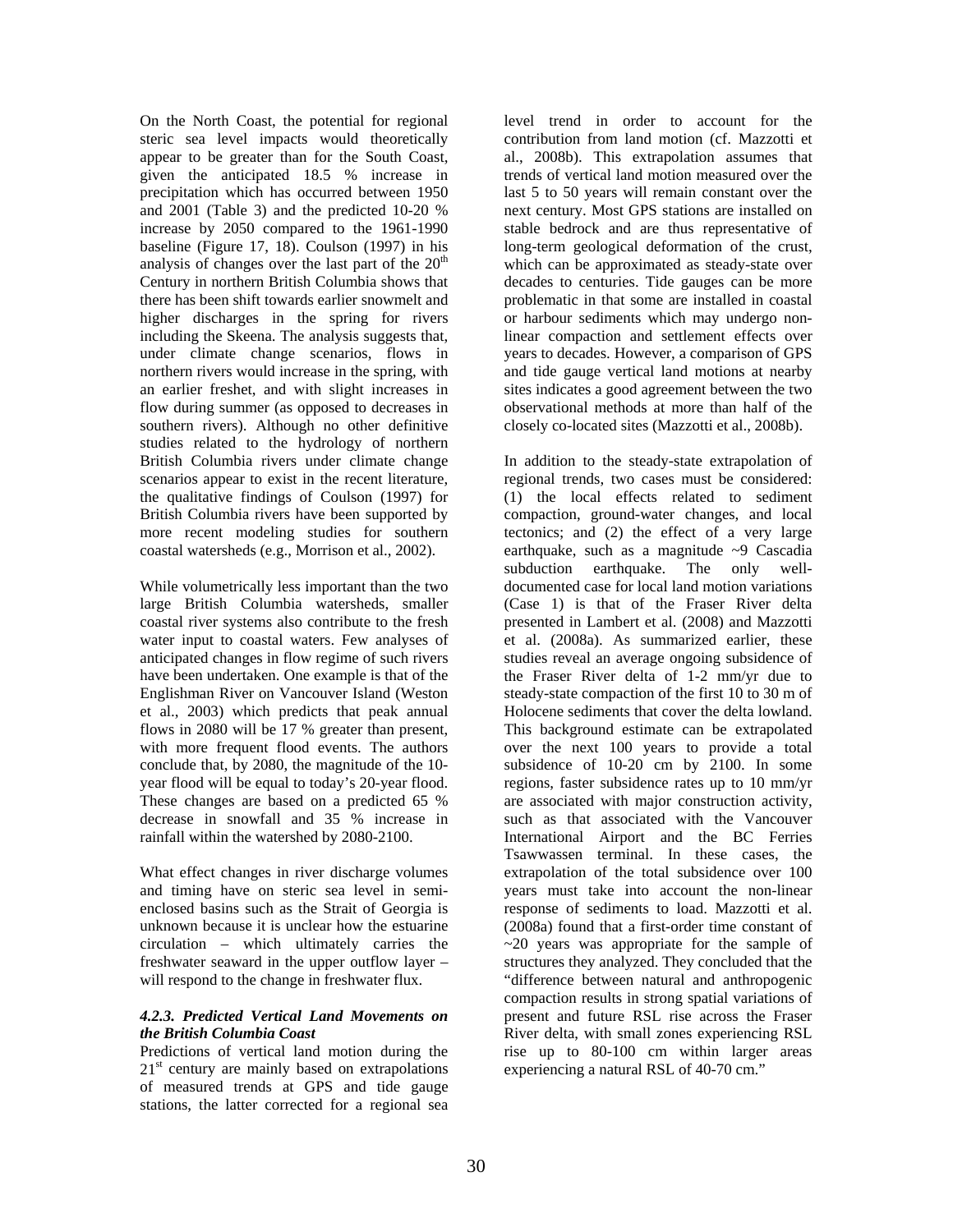On the North Coast, the potential for regional steric sea level impacts would theoretically appear to be greater than for the South Coast, given the anticipated 18.5 % increase in precipitation which has occurred between 1950 and 2001 (Table 3) and the predicted 10-20 % increase by 2050 compared to the 1961-1990 baseline (Figure 17, 18). Coulson (1997) in his analysis of changes over the last part of the 20th Century in northern British Columbia shows that there has been shift towards earlier snowmelt and higher discharges in the spring for rivers including the Skeena. The analysis suggests that, under climate change scenarios, flows in northern rivers would increase in the spring, with an earlier freshet, and with slight increases in flow during summer (as opposed to decreases in southern rivers). Although no other definitive studies related to the hydrology of northern British Columbia rivers under climate change scenarios appear to exist in the recent literature, the qualitative findings of Coulson (1997) for British Columbia rivers have been supported by more recent modeling studies for southern coastal watersheds (e.g., Morrison et al., 2002).

While volumetrically less important than the two large British Columbia watersheds, smaller coastal river systems also contribute to the fresh water input to coastal waters. Few analyses of anticipated changes in flow regime of such rivers have been undertaken. One example is that of the Englishman River on Vancouver Island (Weston et al., 2003) which predicts that peak annual flows in 2080 will be 17 % greater than present, with more frequent flood events. The authors conclude that, by 2080, the magnitude of the 10-year flood will be equal to today's 20-year flood. These changes are based on a predicted 65 % decrease in snowfall and 35 % increase in rainfall within the watershed by 2080-2100.

What effect changes in river discharge volumes and timing have on steric sea level in semi-enclosed basins such as the Strait of Georgia is unknown because it is unclear how the estuarine circulation – which ultimately carries the freshwater seaward in the upper outflow layer – will respond to the change in freshwater flux.

#### *4.2.3. Predicted Vertical Land Movements on the British Columbia Coast*

Predictions of vertical land motion during the 21st century are mainly based on extrapolations of measured trends at GPS and tide gauge stations, the latter corrected for a regional sea level trend in order to account for the contribution from land motion (cf. Mazzotti et al., 2008b). This extrapolation assumes that trends of vertical land motion measured over the last 5 to 50 years will remain constant over the next century. Most GPS stations are installed on stable bedrock and are thus representative of long-term geological deformation of the crust, which can be approximated as steady-state over decades to centuries. Tide gauges can be more problematic in that some are installed in coastal or harbour sediments which may undergo non-linear compaction and settlement effects over years to decades. However, a comparison of GPS and tide gauge vertical land motions at nearby sites indicates a good agreement between the two observational methods at more than half of the closely co-located sites (Mazzotti et al., 2008b).

In addition to the steady-state extrapolation of regional trends, two cases must be considered: (1) the local effects related to sediment compaction, ground-water changes, and local tectonics; and (2) the effect of a very large earthquake, such as a magnitude ~9 Cascadia subduction earthquake. The only well-documented case for local land motion variations (Case 1) is that of the Fraser River delta presented in Lambert et al. (2008) and Mazzotti et al. (2008a). As summarized earlier, these studies reveal an average ongoing subsidence of the Fraser River delta of 1-2 mm/yr due to steady-state compaction of the first 10 to 30 m of Holocene sediments that cover the delta lowland. This background estimate can be extrapolated over the next 100 years to provide a total subsidence of 10-20 cm by 2100. In some regions, faster subsidence rates up to 10 mm/yr are associated with major construction activity, such as that associated with the Vancouver International Airport and the BC Ferries Tsawwassen terminal. In these cases, the extrapolation of the total subsidence over 100 years must take into account the non-linear response of sediments to load. Mazzotti et al. (2008a) found that a first-order time constant of ~20 years was appropriate for the sample of structures they analyzed. They concluded that the "difference between natural and anthropogenic compaction results in strong spatial variations of present and future RSL rise across the Fraser River delta, with small zones experiencing RSL rise up to 80-100 cm within larger areas experiencing a natural RSL of 40-70 cm."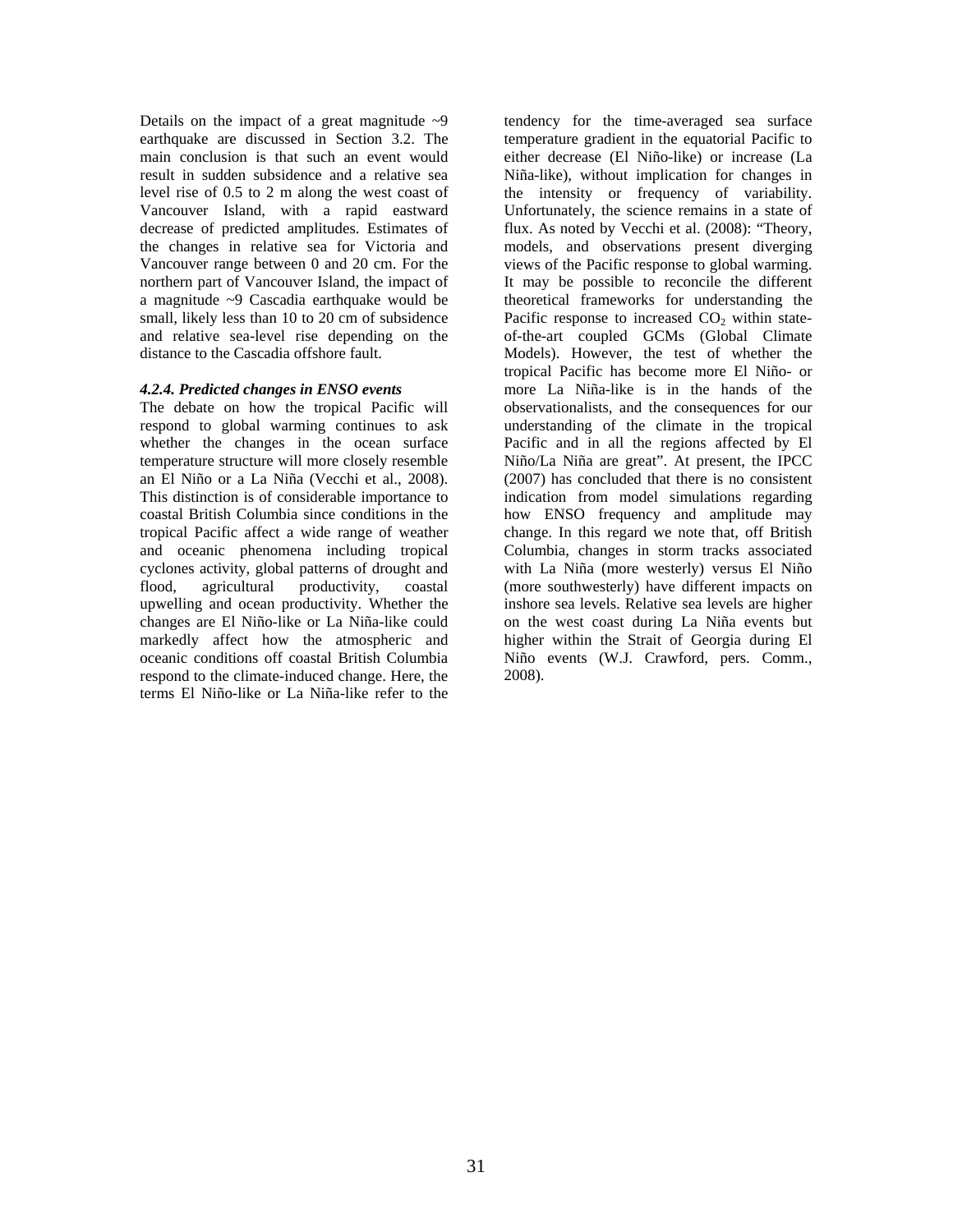Details on the impact of a great magnitude ~9 earthquake are discussed in Section 3.2. The main conclusion is that such an event would result in sudden subsidence and a relative sea level rise of 0.5 to 2 m along the west coast of Vancouver Island, with a rapid eastward decrease of predicted amplitudes. Estimates of the changes in relative sea for Victoria and Vancouver range between 0 and 20 cm. For the northern part of Vancouver Island, the impact of a magnitude ~9 Cascadia earthquake would be small, likely less than 10 to 20 cm of subsidence and relative sea-level rise depending on the distance to the Cascadia offshore fault.

#### *4.2.4. Predicted changes in ENSO events*

The debate on how the tropical Pacific will respond to global warming continues to ask whether the changes in the ocean surface temperature structure will more closely resemble an El Niño or a La Niña (Vecchi et al., 2008). This distinction is of considerable importance to coastal British Columbia since conditions in the tropical Pacific affect a wide range of weather and oceanic phenomena including tropical cyclones activity, global patterns of drought and flood, agricultural productivity, coastal upwelling and ocean productivity. Whether the changes are El Niño-like or La Niña-like could markedly affect how the atmospheric and oceanic conditions off coastal British Columbia respond to the climate-induced change. Here, the terms El Niño-like or La Niña-like refer to the tendency for the time-averaged sea surface temperature gradient in the equatorial Pacific to either decrease (El Niño-like) or increase (La Niña-like), without implication for changes in the intensity or frequency of variability. Unfortunately, the science remains in a state of flux. As noted by Vecchi et al. (2008): "Theory, models, and observations present diverging views of the Pacific response to global warming. It may be possible to reconcile the different theoretical frameworks for understanding the Pacific response to increased $CO_2$ within state-of-the-art coupled GCMs (Global Climate Models). However, the test of whether the tropical Pacific has become more El Niño- or more La Niña-like is in the hands of the observationalists, and the consequences for our understanding of the climate in the tropical Pacific and in all the regions affected by El Niño/La Niña are great". At present, the IPCC (2007) has concluded that there is no consistent indication from model simulations regarding how ENSO frequency and amplitude may change. In this regard we note that, off British Columbia, changes in storm tracks associated with La Niña (more westerly) versus El Niño (more southwesterly) have different impacts on inshore sea levels. Relative sea levels are higher on the west coast during La Niña events but higher within the Strait of Georgia during El Niño events (W.J. Crawford, pers. Comm., 2008).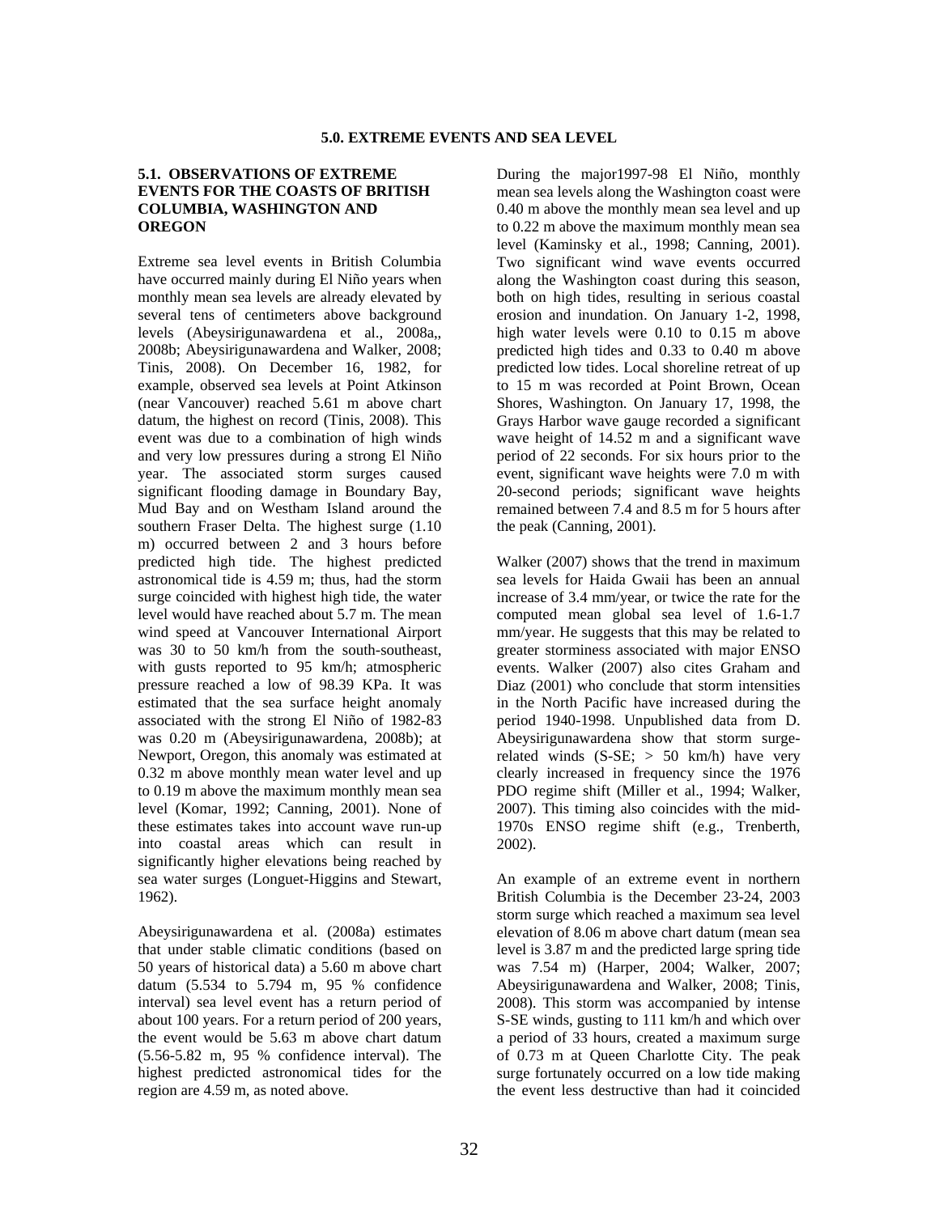## 5.0. EXTREME EVENTS AND SEA LEVEL

### 5.1. OBSERVATIONS OF EXTREME EVENTS FOR THE COASTS OF BRITISH COLUMBIA, WASHINGTON AND OREGON

Extreme sea level events in British Columbia have occurred mainly during El Niño years when monthly mean sea levels are already elevated by several tens of centimeters above background levels (Abeysirigunawardena et al., 2008a,, 2008b; Abeysirigunawardena and Walker, 2008; Tinis, 2008). On December 16, 1982, for example, observed sea levels at Point Atkinson (near Vancouver) reached 5.61 m above chart datum, the highest on record (Tinis, 2008). This event was due to a combination of high winds and very low pressures during a strong El Niño year. The associated storm surges caused significant flooding damage in Boundary Bay, Mud Bay and on Westham Island around the southern Fraser Delta. The highest surge (1.10 m) occurred between 2 and 3 hours before predicted high tide. The highest predicted astronomical tide is 4.59 m; thus, had the storm surge coincided with highest high tide, the water level would have reached about 5.7 m. The mean wind speed at Vancouver International Airport was 30 to 50 km/h from the south-southeast, with gusts reported to 95 km/h; atmospheric pressure reached a low of 98.39 KPa. It was estimated that the sea surface height anomaly associated with the strong El Niño of 1982-83 was 0.20 m (Abeysirigunawardena, 2008b); at Newport, Oregon, this anomaly was estimated at 0.32 m above monthly mean water level and up to 0.19 m above the maximum monthly mean sea level (Komar, 1992; Canning, 2001). None of these estimates takes into account wave run-up into coastal areas which can result in significantly higher elevations being reached by sea water surges (Longuet-Higgins and Stewart, 1962).

Abeysirigunawardena et al. (2008a) estimates that under stable climatic conditions (based on 50 years of historical data) a 5.60 m above chart datum (5.534 to 5.794 m, 95 % confidence interval) sea level event has a return period of about 100 years. For a return period of 200 years, the event would be 5.63 m above chart datum (5.56-5.82 m, 95 % confidence interval). The highest predicted astronomical tides for the region are 4.59 m, as noted above.

During the major1997-98 El Niño, monthly mean sea levels along the Washington coast were 0.40 m above the monthly mean sea level and up to 0.22 m above the maximum monthly mean sea level (Kaminsky et al., 1998; Canning, 2001). Two significant wind wave events occurred along the Washington coast during this season, both on high tides, resulting in serious coastal erosion and inundation. On January 1-2, 1998, high water levels were 0.10 to 0.15 m above predicted high tides and 0.33 to 0.40 m above predicted low tides. Local shoreline retreat of up to 15 m was recorded at Point Brown, Ocean Shores, Washington. On January 17, 1998, the Grays Harbor wave gauge recorded a significant wave height of 14.52 m and a significant wave period of 22 seconds. For six hours prior to the event, significant wave heights were 7.0 m with 20-second periods; significant wave heights remained between 7.4 and 8.5 m for 5 hours after the peak (Canning, 2001).

Walker (2007) shows that the trend in maximum sea levels for Haida Gwaii has been an annual increase of 3.4 mm/year, or twice the rate for the computed mean global sea level of 1.6-1.7 mm/year. He suggests that this may be related to greater storminess associated with major ENSO events. Walker (2007) also cites Graham and Diaz (2001) who conclude that storm intensities in the North Pacific have increased during the period 1940-1998. Unpublished data from D. Abeysirigunawardena show that storm surge-related winds (S-SE; > 50 km/h) have very clearly increased in frequency since the 1976 PDO regime shift (Miller et al., 1994; Walker, 2007). This timing also coincides with the mid-1970s ENSO regime shift (e.g., Trenberth, 2002).

An example of an extreme event in northern British Columbia is the December 23-24, 2003 storm surge which reached a maximum sea level elevation of 8.06 m above chart datum (mean sea level is 3.87 m and the predicted large spring tide was 7.54 m) (Harper, 2004; Walker, 2007; Abeysirigunawardena and Walker, 2008; Tinis, 2008). This storm was accompanied by intense S-SE winds, gusting to 111 km/h and which over a period of 33 hours, created a maximum surge of 0.73 m at Queen Charlotte City. The peak surge fortunately occurred on a low tide making the event less destructive than had it coincided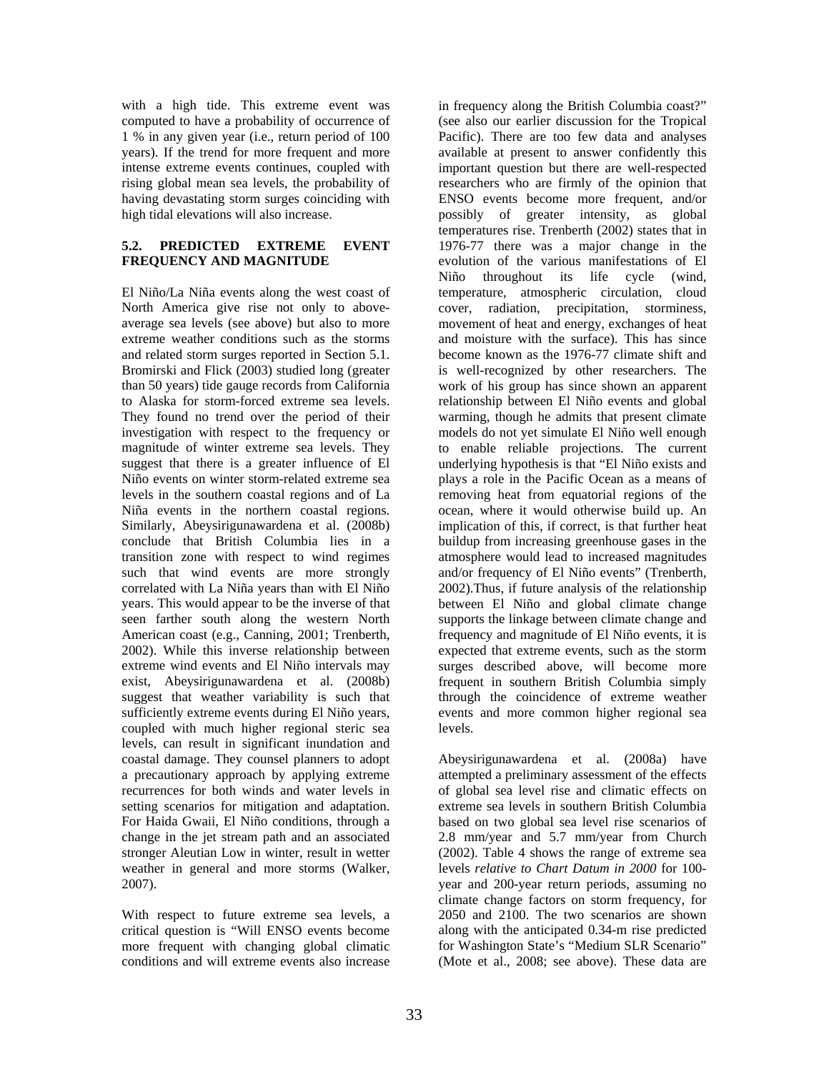with a high tide. This extreme event was computed to have a probability of occurrence of 1 % in any given year (i.e., return period of 100 years). If the trend for more frequent and more intense extreme events continues, coupled with rising global mean sea levels, the probability of having devastating storm surges coinciding with high tidal elevations will also increase.

### 5.2. PREDICTED EXTREME EVENT FREQUENCY AND MAGNITUDE

El Niño/La Niña events along the west coast of North America give rise not only to above-average sea levels (see above) but also to more extreme weather conditions such as the storms and related storm surges reported in Section 5.1. Bromirski and Flick (2003) studied long (greater than 50 years) tide gauge records from California to Alaska for storm-forced extreme sea levels. They found no trend over the period of their investigation with respect to the frequency or magnitude of winter extreme sea levels. They suggest that there is a greater influence of El Niño events on winter storm-related extreme sea levels in the southern coastal regions and of La Niña events in the northern coastal regions. Similarly, Abeysirigunawardena et al. (2008b) conclude that British Columbia lies in a transition zone with respect to wind regimes such that wind events are more strongly correlated with La Niña years than with El Niño years. This would appear to be the inverse of that seen farther south along the western North American coast (e.g., Canning, 2001; Trenberth, 2002). While this inverse relationship between extreme wind events and El Niño intervals may exist, Abeysirigunawardena et al. (2008b) suggest that weather variability is such that sufficiently extreme events during El Niño years, coupled with much higher regional steric sea levels, can result in significant inundation and coastal damage. They counsel planners to adopt a precautionary approach by applying extreme recurrences for both winds and water levels in setting scenarios for mitigation and adaptation. For Haida Gwaii, El Niño conditions, through a change in the jet stream path and an associated stronger Aleutian Low in winter, result in wetter weather in general and more storms (Walker, 2007).

With respect to future extreme sea levels, a critical question is "Will ENSO events become more frequent with changing global climatic conditions and will extreme events also increase in frequency along the British Columbia coast?" (see also our earlier discussion for the Tropical Pacific). There are too few data and analyses available at present to answer confidently this important question but there are well-respected researchers who are firmly of the opinion that ENSO events become more frequent, and/or possibly of greater intensity, as global temperatures rise. Trenberth (2002) states that in 1976-77 there was a major change in the evolution of the various manifestations of El Niño throughout its life cycle (wind, temperature, atmospheric circulation, cloud cover, radiation, precipitation, storminess, movement of heat and energy, exchanges of heat and moisture with the surface). This has since become known as the 1976-77 climate shift and is well-recognized by other researchers. The work of his group has since shown an apparent relationship between El Niño events and global warming, though he admits that present climate models do not yet simulate El Niño well enough to enable reliable projections. The current underlying hypothesis is that "El Niño exists and plays a role in the Pacific Ocean as a means of removing heat from equatorial regions of the ocean, where it would otherwise build up. An implication of this, if correct, is that further heat buildup from increasing greenhouse gases in the atmosphere would lead to increased magnitudes and/or frequency of El Niño events" (Trenberth, 2002).Thus, if future analysis of the relationship between El Niño and global climate change supports the linkage between climate change and frequency and magnitude of El Niño events, it is expected that extreme events, such as the storm surges described above, will become more frequent in southern British Columbia simply through the coincidence of extreme weather events and more common higher regional sea levels.

Abeysirigunawardena et al. (2008a) have attempted a preliminary assessment of the effects of global sea level rise and climatic effects on extreme sea levels in southern British Columbia based on two global sea level rise scenarios of 2.8 mm/year and 5.7 mm/year from Church (2002). Table 4 shows the range of extreme sea levels *relative to Chart Datum in 2000* for 100-year and 200-year return periods, assuming no climate change factors on storm frequency, for 2050 and 2100. The two scenarios are shown along with the anticipated 0.34-m rise predicted for Washington State's "Medium SLR Scenario" (Mote et al., 2008; see above). These data are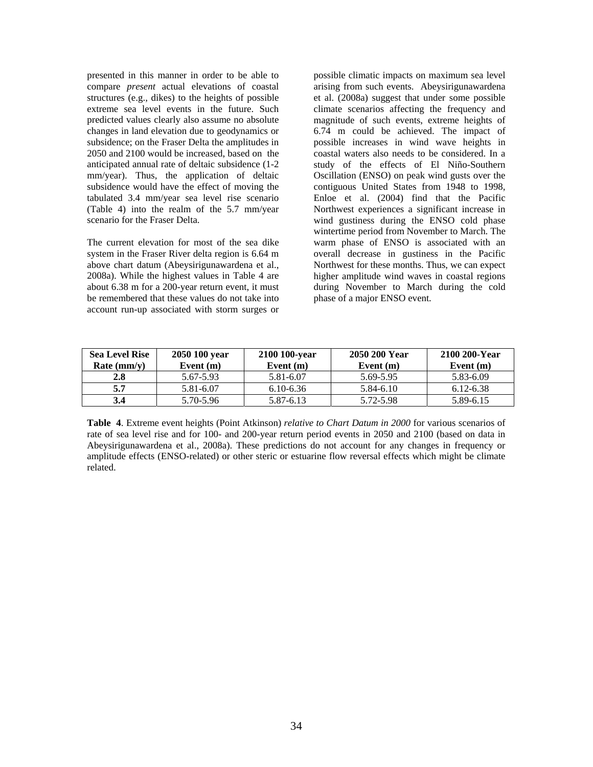presented in this manner in order to be able to compare *present* actual elevations of coastal structures (e.g., dikes) to the heights of possible extreme sea level events in the future. Such predicted values clearly also assume no absolute changes in land elevation due to geodynamics or subsidence; on the Fraser Delta the amplitudes in 2050 and 2100 would be increased, based on the anticipated annual rate of deltaic subsidence (1-2 mm/year). Thus, the application of deltaic subsidence would have the effect of moving the tabulated 3.4 mm/year sea level rise scenario (Table 4) into the realm of the 5.7 mm/year scenario for the Fraser Delta.

The current elevation for most of the sea dike system in the Fraser River delta region is 6.64 m above chart datum (Abeysirigunawardena et al., 2008a). While the highest values in Table 4 are about 6.38 m for a 200-year return event, it must be remembered that these values do not take into account run-up associated with storm surges or possible climatic impacts on maximum sea level arising from such events. Abeysirigunawardena et al. (2008a) suggest that under some possible climate scenarios affecting the frequency and magnitude of such events, extreme heights of 6.74 m could be achieved. The impact of possible increases in wind wave heights in coastal waters also needs to be considered. In a study of the effects of El Niño-Southern Oscillation (ENSO) on peak wind gusts over the contiguous United States from 1948 to 1998, Enloe et al. (2004) find that the Pacific Northwest experiences a significant increase in wind gustiness during the ENSO cold phase wintertime period from November to March. The warm phase of ENSO is associated with an overall decrease in gustiness in the Pacific Northwest for these months. Thus, we can expect higher amplitude wind waves in coastal regions during November to March during the cold phase of a major ENSO event.

| Sea Level Rise Rate (mm/y) | 2050 100 year Event (m) | 2100 100-year Event (m) | 2050 200 Year Event (m) | 2100 200-Year Event (m) |
|---|---|---|---|---|
| **2.8** | 5.67-5.93 | 5.81-6.07 | 5.69-5.95 | 5.83-6.09 |
| **5.7** | 5.81-6.07 | 6.10-6.36 | 5.84-6.10 | 6.12-6.38 |
| **3.4** | 5.70-5.96 | 5.87-6.13 | 5.72-5.98 | 5.89-6.15 |

**Table 4**. Extreme event heights (Point Atkinson) *relative to Chart Datum in 2000* for various scenarios of rate of sea level rise and for 100- and 200-year return period events in 2050 and 2100 (based on data in Abeysirigunawardena et al., 2008a). These predictions do not account for any changes in frequency or amplitude effects (ENSO-related) or other steric or estuarine flow reversal effects which might be climate related.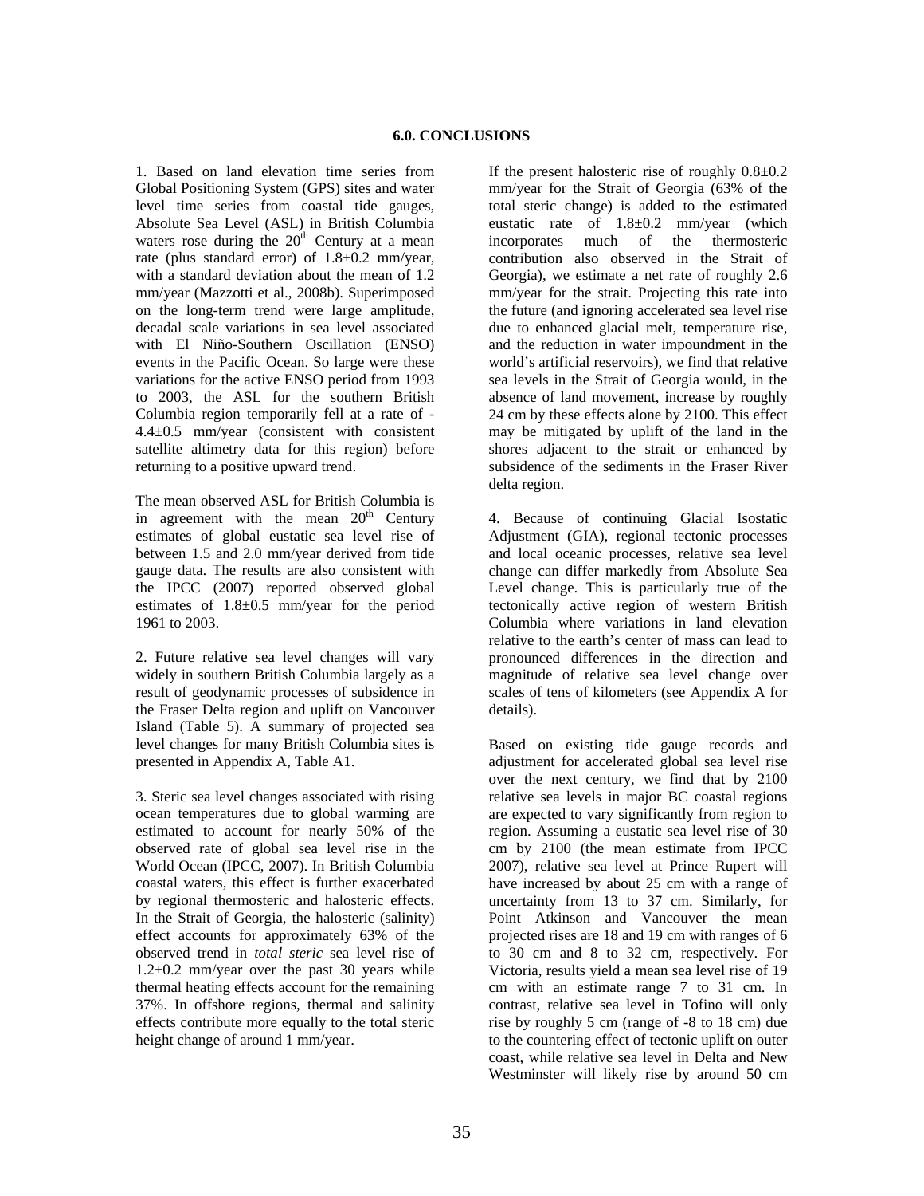# 6.0. CONCLUSIONS

1. Based on land elevation time series from Global Positioning System (GPS) sites and water level time series from coastal tide gauges, Absolute Sea Level (ASL) in British Columbia waters rose during the 20th Century at a mean rate (plus standard error) of 1.8±0.2 mm/year, with a standard deviation about the mean of 1.2 mm/year (Mazzotti et al., 2008b). Superimposed on the long-term trend were large amplitude, decadal scale variations in sea level associated with El Niño-Southern Oscillation (ENSO) events in the Pacific Ocean. So large were these variations for the active ENSO period from 1993 to 2003, the ASL for the southern British Columbia region temporarily fell at a rate of -4.4±0.5 mm/year (consistent with consistent satellite altimetry data for this region) before returning to a positive upward trend.

The mean observed ASL for British Columbia is in agreement with the mean 20th Century estimates of global eustatic sea level rise of between 1.5 and 2.0 mm/year derived from tide gauge data. The results are also consistent with the IPCC (2007) reported observed global estimates of 1.8±0.5 mm/year for the period 1961 to 2003.

2. Future relative sea level changes will vary widely in southern British Columbia largely as a result of geodynamic processes of subsidence in the Fraser Delta region and uplift on Vancouver Island (Table 5). A summary of projected sea level changes for many British Columbia sites is presented in Appendix A, Table A1.

3. Steric sea level changes associated with rising ocean temperatures due to global warming are estimated to account for nearly 50% of the observed rate of global sea level rise in the World Ocean (IPCC, 2007). In British Columbia coastal waters, this effect is further exacerbated by regional thermosteric and halosteric effects. In the Strait of Georgia, the halosteric (salinity) effect accounts for approximately 63% of the observed trend in *total steric* sea level rise of 1.2±0.2 mm/year over the past 30 years while thermal heating effects account for the remaining 37%. In offshore regions, thermal and salinity effects contribute more equally to the total steric height change of around 1 mm/year.

If the present halosteric rise of roughly 0.8±0.2 mm/year for the Strait of Georgia (63% of the total steric change) is added to the estimated eustatic rate of 1.8±0.2 mm/year (which incorporates much of the thermosteric contribution also observed in the Strait of Georgia), we estimate a net rate of roughly 2.6 mm/year for the strait. Projecting this rate into the future (and ignoring accelerated sea level rise due to enhanced glacial melt, temperature rise, and the reduction in water impoundment in the world's artificial reservoirs), we find that relative sea levels in the Strait of Georgia would, in the absence of land movement, increase by roughly 24 cm by these effects alone by 2100. This effect may be mitigated by uplift of the land in the shores adjacent to the strait or enhanced by subsidence of the sediments in the Fraser River delta region.

4. Because of continuing Glacial Isostatic Adjustment (GIA), regional tectonic processes and local oceanic processes, relative sea level change can differ markedly from Absolute Sea Level change. This is particularly true of the tectonically active region of western British Columbia where variations in land elevation relative to the earth's center of mass can lead to pronounced differences in the direction and magnitude of relative sea level change over scales of tens of kilometers (see Appendix A for details).

Based on existing tide gauge records and adjustment for accelerated global sea level rise over the next century, we find that by 2100 relative sea levels in major BC coastal regions are expected to vary significantly from region to region. Assuming a eustatic sea level rise of 30 cm by 2100 (the mean estimate from IPCC 2007), relative sea level at Prince Rupert will have increased by about 25 cm with a range of uncertainty from 13 to 37 cm. Similarly, for Point Atkinson and Vancouver the mean projected rises are 18 and 19 cm with ranges of 6 to 30 cm and 8 to 32 cm, respectively. For Victoria, results yield a mean sea level rise of 19 cm with an estimate range 7 to 31 cm. In contrast, relative sea level in Tofino will only rise by roughly 5 cm (range of -8 to 18 cm) due to the countering effect of tectonic uplift on outer coast, while relative sea level in Delta and New Westminster will likely rise by around 50 cm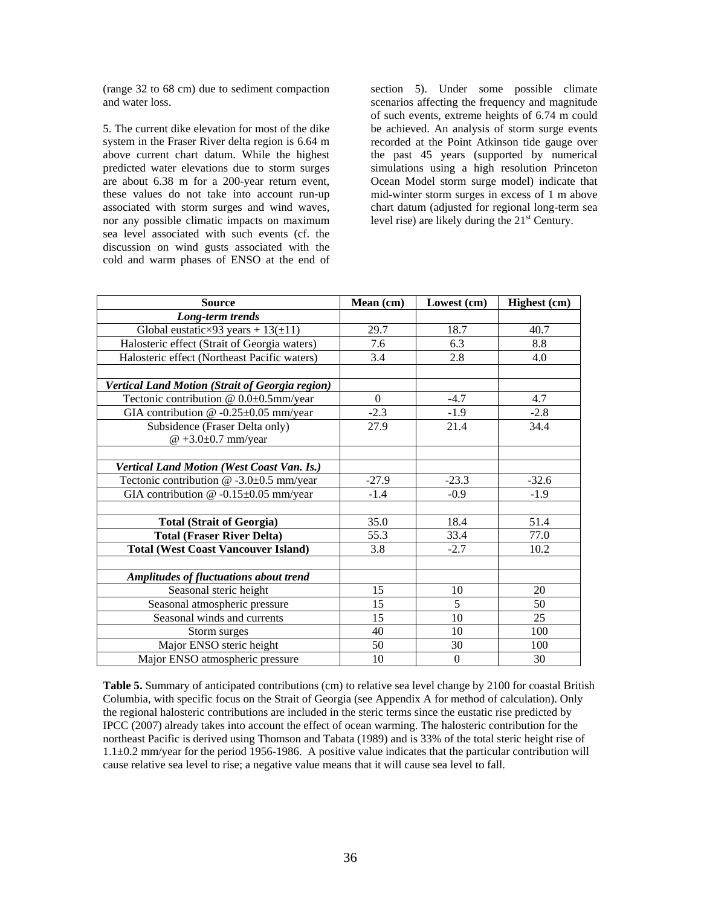(range 32 to 68 cm) due to sediment compaction and water loss.

5. The current dike elevation for most of the dike system in the Fraser River delta region is 6.64 m above current chart datum. While the highest predicted water elevations due to storm surges are about 6.38 m for a 200-year return event, these values do not take into account run-up associated with storm surges and wind waves, nor any possible climatic impacts on maximum sea level associated with such events (cf. the discussion on wind gusts associated with the cold and warm phases of ENSO at the end of section 5). Under some possible climate scenarios affecting the frequency and magnitude of such events, extreme heights of 6.74 m could be achieved. An analysis of storm surge events recorded at the Point Atkinson tide gauge over the past 45 years (supported by numerical simulations using a high resolution Princeton Ocean Model storm surge model) indicate that mid-winter storm surges in excess of 1 m above chart datum (adjusted for regional long-term sea level rise) are likely during the 21st Century.

| Source | Mean (cm) | Lowest (cm) | Highest (cm) |
|---|---|---|---|
| ***Long-term trends*** | | | |
| Global eustatic×93 years + 13(±11) | 29.7 | 18.7 | 40.7 |
| Halosteric effect (Strait of Georgia waters) | 7.6 | 6.3 | 8.8 |
| Halosteric effect (Northeast Pacific waters) | 3.4 | 2.8 | 4.0 |
| | | | |
| ***Vertical Land Motion (Strait of Georgia region)*** | | | |
| Tectonic contribution @ 0.0±0.5mm/year | 0 | -4.7 | 4.7 |
| GIA contribution @ -0.25±0.05 mm/year | -2.3 | -1.9 | -2.8 |
| Subsidence (Fraser Delta only) @ +3.0±0.7 mm/year | 27.9 | 21.4 | 34.4 |
| | | | |
| ***Vertical Land Motion (West Coast Van. Is.)*** | | | |
| Tectonic contribution @ -3.0±0.5 mm/year | -27.9 | -23.3 | -32.6 |
| GIA contribution @ -0.15±0.05 mm/year | -1.4 | -0.9 | -1.9 |
| | | | |
| **Total (Strait of Georgia)** | 35.0 | 18.4 | 51.4 |
| **Total (Fraser River Delta)** | 55.3 | 33.4 | 77.0 |
| **Total (West Coast Vancouver Island)** | 3.8 | -2.7 | 10.2 |
| | | | |
| ***Amplitudes of fluctuations about trend*** | | | |
| Seasonal steric height | 15 | 10 | 20 |
| Seasonal atmospheric pressure | 15 | 5 | 50 |
| Seasonal winds and currents | 15 | 10 | 25 |
| Storm surges | 40 | 10 | 100 |
| Major ENSO steric height | 50 | 30 | 100 |
| Major ENSO atmospheric pressure | 10 | 0 | 30 |

**Table 5.** Summary of anticipated contributions (cm) to relative sea level change by 2100 for coastal British Columbia, with specific focus on the Strait of Georgia (see Appendix A for method of calculation). Only the regional halosteric contributions are included in the steric terms since the eustatic rise predicted by IPCC (2007) already takes into account the effect of ocean warming. The halosteric contribution for the northeast Pacific is derived using Thomson and Tabata (1989) and is 33% of the total steric height rise of 1.1±0.2 mm/year for the period 1956-1986. A positive value indicates that the particular contribution will cause relative sea level to rise; a negative value means that it will cause sea level to fall.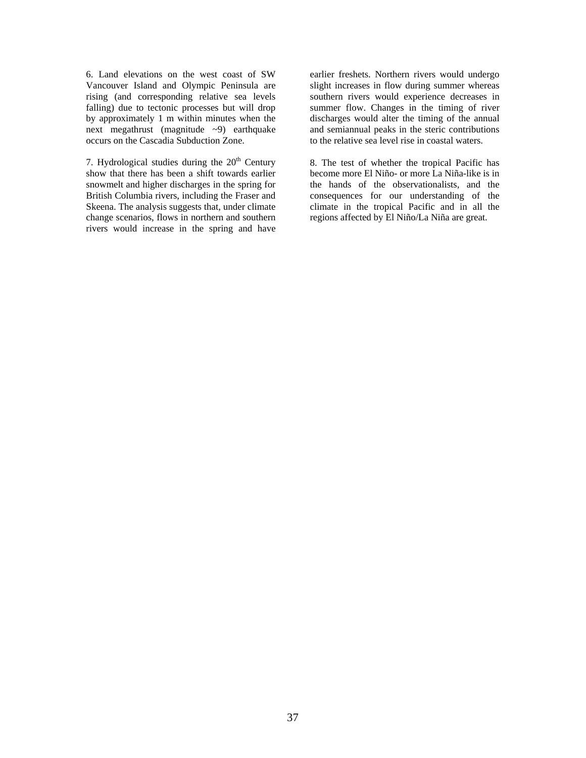6. Land elevations on the west coast of SW Vancouver Island and Olympic Peninsula are rising (and corresponding relative sea levels falling) due to tectonic processes but will drop by approximately 1 m within minutes when the next megathrust (magnitude ~9) earthquake occurs on the Cascadia Subduction Zone.

7. Hydrological studies during the 20$^{th}$ Century show that there has been a shift towards earlier snowmelt and higher discharges in the spring for British Columbia rivers, including the Fraser and Skeena. The analysis suggests that, under climate change scenarios, flows in northern and southern rivers would increase in the spring and have earlier freshets. Northern rivers would undergo slight increases in flow during summer whereas southern rivers would experience decreases in summer flow. Changes in the timing of river discharges would alter the timing of the annual and semiannual peaks in the steric contributions to the relative sea level rise in coastal waters.

8. The test of whether the tropical Pacific has become more El Niño- or more La Niña-like is in the hands of the observationalists, and the consequences for our understanding of the climate in the tropical Pacific and in all the regions affected by El Niño/La Niña are great.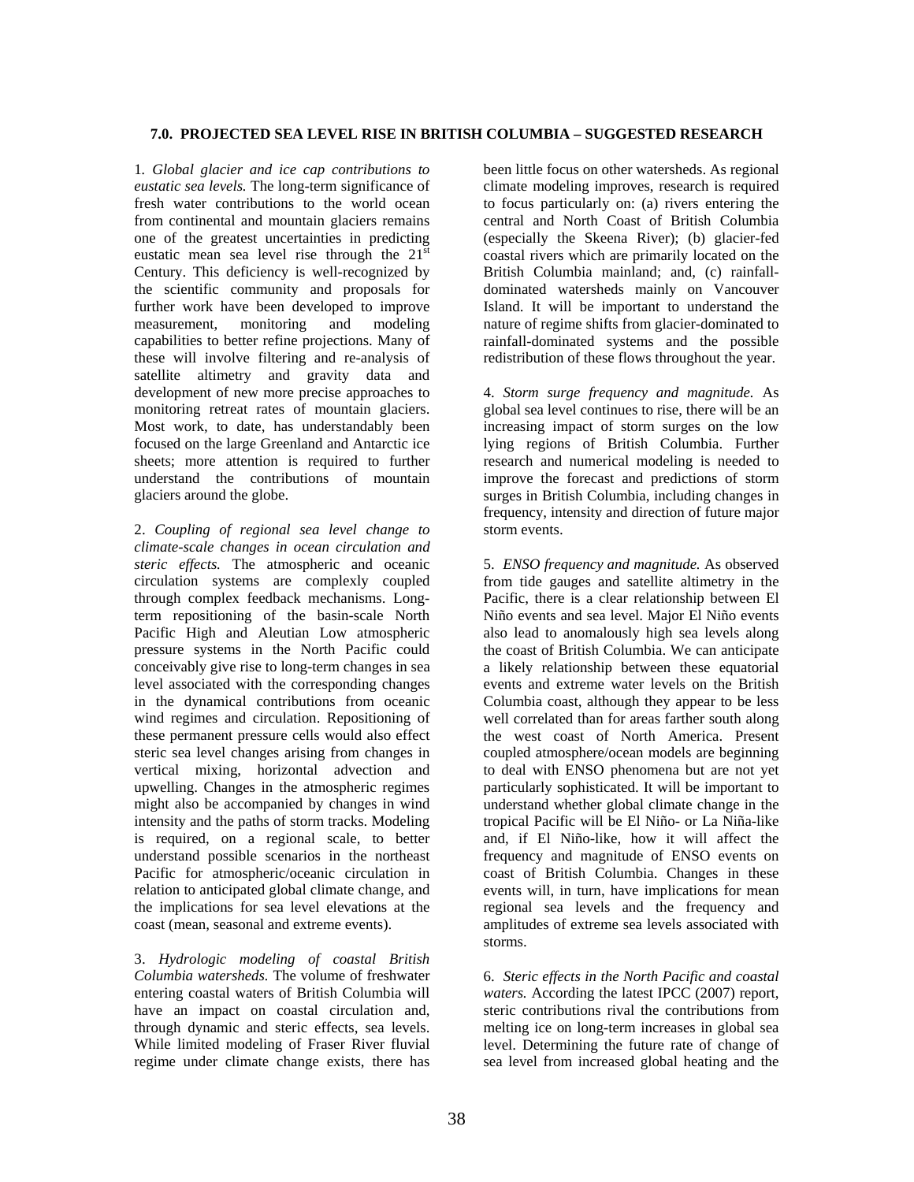## 7.0. PROJECTED SEA LEVEL RISE IN BRITISH COLUMBIA – SUGGESTED RESEARCH

1. *Global glacier and ice cap contributions to eustatic sea levels.* The long-term significance of fresh water contributions to the world ocean from continental and mountain glaciers remains one of the greatest uncertainties in predicting eustatic mean sea level rise through the 21st Century. This deficiency is well-recognized by the scientific community and proposals for further work have been developed to improve measurement, monitoring and modeling capabilities to better refine projections. Many of these will involve filtering and re-analysis of satellite altimetry and gravity data and development of new more precise approaches to monitoring retreat rates of mountain glaciers. Most work, to date, has understandably been focused on the large Greenland and Antarctic ice sheets; more attention is required to further understand the contributions of mountain glaciers around the globe.

2. *Coupling of regional sea level change to climate-scale changes in ocean circulation and steric effects.* The atmospheric and oceanic circulation systems are complexly coupled through complex feedback mechanisms. Long-term repositioning of the basin-scale North Pacific High and Aleutian Low atmospheric pressure systems in the North Pacific could conceivably give rise to long-term changes in sea level associated with the corresponding changes in the dynamical contributions from oceanic wind regimes and circulation. Repositioning of these permanent pressure cells would also effect steric sea level changes arising from changes in vertical mixing, horizontal advection and upwelling. Changes in the atmospheric regimes might also be accompanied by changes in wind intensity and the paths of storm tracks. Modeling is required, on a regional scale, to better understand possible scenarios in the northeast Pacific for atmospheric/oceanic circulation in relation to anticipated global climate change, and the implications for sea level elevations at the coast (mean, seasonal and extreme events).

3. *Hydrologic modeling of coastal British Columbia watersheds.* The volume of freshwater entering coastal waters of British Columbia will have an impact on coastal circulation and, through dynamic and steric effects, sea levels. While limited modeling of Fraser River fluvial regime under climate change exists, there has been little focus on other watersheds. As regional climate modeling improves, research is required to focus particularly on: (a) rivers entering the central and North Coast of British Columbia (especially the Skeena River); (b) glacier-fed coastal rivers which are primarily located on the British Columbia mainland; and, (c) rainfall-dominated watersheds mainly on Vancouver Island. It will be important to understand the nature of regime shifts from glacier-dominated to rainfall-dominated systems and the possible redistribution of these flows throughout the year.

4. *Storm surge frequency and magnitude.* As global sea level continues to rise, there will be an increasing impact of storm surges on the low lying regions of British Columbia. Further research and numerical modeling is needed to improve the forecast and predictions of storm surges in British Columbia, including changes in frequency, intensity and direction of future major storm events.

5. *ENSO frequency and magnitude.* As observed from tide gauges and satellite altimetry in the Pacific, there is a clear relationship between El Niño events and sea level. Major El Niño events also lead to anomalously high sea levels along the coast of British Columbia. We can anticipate a likely relationship between these equatorial events and extreme water levels on the British Columbia coast, although they appear to be less well correlated than for areas farther south along the west coast of North America. Present coupled atmosphere/ocean models are beginning to deal with ENSO phenomena but are not yet particularly sophisticated. It will be important to understand whether global climate change in the tropical Pacific will be El Niño- or La Niña-like and, if El Niño-like, how it will affect the frequency and magnitude of ENSO events on coast of British Columbia. Changes in these events will, in turn, have implications for mean regional sea levels and the frequency and amplitudes of extreme sea levels associated with storms.

6. *Steric effects in the North Pacific and coastal waters.* According the latest IPCC (2007) report, steric contributions rival the contributions from melting ice on long-term increases in global sea level. Determining the future rate of change of sea level from increased global heating and the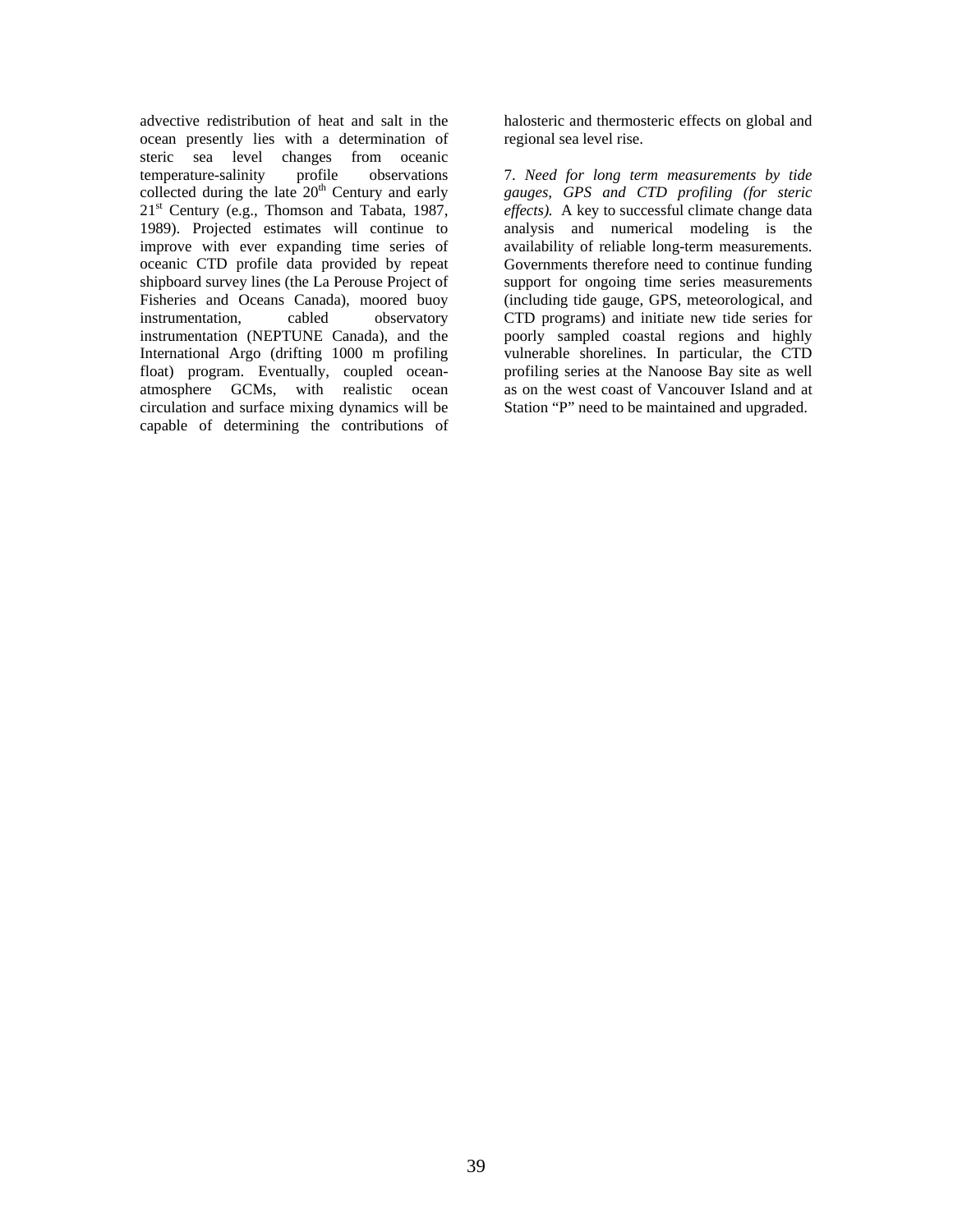advective redistribution of heat and salt in the ocean presently lies with a determination of steric sea level changes from oceanic temperature-salinity profile observations collected during the late 20th Century and early 21st Century (e.g., Thomson and Tabata, 1987, 1989). Projected estimates will continue to improve with ever expanding time series of oceanic CTD profile data provided by repeat shipboard survey lines (the La Perouse Project of Fisheries and Oceans Canada), moored buoy instrumentation, cabled observatory instrumentation (NEPTUNE Canada), and the International Argo (drifting 1000 m profiling float) program. Eventually, coupled ocean-atmosphere GCMs, with realistic ocean circulation and surface mixing dynamics will be capable of determining the contributions of halosteric and thermosteric effects on global and regional sea level rise.

7. *Need for long term measurements by tide gauges, GPS and CTD profiling (for steric effects).* A key to successful climate change data analysis and numerical modeling is the availability of reliable long-term measurements. Governments therefore need to continue funding support for ongoing time series measurements (including tide gauge, GPS, meteorological, and CTD programs) and initiate new tide series for poorly sampled coastal regions and highly vulnerable shorelines. In particular, the CTD profiling series at the Nanoose Bay site as well as on the west coast of Vancouver Island and at Station "P" need to be maintained and upgraded.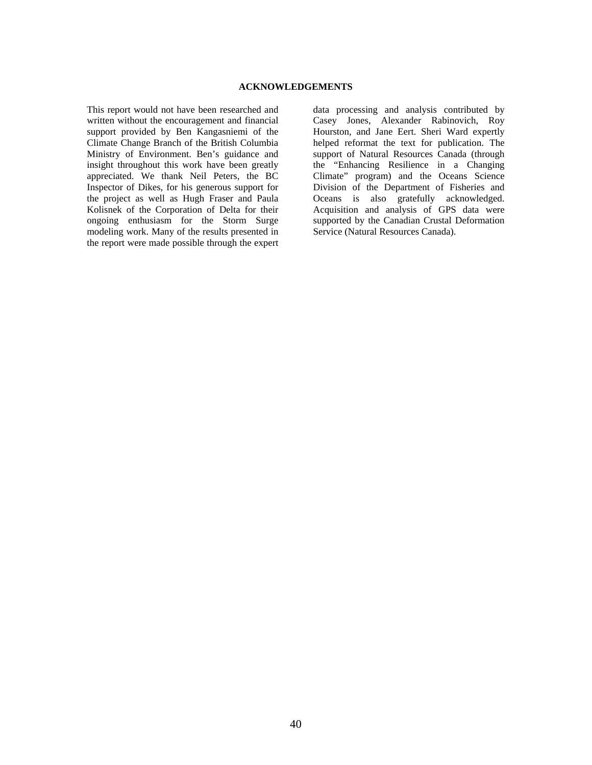## ACKNOWLEDGEMENTS

This report would not have been researched and written without the encouragement and financial support provided by Ben Kangasniemi of the Climate Change Branch of the British Columbia Ministry of Environment. Ben's guidance and insight throughout this work have been greatly appreciated. We thank Neil Peters, the BC Inspector of Dikes, for his generous support for the project as well as Hugh Fraser and Paula Kolisnek of the Corporation of Delta for their ongoing enthusiasm for the Storm Surge modeling work. Many of the results presented in the report were made possible through the expert data processing and analysis contributed by Casey Jones, Alexander Rabinovich, Roy Hourston, and Jane Eert. Sheri Ward expertly helped reformat the text for publication. The support of Natural Resources Canada (through the "Enhancing Resilience in a Changing Climate" program) and the Oceans Science Division of the Department of Fisheries and Oceans is also gratefully acknowledged. Acquisition and analysis of GPS data were supported by the Canadian Crustal Deformation Service (Natural Resources Canada).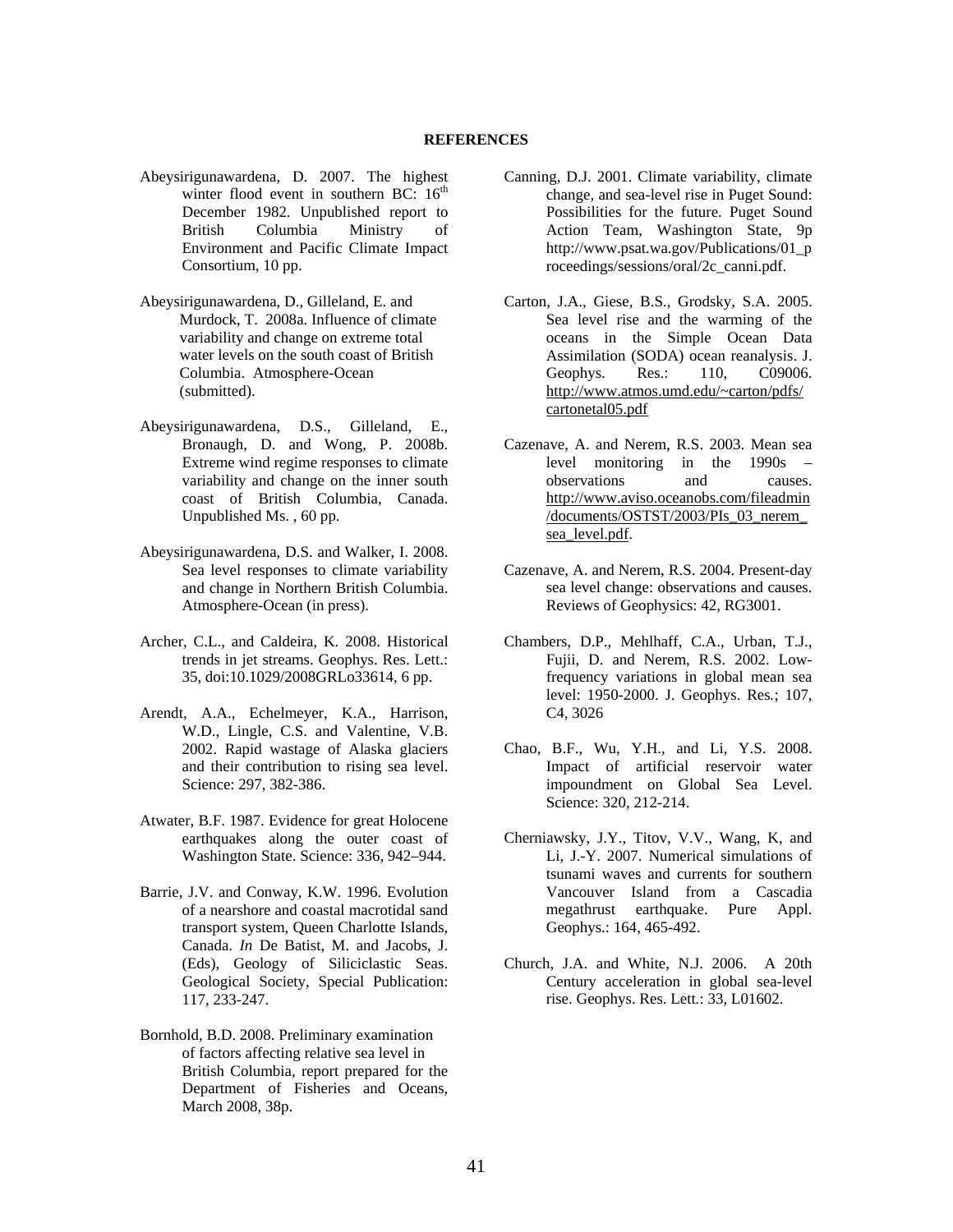**REFERENCES**

Abeysirigunawardena, D. 2007. The highest winter flood event in southern BC: 16th December 1982. Unpublished report to British Columbia Ministry of Environment and Pacific Climate Impact Consortium, 10 pp.

Abeysirigunawardena, D., Gilleland, E. and Murdock, T. 2008a. Influence of climate variability and change on extreme total water levels on the south coast of British Columbia. Atmosphere-Ocean (submitted).

Abeysirigunawardena, D.S., Gilleland, E., Bronaugh, D. and Wong, P. 2008b. Extreme wind regime responses to climate variability and change on the inner south coast of British Columbia, Canada. Unpublished Ms. , 60 pp.

Abeysirigunawardena, D.S. and Walker, I. 2008. Sea level responses to climate variability and change in Northern British Columbia. Atmosphere-Ocean (in press).

Archer, C.L., and Caldeira, K. 2008. Historical trends in jet streams. Geophys. Res. Lett.: 35, doi:10.1029/2008GRLo33614, 6 pp.

Arendt, A.A., Echelmeyer, K.A., Harrison, W.D., Lingle, C.S. and Valentine, V.B. 2002. Rapid wastage of Alaska glaciers and their contribution to rising sea level. Science: 297, 382-386.

Atwater, B.F. 1987. Evidence for great Holocene earthquakes along the outer coast of Washington State. Science: 336, 942–944.

Barrie, J.V. and Conway, K.W. 1996. Evolution of a nearshore and coastal macrotidal sand transport system, Queen Charlotte Islands, Canada. *In* De Batist, M. and Jacobs, J. (Eds), Geology of Siliciclastic Seas. Geological Society, Special Publication: 117, 233-247.

Bornhold, B.D. 2008. Preliminary examination of factors affecting relative sea level in British Columbia, report prepared for the Department of Fisheries and Oceans, March 2008, 38p.

Canning, D.J. 2001. Climate variability, climate change, and sea-level rise in Puget Sound: Possibilities for the future. Puget Sound Action Team, Washington State, 9p http://www.psat.wa.gov/Publications/01_proceedings/sessions/oral/2c_canni.pdf.

Carton, J.A., Giese, B.S., Grodsky, S.A. 2005. Sea level rise and the warming of the oceans in the Simple Ocean Data Assimilation (SODA) ocean reanalysis. J. Geophys. Res.: 110, C09006. http://www.atmos.umd.edu/~carton/pdfs/cartonetal05.pdf

Cazenave, A. and Nerem, R.S. 2003. Mean sea level monitoring in the 1990s – observations and causes. http://www.aviso.oceanobs.com/fileadmin/documents/OSTST/2003/PIs_03_nerem_sea_level.pdf.

Cazenave, A. and Nerem, R.S. 2004. Present-day sea level change: observations and causes. Reviews of Geophysics: 42, RG3001.

Chambers, D.P., Mehlhaff, C.A., Urban, T.J., Fujii, D. and Nerem, R.S. 2002. Low-frequency variations in global mean sea level: 1950-2000. J. Geophys. Res.; 107, C4, 3026

Chao, B.F., Wu, Y.H., and Li, Y.S. 2008. Impact of artificial reservoir water impoundment on Global Sea Level. Science: 320, 212-214.

Cherniawsky, J.Y., Titov, V.V., Wang, K, and Li, J.-Y. 2007. Numerical simulations of tsunami waves and currents for southern Vancouver Island from a Cascadia megathrust earthquake. Pure Appl. Geophys.: 164, 465-492.

Church, J.A. and White, N.J. 2006. A 20th Century acceleration in global sea-level rise. Geophys. Res. Lett.: 33, L01602.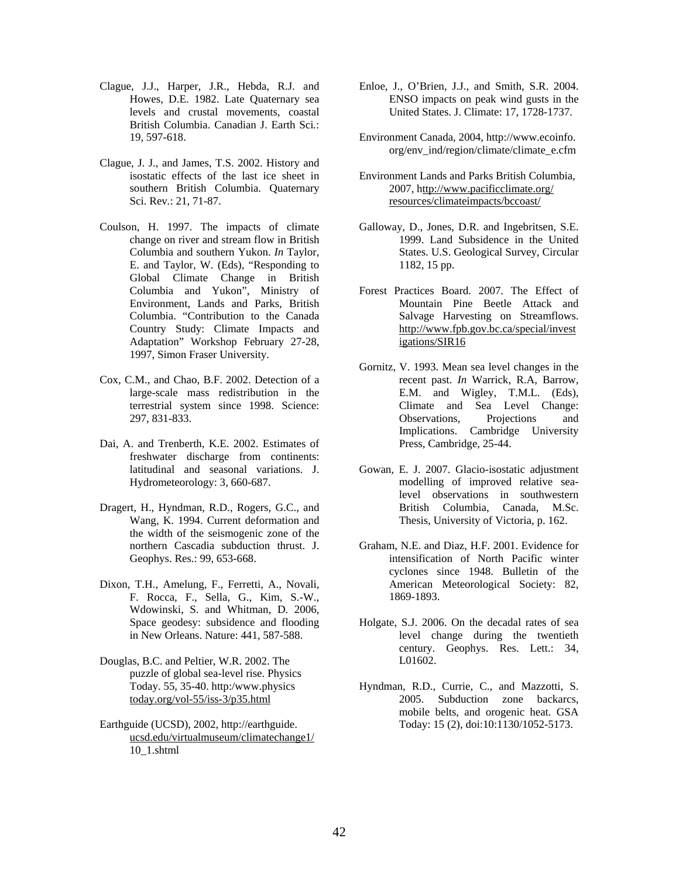Clague, J.J., Harper, J.R., Hebda, R.J. and Howes, D.E. 1982. Late Quaternary sea levels and crustal movements, coastal British Columbia. Canadian J. Earth Sci.: 19, 597-618.

Clague, J. J., and James, T.S. 2002. History and isostatic effects of the last ice sheet in southern British Columbia. Quaternary Sci. Rev.: 21, 71-87.

Coulson, H. 1997. The impacts of climate change on river and stream flow in British Columbia and southern Yukon. *In* Taylor, E. and Taylor, W. (Eds), "Responding to Global Climate Change in British Columbia and Yukon", Ministry of Environment, Lands and Parks, British Columbia. "Contribution to the Canada Country Study: Climate Impacts and Adaptation" Workshop February 27-28, 1997, Simon Fraser University.

Cox, C.M., and Chao, B.F. 2002. Detection of a large-scale mass redistribution in the terrestrial system since 1998. Science: 297, 831-833.

Dai, A. and Trenberth, K.E. 2002. Estimates of freshwater discharge from continents: latitudinal and seasonal variations. J. Hydrometeorology: 3, 660-687.

Dragert, H., Hyndman, R.D., Rogers, G.C., and Wang, K. 1994. Current deformation and the width of the seismogenic zone of the northern Cascadia subduction thrust. J. Geophys. Res.: 99, 653-668.

Dixon, T.H., Amelung, F., Ferretti, A., Novali, F. Rocca, F., Sella, G., Kim, S.-W., Wdowinski, S. and Whitman, D. 2006, Space geodesy: subsidence and flooding in New Orleans. Nature: 441, 587-588.

Douglas, B.C. and Peltier, W.R. 2002. The puzzle of global sea-level rise. Physics Today. 55, 35-40. http:/www.physics today.org/vol-55/iss-3/p35.html

Earthguide (UCSD), 2002, http://earthguide. ucsd.edu/virtualmuseum/climatechange1/ 10_1.shtml

Enloe, J., O'Brien, J.J., and Smith, S.R. 2004. ENSO impacts on peak wind gusts in the United States. J. Climate: 17, 1728-1737.

Environment Canada, 2004, http://www.ecoinfo. org/env_ind/region/climate/climate_e.cfm

Environment Lands and Parks British Columbia, 2007, http://www.pacificclimate.org/ resources/climateimpacts/bccoast/

Galloway, D., Jones, D.R. and Ingebritsen, S.E. 1999. Land Subsidence in the United States. U.S. Geological Survey, Circular 1182, 15 pp.

Forest Practices Board. 2007. The Effect of Mountain Pine Beetle Attack and Salvage Harvesting on Streamflows. http://www.fpb.gov.bc.ca/special/investigations/SIR16

Gornitz, V. 1993. Mean sea level changes in the recent past. *In* Warrick, R.A, Barrow, E.M. and Wigley, T.M.L. (Eds), Climate and Sea Level Change: Observations, Projections and Implications. Cambridge University Press, Cambridge, 25-44.

Gowan, E. J. 2007. Glacio-isostatic adjustment modelling of improved relative sea-level observations in southwestern British Columbia, Canada, M.Sc. Thesis, University of Victoria, p. 162.

Graham, N.E. and Diaz, H.F. 2001. Evidence for intensification of North Pacific winter cyclones since 1948. Bulletin of the American Meteorological Society: 82, 1869-1893.

Holgate, S.J. 2006. On the decadal rates of sea level change during the twentieth century. Geophys. Res. Lett.: 34, L01602.

Hyndman, R.D., Currie, C., and Mazzotti, S. 2005. Subduction zone backarcs, mobile belts, and orogenic heat. GSA Today: 15 (2), doi:10:1130/1052-5173.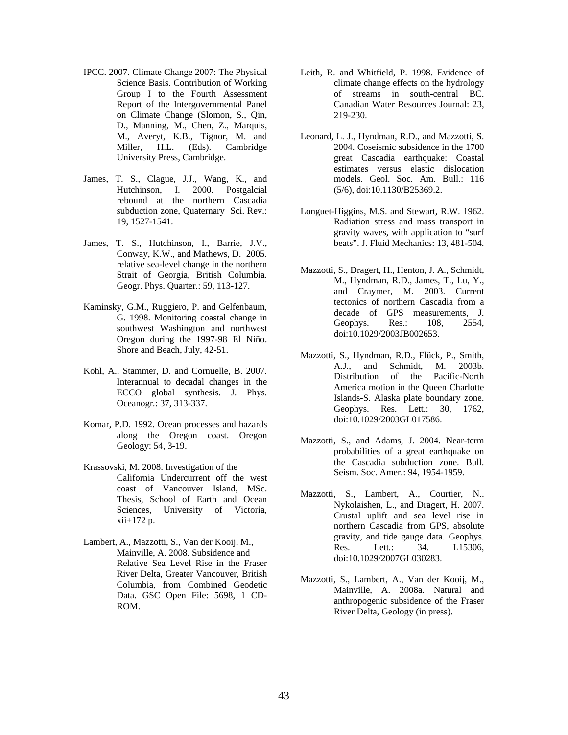IPCC. 2007. Climate Change 2007: The Physical Science Basis. Contribution of Working Group I to the Fourth Assessment Report of the Intergovernmental Panel on Climate Change (Slomon, S., Qin, D., Manning, M., Chen, Z., Marquis, M., Averyt, K.B., Tignor, M. and Miller, H.L. (Eds). Cambridge University Press, Cambridge.

James, T. S., Clague, J.J., Wang, K., and Hutchinson, I. 2000. Postgalcial rebound at the northern Cascadia subduction zone, Quaternary Sci. Rev.: 19, 1527-1541.

James, T. S., Hutchinson, I., Barrie, J.V., Conway, K.W., and Mathews, D. 2005. relative sea-level change in the northern Strait of Georgia, British Columbia. Geogr. Phys. Quarter.: 59, 113-127.

Kaminsky, G.M., Ruggiero, P. and Gelfenbaum, G. 1998. Monitoring coastal change in southwest Washington and northwest Oregon during the 1997-98 El Niño. Shore and Beach, July, 42-51.

Kohl, A., Stammer, D. and Cornuelle, B. 2007. Interannual to decadal changes in the ECCO global synthesis. J. Phys. Oceanogr.: 37, 313-337.

Komar, P.D. 1992. Ocean processes and hazards along the Oregon coast. Oregon Geology: 54, 3-19.

Krassovski, M. 2008. Investigation of the California Undercurrent off the west coast of Vancouver Island, MSc. Thesis, School of Earth and Ocean Sciences, University of Victoria, xii+172 p.

Lambert, A., Mazzotti, S., Van der Kooij, M., Mainville, A. 2008. Subsidence and Relative Sea Level Rise in the Fraser River Delta, Greater Vancouver, British Columbia, from Combined Geodetic Data. GSC Open File: 5698, 1 CD-ROM.

Leith, R. and Whitfield, P. 1998. Evidence of climate change effects on the hydrology of streams in south-central BC. Canadian Water Resources Journal: 23, 219-230.

Leonard, L. J., Hyndman, R.D., and Mazzotti, S. 2004. Coseismic subsidence in the 1700 great Cascadia earthquake: Coastal estimates versus elastic dislocation models. Geol. Soc. Am. Bull.: 116 (5/6), doi:10.1130/B25369.2.

Longuet-Higgins, M.S. and Stewart, R.W. 1962. Radiation stress and mass transport in gravity waves, with application to "surf beats". J. Fluid Mechanics: 13, 481-504.

Mazzotti, S., Dragert, H., Henton, J. A., Schmidt, M., Hyndman, R.D., James, T., Lu, Y., and Craymer, M. 2003. Current tectonics of northern Cascadia from a decade of GPS measurements, J. Geophys. Res.: 108, 2554, doi:10.1029/2003JB002653.

Mazzotti, S., Hyndman, R.D., Flück, P., Smith, A.J., and Schmidt, M. 2003b. Distribution of the Pacific-North America motion in the Queen Charlotte Islands-S. Alaska plate boundary zone. Geophys. Res. Lett.: 30, 1762, doi:10.1029/2003GL017586.

Mazzotti, S., and Adams, J. 2004. Near-term probabilities of a great earthquake on the Cascadia subduction zone. Bull. Seism. Soc. Amer.: 94, 1954-1959.

Mazzotti, S., Lambert, A., Courtier, N.. Nykolaishen, L., and Dragert, H. 2007. Crustal uplift and sea level rise in northern Cascadia from GPS, absolute gravity, and tide gauge data. Geophys. Res. Lett.: 34. L15306, doi:10.1029/2007GL030283.

Mazzotti, S., Lambert, A., Van der Kooij, M., Mainville, A. 2008a. Natural and anthropogenic subsidence of the Fraser River Delta, Geology (in press).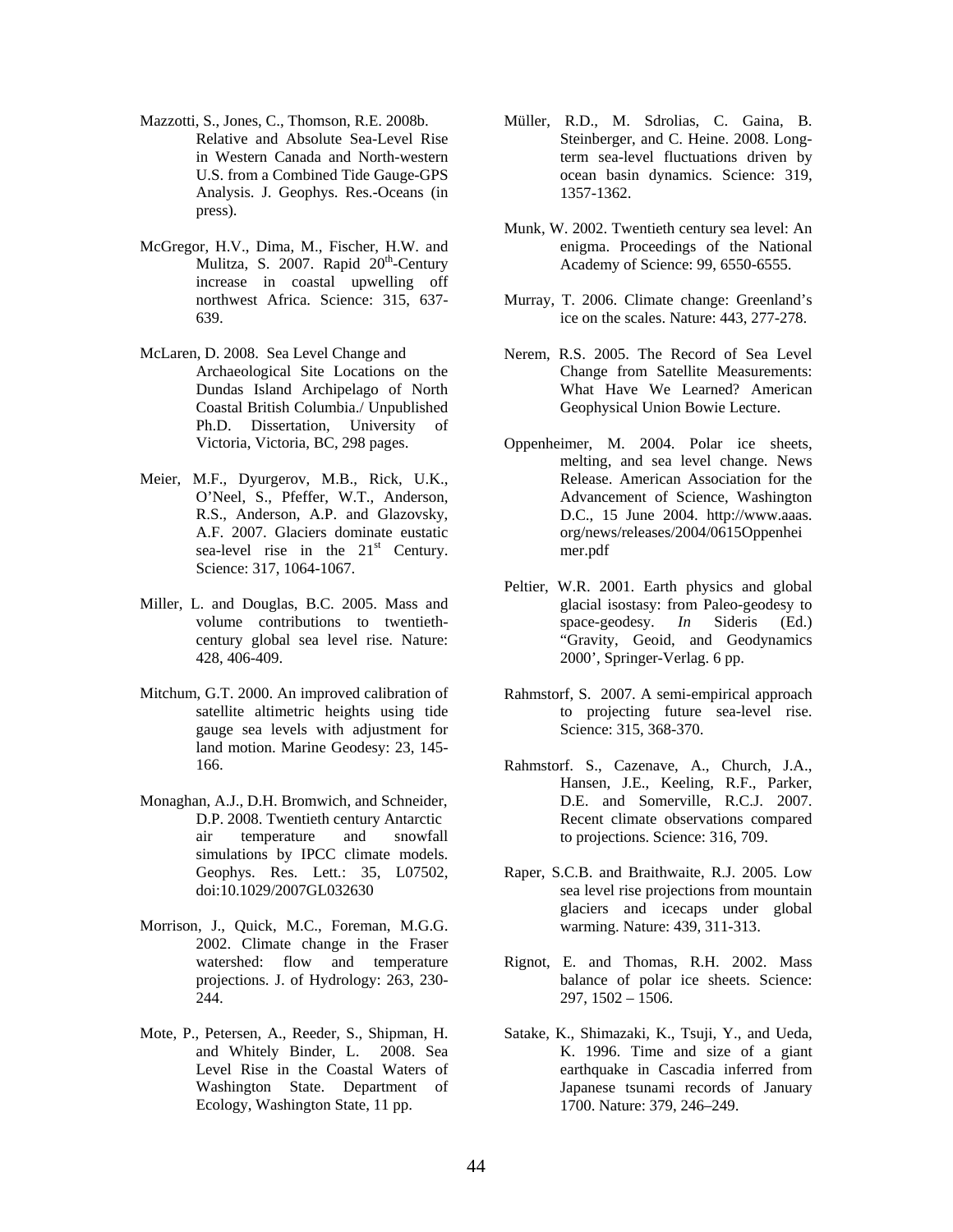Mazzotti, S., Jones, C., Thomson, R.E. 2008b. Relative and Absolute Sea-Level Rise in Western Canada and North-western U.S. from a Combined Tide Gauge-GPS Analysis. J. Geophys. Res.-Oceans (in press).

McGregor, H.V., Dima, M., Fischer, H.W. and Mulitza, S. 2007. Rapid 20th-Century increase in coastal upwelling off northwest Africa. Science: 315, 637-639.

McLaren, D. 2008. Sea Level Change and Archaeological Site Locations on the Dundas Island Archipelago of North Coastal British Columbia./ Unpublished Ph.D. Dissertation, University of Victoria, Victoria, BC, 298 pages.

Meier, M.F., Dyurgerov, M.B., Rick, U.K., O'Neel, S., Pfeffer, W.T., Anderson, R.S., Anderson, A.P. and Glazovsky, A.F. 2007. Glaciers dominate eustatic sea-level rise in the 21st Century. Science: 317, 1064-1067.

Miller, L. and Douglas, B.C. 2005. Mass and volume contributions to twentieth-century global sea level rise. Nature: 428, 406-409.

Mitchum, G.T. 2000. An improved calibration of satellite altimetric heights using tide gauge sea levels with adjustment for land motion. Marine Geodesy: 23, 145-166.

Monaghan, A.J., D.H. Bromwich, and Schneider, D.P. 2008. Twentieth century Antarctic air temperature and snowfall simulations by IPCC climate models. Geophys. Res. Lett.: 35, L07502, doi:10.1029/2007GL032630

Morrison, J., Quick, M.C., Foreman, M.G.G. 2002. Climate change in the Fraser watershed: flow and temperature projections. J. of Hydrology: 263, 230-244.

Mote, P., Petersen, A., Reeder, S., Shipman, H. and Whitely Binder, L. 2008. Sea Level Rise in the Coastal Waters of Washington State. Department of Ecology, Washington State, 11 pp.

Müller, R.D., M. Sdrolias, C. Gaina, B. Steinberger, and C. Heine. 2008. Long-term sea-level fluctuations driven by ocean basin dynamics. Science: 319, 1357-1362.

Munk, W. 2002. Twentieth century sea level: An enigma. Proceedings of the National Academy of Science: 99, 6550-6555.

Murray, T. 2006. Climate change: Greenland's ice on the scales. Nature: 443, 277-278.

Nerem, R.S. 2005. The Record of Sea Level Change from Satellite Measurements: What Have We Learned? American Geophysical Union Bowie Lecture.

Oppenheimer, M. 2004. Polar ice sheets, melting, and sea level change. News Release. American Association for the Advancement of Science, Washington D.C., 15 June 2004. http://www.aaas.org/news/releases/2004/0615Oppenheimer.pdf

Peltier, W.R. 2001. Earth physics and global glacial isostasy: from Paleo-geodesy to space-geodesy. *In* Sideris (Ed.) "Gravity, Geoid, and Geodynamics 2000', Springer-Verlag. 6 pp.

Rahmstorf, S. 2007. A semi-empirical approach to projecting future sea-level rise. Science: 315, 368-370.

Rahmstorf. S., Cazenave, A., Church, J.A., Hansen, J.E., Keeling, R.F., Parker, D.E. and Somerville, R.C.J. 2007. Recent climate observations compared to projections. Science: 316, 709.

Raper, S.C.B. and Braithwaite, R.J. 2005. Low sea level rise projections from mountain glaciers and icecaps under global warming. Nature: 439, 311-313.

Rignot, E. and Thomas, R.H. 2002. Mass balance of polar ice sheets. Science: 297, 1502 – 1506.

Satake, K., Shimazaki, K., Tsuji, Y., and Ueda, K. 1996. Time and size of a giant earthquake in Cascadia inferred from Japanese tsunami records of January 1700. Nature: 379, 246–249.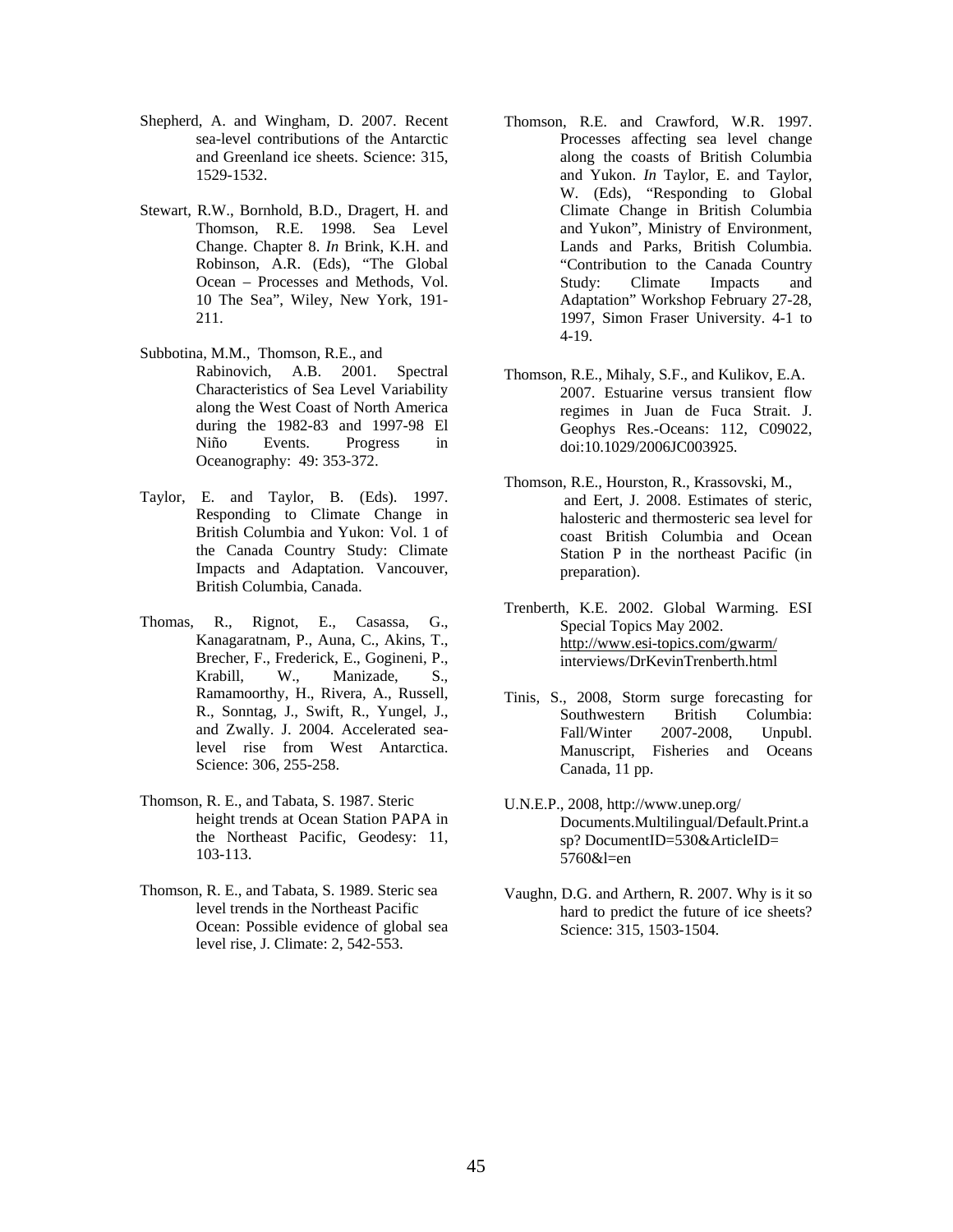Shepherd, A. and Wingham, D. 2007. Recent sea-level contributions of the Antarctic and Greenland ice sheets. Science: 315, 1529-1532.

Stewart, R.W., Bornhold, B.D., Dragert, H. and Thomson, R.E. 1998. Sea Level Change. Chapter 8. *In* Brink, K.H. and Robinson, A.R. (Eds), "The Global Ocean – Processes and Methods, Vol. 10 The Sea", Wiley, New York, 191-211.

Subbotina, M.M., Thomson, R.E., and Rabinovich, A.B. 2001. Spectral Characteristics of Sea Level Variability along the West Coast of North America during the 1982-83 and 1997-98 El Niño Events. Progress in Oceanography: 49: 353-372.

Taylor, E. and Taylor, B. (Eds). 1997. Responding to Climate Change in British Columbia and Yukon: Vol. 1 of the Canada Country Study: Climate Impacts and Adaptation. Vancouver, British Columbia, Canada.

Thomas, R., Rignot, E., Casassa, G., Kanagaratnam, P., Auna, C., Akins, T., Brecher, F., Frederick, E., Gogineni, P., Krabill, W., Manizade, S., Ramamoorthy, H., Rivera, A., Russell, R., Sonntag, J., Swift, R., Yungel, J., and Zwally. J. 2004. Accelerated sea-level rise from West Antarctica. Science: 306, 255-258.

Thomson, R. E., and Tabata, S. 1987. Steric height trends at Ocean Station PAPA in the Northeast Pacific, Geodesy: 11, 103-113.

Thomson, R. E., and Tabata, S. 1989. Steric sea level trends in the Northeast Pacific Ocean: Possible evidence of global sea level rise, J. Climate: 2, 542-553.

Thomson, R.E. and Crawford, W.R. 1997. Processes affecting sea level change along the coasts of British Columbia and Yukon. *In* Taylor, E. and Taylor, W. (Eds), "Responding to Global Climate Change in British Columbia and Yukon", Ministry of Environment, Lands and Parks, British Columbia. "Contribution to the Canada Country Study: Climate Impacts and Adaptation" Workshop February 27-28, 1997, Simon Fraser University. 4-1 to 4-19.

Thomson, R.E., Mihaly, S.F., and Kulikov, E.A. 2007. Estuarine versus transient flow regimes in Juan de Fuca Strait. J. Geophys Res.-Oceans: 112, C09022, doi:10.1029/2006JC003925.

Thomson, R.E., Hourston, R., Krassovski, M., and Eert, J. 2008. Estimates of steric, halosteric and thermosteric sea level for coast British Columbia and Ocean Station P in the northeast Pacific (in preparation).

Trenberth, K.E. 2002. Global Warming. ESI Special Topics May 2002. http://www.esi-topics.com/gwarm/interviews/DrKevinTrenberth.html

Tinis, S., 2008, Storm surge forecasting for Southwestern British Columbia: Fall/Winter 2007-2008, Unpubl. Manuscript, Fisheries and Oceans Canada, 11 pp.

U.N.E.P., 2008, http://www.unep.org/Documents.Multilingual/Default.Print.asp? DocumentID=530&ArticleID=5760&l=en

Vaughn, D.G. and Arthern, R. 2007. Why is it so hard to predict the future of ice sheets? Science: 315, 1503-1504.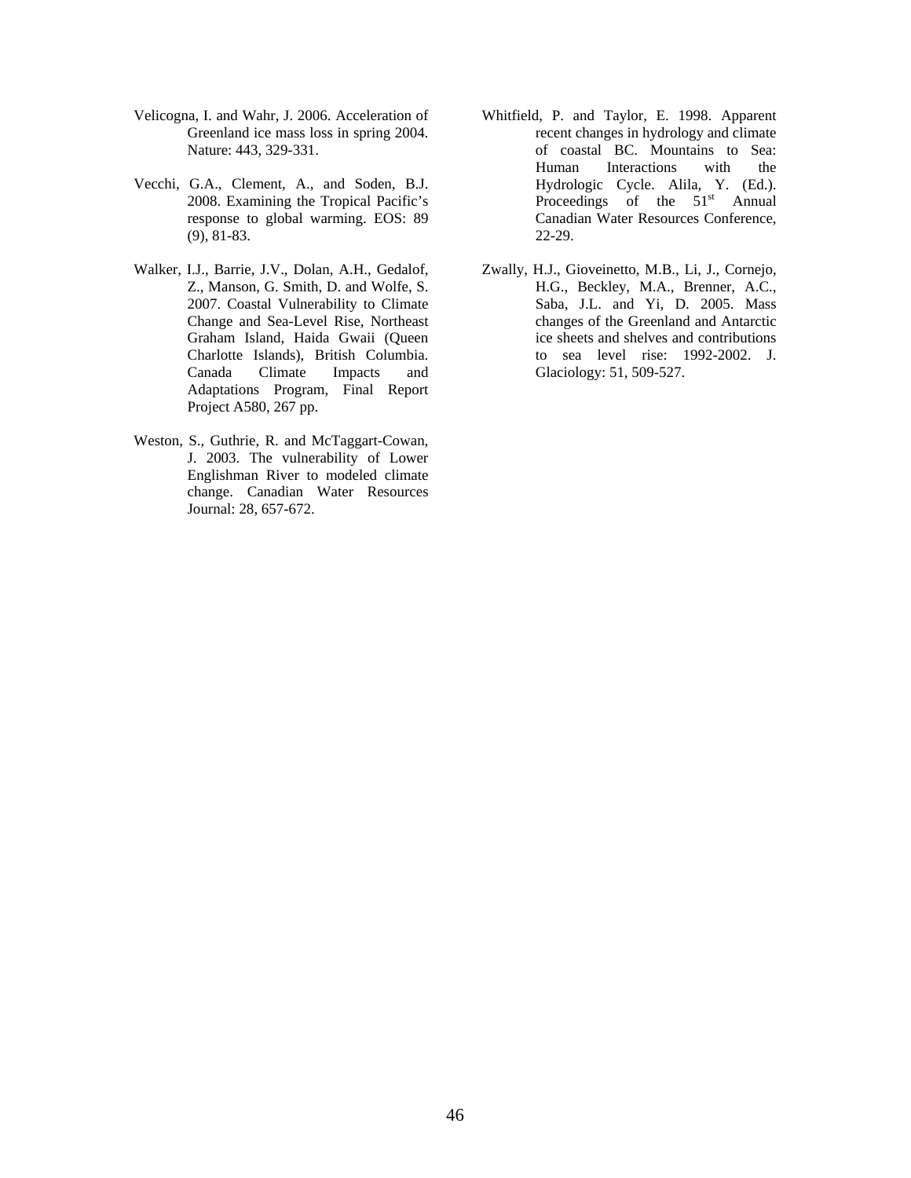Velicogna, I. and Wahr, J. 2006. Acceleration of Greenland ice mass loss in spring 2004. Nature: 443, 329-331.

Vecchi, G.A., Clement, A., and Soden, B.J. 2008. Examining the Tropical Pacific's response to global warming. EOS: 89 (9), 81-83.

Walker, I.J., Barrie, J.V., Dolan, A.H., Gedalof, Z., Manson, G. Smith, D. and Wolfe, S. 2007. Coastal Vulnerability to Climate Change and Sea-Level Rise, Northeast Graham Island, Haida Gwaii (Queen Charlotte Islands), British Columbia. Canada Climate Impacts and Adaptations Program, Final Report Project A580, 267 pp.

Weston, S., Guthrie, R. and McTaggart-Cowan, J. 2003. The vulnerability of Lower Englishman River to modeled climate change. Canadian Water Resources Journal: 28, 657-672.

Whitfield, P. and Taylor, E. 1998. Apparent recent changes in hydrology and climate of coastal BC. Mountains to Sea: Human Interactions with the Hydrologic Cycle. Alila, Y. (Ed.). Proceedings of the 51st Annual Canadian Water Resources Conference, 22-29.

Zwally, H.J., Gioveinetto, M.B., Li, J., Cornejo, H.G., Beckley, M.A., Brenner, A.C., Saba, J.L. and Yi, D. 2005. Mass changes of the Greenland and Antarctic ice sheets and shelves and contributions to sea level rise: 1992-2002. J. Glaciology: 51, 509-527.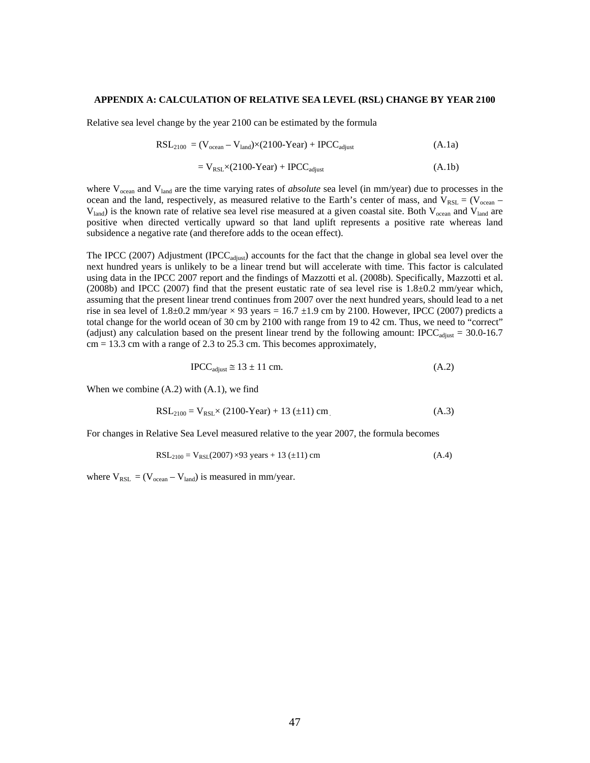## APPENDIX A: CALCULATION OF RELATIVE SEA LEVEL (RSL) CHANGE BY YEAR 2100

Relative sea level change by the year 2100 can be estimated by the formula

$$RSL_{2100} = (V_{ocean} - V_{land}) \times (2100\text{-Year}) + IPCC_{adjust} \tag{A.1a}$$

$$= V_{RSL} \times (2100\text{-Year}) + IPCC_{adjust} \tag{A.1b}$$

where $V_{ocean}$ and $V_{land}$ are the time varying rates of *absolute* sea level (in mm/year) due to processes in the ocean and the land, respectively, as measured relative to the Earth's center of mass, and $V_{RSL} = (V_{ocean} - V_{land})$ is the known rate of relative sea level rise measured at a given coastal site. Both $V_{ocean}$ and $V_{land}$ are positive when directed vertically upward so that land uplift represents a positive rate whereas land subsidence a negative rate (and therefore adds to the ocean effect).

The IPCC (2007) Adjustment ($IPCC_{adjust}$) accounts for the fact that the change in global sea level over the next hundred years is unlikely to be a linear trend but will accelerate with time. This factor is calculated using data in the IPCC 2007 report and the findings of Mazzotti et al. (2008b). Specifically, Mazzotti et al. (2008b) and IPCC (2007) find that the present eustatic rate of sea level rise is 1.8±0.2 mm/year which, assuming that the present linear trend continues from 2007 over the next hundred years, should lead to a net rise in sea level of 1.8±0.2 mm/year × 93 years = 16.7 ±1.9 cm by 2100. However, IPCC (2007) predicts a total change for the world ocean of 30 cm by 2100 with range from 19 to 42 cm. Thus, we need to "correct" (adjust) any calculation based on the present linear trend by the following amount: $IPCC_{adjust}$ = 30.0-16.7 cm = 13.3 cm with a range of 2.3 to 25.3 cm. This becomes approximately,

$$IPCC_{adjust} \cong 13 \pm 11 \text{ cm.} \tag{A.2}$$

When we combine (A.2) with (A.1), we find

$$RSL_{2100} = V_{RSL} \times (2100\text{-Year}) + 13\ (\pm 11)\text{ cm} \tag{A.3}$$

For changes in Relative Sea Level measured relative to the year 2007, the formula becomes

$$RSL_{2100} = V_{RSL}(2007) \times 93 \text{ years} + 13\ (\pm 11)\text{ cm} \tag{A.4}$$

where $V_{RSL} = (V_{ocean} - V_{land})$ is measured in mm/year.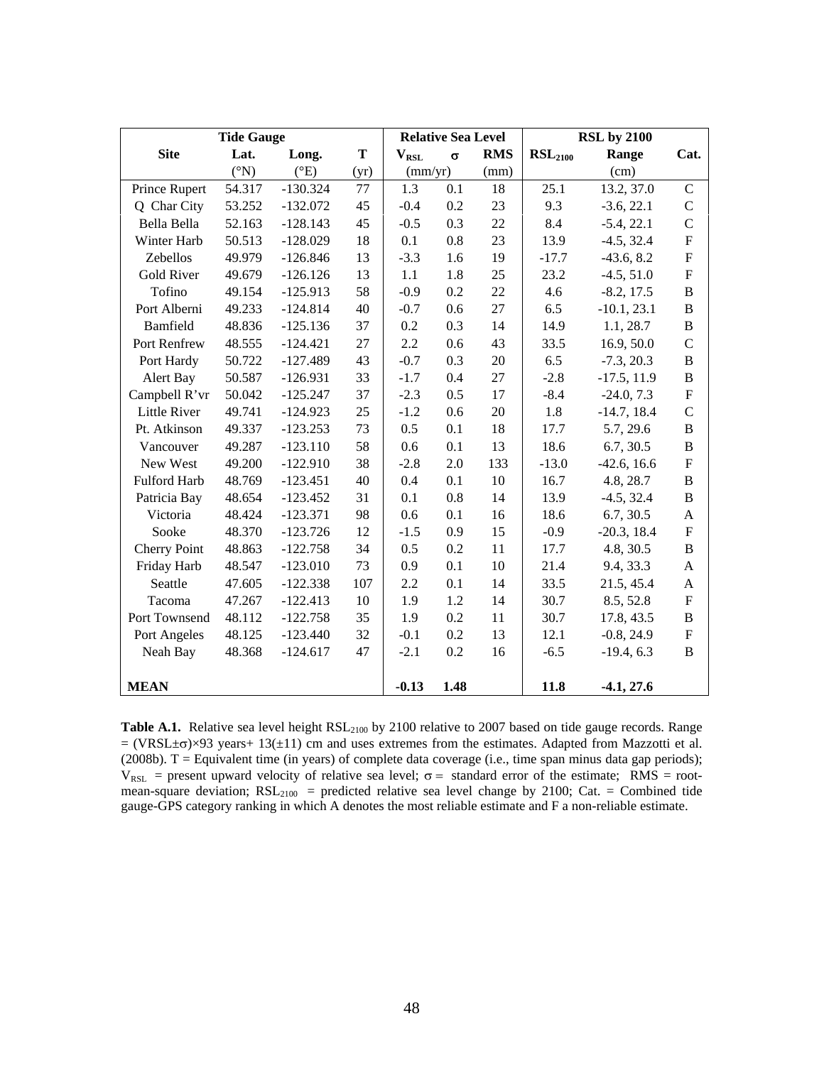| Tide Gauge | | | | Relative Sea Level | | | RSL by 2100 | | |
|---|---|---|---|---|---|---|---|---|---|
| **Site** | **Lat.** | **Long.** | **T** | $V_{RSL}$ | $\sigma$ | **RMS** | $RSL_{2100}$ | **Range** | **Cat.** |
| | (°N) | (°E) | (yr) | (mm/yr) | | (mm) | | (cm) | |
| Prince Rupert | 54.317 | -130.324 | 77 | 1.3 | 0.1 | 18 | 25.1 | 13.2, 37.0 | C |
| Q Char City | 53.252 | -132.072 | 45 | -0.4 | 0.2 | 23 | 9.3 | -3.6, 22.1 | C |
| Bella Bella | 52.163 | -128.143 | 45 | -0.5 | 0.3 | 22 | 8.4 | -5.4, 22.1 | C |
| Winter Harb | 50.513 | -128.029 | 18 | 0.1 | 0.8 | 23 | 13.9 | -4.5, 32.4 | F |
| Zebellos | 49.979 | -126.846 | 13 | -3.3 | 1.6 | 19 | -17.7 | -43.6, 8.2 | F |
| Gold River | 49.679 | -126.126 | 13 | 1.1 | 1.8 | 25 | 23.2 | -4.5, 51.0 | F |
| Tofino | 49.154 | -125.913 | 58 | -0.9 | 0.2 | 22 | 4.6 | -8.2, 17.5 | B |
| Port Alberni | 49.233 | -124.814 | 40 | -0.7 | 0.6 | 27 | 6.5 | -10.1, 23.1 | B |
| Bamfield | 48.836 | -125.136 | 37 | 0.2 | 0.3 | 14 | 14.9 | 1.1, 28.7 | B |
| Port Renfrew | 48.555 | -124.421 | 27 | 2.2 | 0.6 | 43 | 33.5 | 16.9, 50.0 | C |
| Port Hardy | 50.722 | -127.489 | 43 | -0.7 | 0.3 | 20 | 6.5 | -7.3, 20.3 | B |
| Alert Bay | 50.587 | -126.931 | 33 | -1.7 | 0.4 | 27 | -2.8 | -17.5, 11.9 | B |
| Campbell R'vr | 50.042 | -125.247 | 37 | -2.3 | 0.5 | 17 | -8.4 | -24.0, 7.3 | F |
| Little River | 49.741 | -124.923 | 25 | -1.2 | 0.6 | 20 | 1.8 | -14.7, 18.4 | C |
| Pt. Atkinson | 49.337 | -123.253 | 73 | 0.5 | 0.1 | 18 | 17.7 | 5.7, 29.6 | B |
| Vancouver | 49.287 | -123.110 | 58 | 0.6 | 0.1 | 13 | 18.6 | 6.7, 30.5 | B |
| New West | 49.200 | -122.910 | 38 | -2.8 | 2.0 | 133 | -13.0 | -42.6, 16.6 | F |
| Fulford Harb | 48.769 | -123.451 | 40 | 0.4 | 0.1 | 10 | 16.7 | 4.8, 28.7 | B |
| Patricia Bay | 48.654 | -123.452 | 31 | 0.1 | 0.8 | 14 | 13.9 | -4.5, 32.4 | B |
| Victoria | 48.424 | -123.371 | 98 | 0.6 | 0.1 | 16 | 18.6 | 6.7, 30.5 | A |
| Sooke | 48.370 | -123.726 | 12 | -1.5 | 0.9 | 15 | -0.9 | -20.3, 18.4 | F |
| Cherry Point | 48.863 | -122.758 | 34 | 0.5 | 0.2 | 11 | 17.7 | 4.8, 30.5 | B |
| Friday Harb | 48.547 | -123.010 | 73 | 0.9 | 0.1 | 10 | 21.4 | 9.4, 33.3 | A |
| Seattle | 47.605 | -122.338 | 107 | 2.2 | 0.1 | 14 | 33.5 | 21.5, 45.4 | A |
| Tacoma | 47.267 | -122.413 | 10 | 1.9 | 1.2 | 14 | 30.7 | 8.5, 52.8 | F |
| Port Townsend | 48.112 | -122.758 | 35 | 1.9 | 0.2 | 11 | 30.7 | 17.8, 43.5 | B |
| Port Angeles | 48.125 | -123.440 | 32 | -0.1 | 0.2 | 13 | 12.1 | -0.8, 24.9 | F |
| Neah Bay | 48.368 | -124.617 | 47 | -2.1 | 0.2 | 16 | -6.5 | -19.4, 6.3 | B |
| **MEAN** | | | | **-0.13** | **1.48** | | **11.8** | **-4.1, 27.6** | |

**Table A.1.** Relative sea level height $RSL_{2100}$ by 2100 relative to 2007 based on tide gauge records. Range = $(VRSL \pm \sigma) \times 93$ years+ $13(\pm 11)$ cm and uses extremes from the estimates. Adapted from Mazzotti et al. (2008b). T = Equivalent time (in years) of complete data coverage (i.e., time span minus data gap periods); $V_{RSL}$ = present upward velocity of relative sea level; $\sigma$ = standard error of the estimate; RMS = root-mean-square deviation; $RSL_{2100}$ = predicted relative sea level change by 2100; Cat. = Combined tide gauge-GPS category ranking in which A denotes the most reliable estimate and F a non-reliable estimate.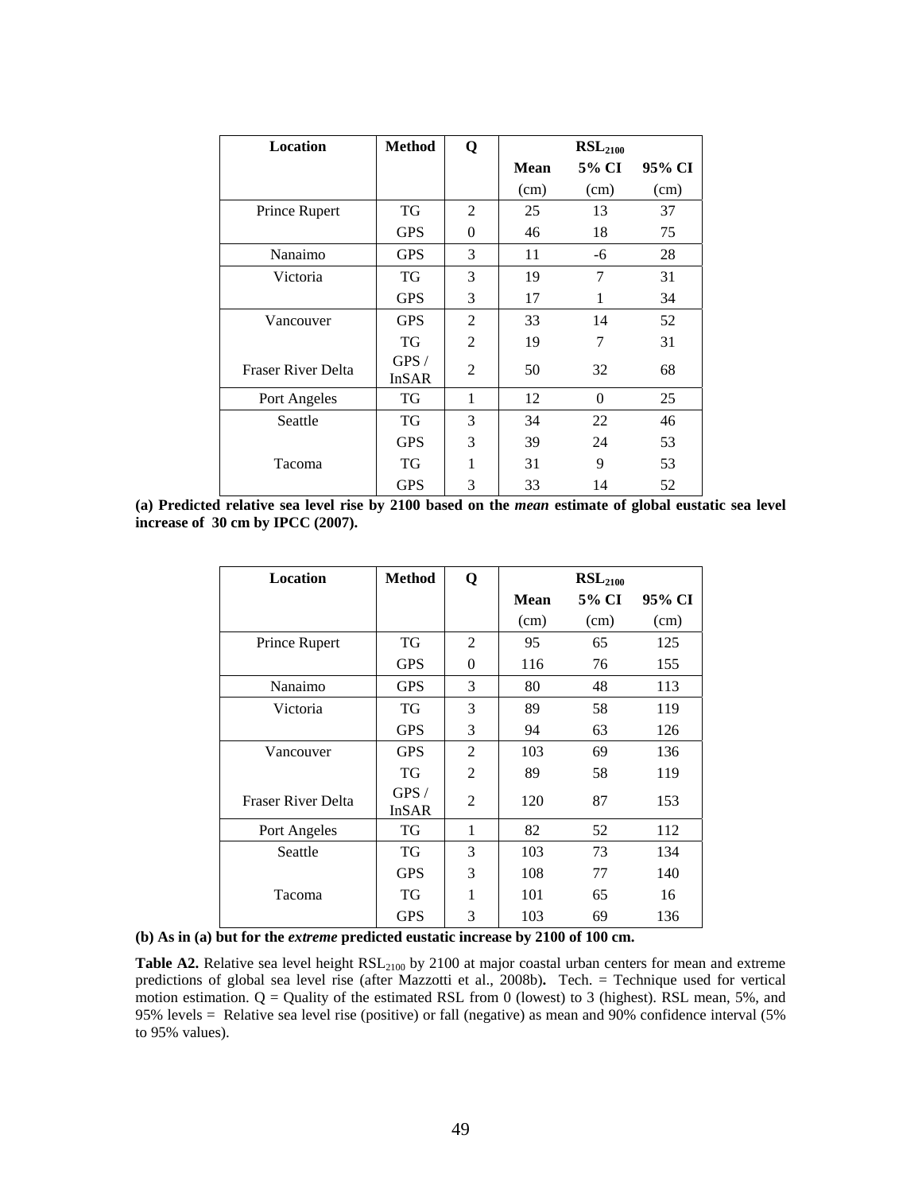| Location | Method | Q | $RSL_{2100}$ | | |
|---|---|---|---|---|---|
| | | | **Mean** (cm) | **5% CI** (cm) | **95% CI** (cm) |
| Prince Rupert | TG | 2 | 25 | 13 | 37 |
| | GPS | 0 | 46 | 18 | 75 |
| Nanaimo | GPS | 3 | 11 | -6 | 28 |
| Victoria | TG | 3 | 19 | 7 | 31 |
| | GPS | 3 | 17 | 1 | 34 |
| Vancouver | GPS | 2 | 33 | 14 | 52 |
| | TG | 2 | 19 | 7 | 31 |
| Fraser River Delta | GPS / InSAR | 2 | 50 | 32 | 68 |
| Port Angeles | TG | 1 | 12 | 0 | 25 |
| Seattle | TG | 3 | 34 | 22 | 46 |
| | GPS | 3 | 39 | 24 | 53 |
| Tacoma | TG | 1 | 31 | 9 | 53 |
| | GPS | 3 | 33 | 14 | 52 |

**(a) Predicted relative sea level rise by 2100 based on the *mean* estimate of global eustatic sea level increase of 30 cm by IPCC (2007).**

| Location | Method | Q | $RSL_{2100}$ | | |
|---|---|---|---|---|---|
| | | | **Mean** (cm) | **5% CI** (cm) | **95% CI** (cm) |
| Prince Rupert | TG | 2 | 95 | 65 | 125 |
| | GPS | 0 | 116 | 76 | 155 |
| Nanaimo | GPS | 3 | 80 | 48 | 113 |
| Victoria | TG | 3 | 89 | 58 | 119 |
| | GPS | 3 | 94 | 63 | 126 |
| Vancouver | GPS | 2 | 103 | 69 | 136 |
| | TG | 2 | 89 | 58 | 119 |
| Fraser River Delta | GPS / InSAR | 2 | 120 | 87 | 153 |
| Port Angeles | TG | 1 | 82 | 52 | 112 |
| Seattle | TG | 3 | 103 | 73 | 134 |
| | GPS | 3 | 108 | 77 | 140 |
| Tacoma | TG | 1 | 101 | 65 | 16 |
| | GPS | 3 | 103 | 69 | 136 |

**(b) As in (a) but for the *extreme* predicted eustatic increase by 2100 of 100 cm.**

**Table A2.** Relative sea level height $RSL_{2100}$ by 2100 at major coastal urban centers for mean and extreme predictions of global sea level rise (after Mazzotti et al., 2008b)**.** Tech. = Technique used for vertical motion estimation. Q = Quality of the estimated RSL from 0 (lowest) to 3 (highest). RSL mean, 5%, and 95% levels = Relative sea level rise (positive) or fall (negative) as mean and 90% confidence interval (5% to 95% values).